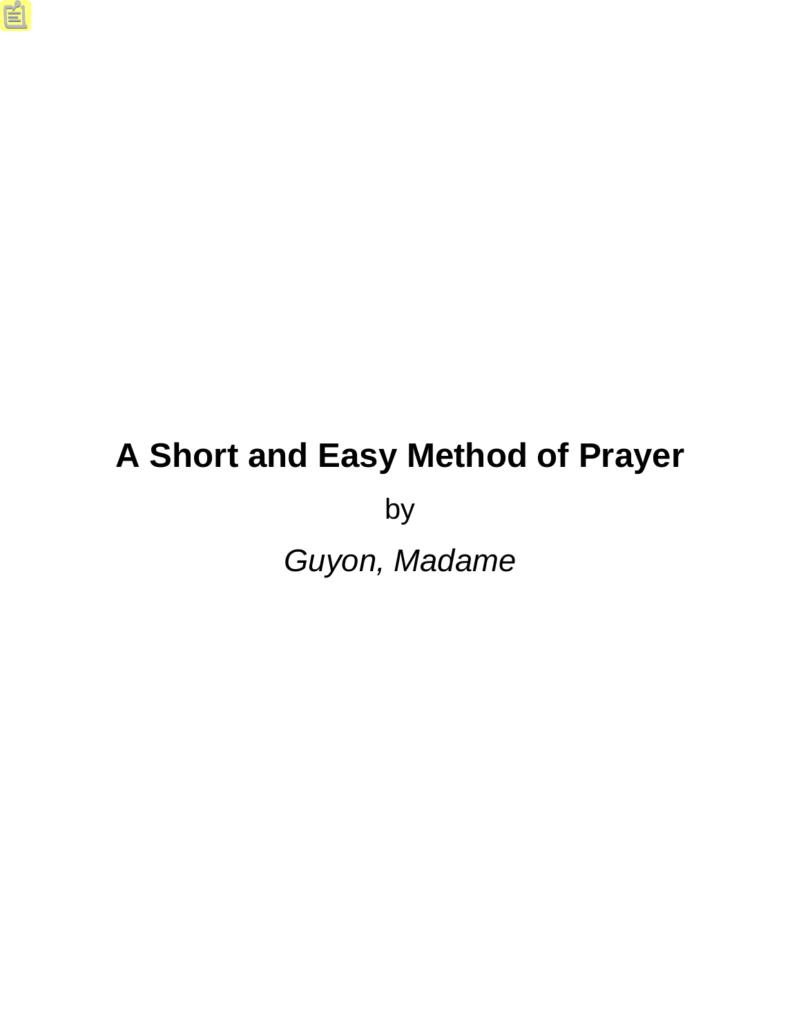# A Short and Easy Method of Prayer

by

*Guyon, Madame*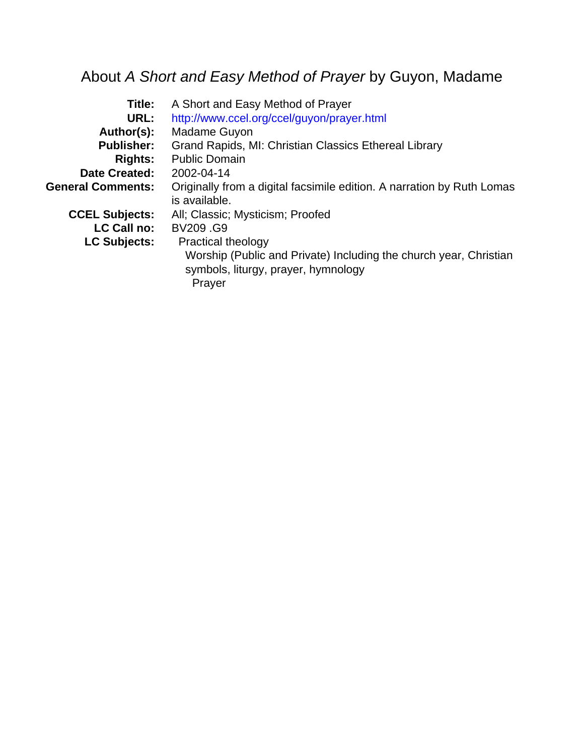# About *A Short and Easy Method of Prayer* by Guyon, Madame

| | |
|---|---|
| **Title:** | A Short and Easy Method of Prayer |
| **URL:** | http://www.ccel.org/ccel/guyon/prayer.html |
| **Author(s):** | Madame Guyon |
| **Publisher:** | Grand Rapids, MI: Christian Classics Ethereal Library |
| **Rights:** | Public Domain |
| **Date Created:** | 2002-04-14 |
| **General Comments:** | Originally from a digital facsimile edition. A narration by Ruth Lomas is available. |
| **CCEL Subjects:** | All; Classic; Mysticism; Proofed |
| **LC Call no:** | BV209 .G9 |
| **LC Subjects:** | Practical theology<br>Worship (Public and Private) Including the church year, Christian symbols, liturgy, prayer, hymnology<br>Prayer |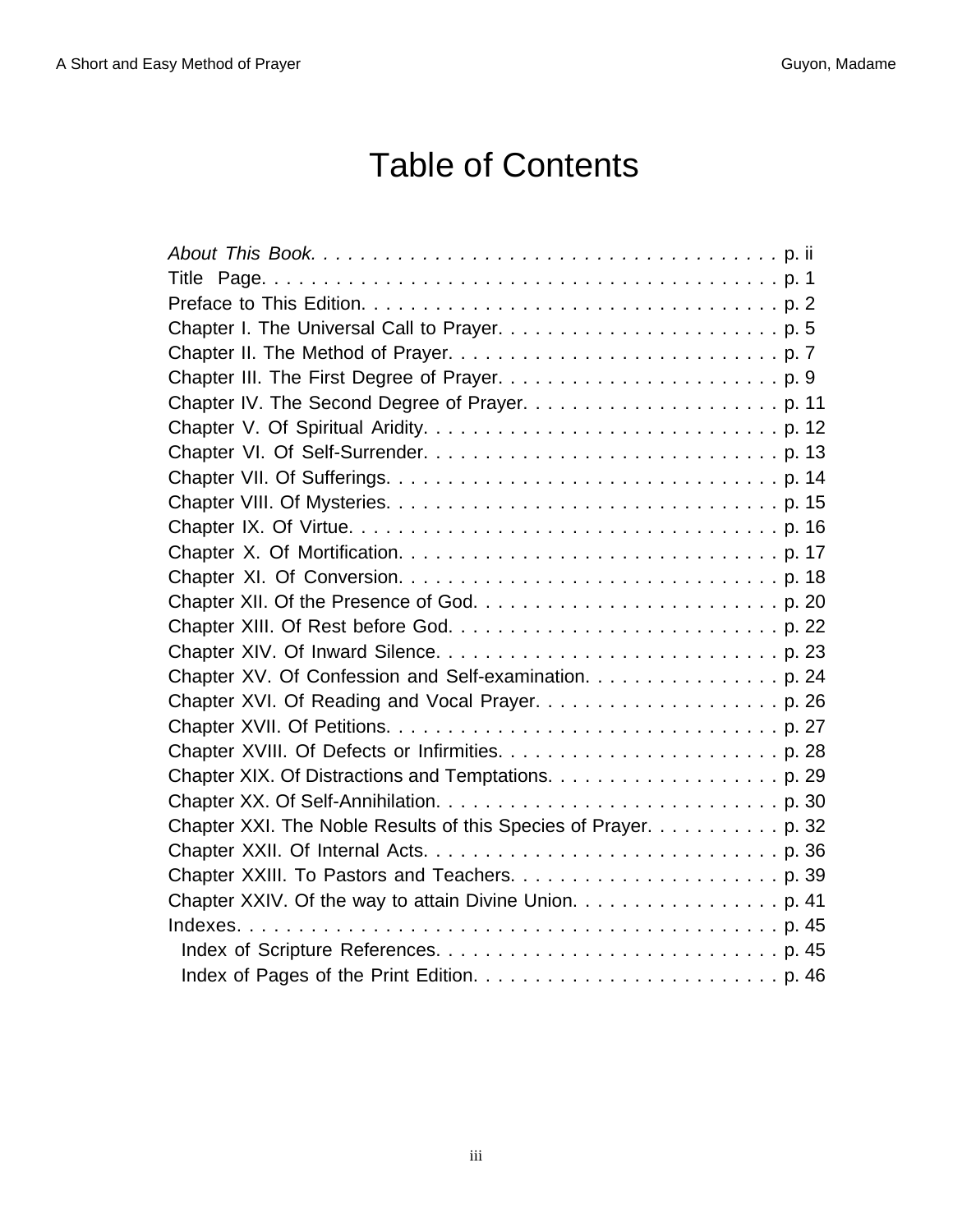# Table of Contents

*About This Book.* . . . . . . . . . . . . . . . . . . . . . . . . . . . . . . . . . . . . . p. ii
Title Page. . . . . . . . . . . . . . . . . . . . . . . . . . . . . . . . . . . . . . . . . p. 1
Preface to This Edition. . . . . . . . . . . . . . . . . . . . . . . . . . . . . . . . . . p. 2
Chapter I. The Universal Call to Prayer. . . . . . . . . . . . . . . . . . . . . . . . p. 5
Chapter II. The Method of Prayer. . . . . . . . . . . . . . . . . . . . . . . . . . . p. 7
Chapter III. The First Degree of Prayer. . . . . . . . . . . . . . . . . . . . . . . p. 9
Chapter IV. The Second Degree of Prayer. . . . . . . . . . . . . . . . . . . . . . p. 11
Chapter V. Of Spiritual Aridity. . . . . . . . . . . . . . . . . . . . . . . . . . . . p. 12
Chapter VI. Of Self-Surrender. . . . . . . . . . . . . . . . . . . . . . . . . . . . p. 13
Chapter VII. Of Sufferings. . . . . . . . . . . . . . . . . . . . . . . . . . . . . . p. 14
Chapter VIII. Of Mysteries. . . . . . . . . . . . . . . . . . . . . . . . . . . . . . p. 15
Chapter IX. Of Virtue. . . . . . . . . . . . . . . . . . . . . . . . . . . . . . . . . p. 16
Chapter X. Of Mortification. . . . . . . . . . . . . . . . . . . . . . . . . . . . . p. 17
Chapter XI. Of Conversion. . . . . . . . . . . . . . . . . . . . . . . . . . . . . . p. 18
Chapter XII. Of the Presence of God. . . . . . . . . . . . . . . . . . . . . . . . . p. 20
Chapter XIII. Of Rest before God. . . . . . . . . . . . . . . . . . . . . . . . . . . p. 22
Chapter XIV. Of Inward Silence. . . . . . . . . . . . . . . . . . . . . . . . . . . . p. 23
Chapter XV. Of Confession and Self-examination. . . . . . . . . . . . . . . . . p. 24
Chapter XVI. Of Reading and Vocal Prayer. . . . . . . . . . . . . . . . . . . . . p. 26
Chapter XVII. Of Petitions. . . . . . . . . . . . . . . . . . . . . . . . . . . . . . p. 27
Chapter XVIII. Of Defects or Infirmities. . . . . . . . . . . . . . . . . . . . . . . p. 28
Chapter XIX. Of Distractions and Temptations. . . . . . . . . . . . . . . . . . . p. 29
Chapter XX. Of Self-Annihilation. . . . . . . . . . . . . . . . . . . . . . . . . . . p. 30
Chapter XXI. The Noble Results of this Species of Prayer. . . . . . . . . . . p. 32
Chapter XXII. Of Internal Acts. . . . . . . . . . . . . . . . . . . . . . . . . . . . p. 36
Chapter XXIII. To Pastors and Teachers. . . . . . . . . . . . . . . . . . . . . . . p. 39
Chapter XXIV. Of the way to attain Divine Union. . . . . . . . . . . . . . . . . p. 41
Indexes. . . . . . . . . . . . . . . . . . . . . . . . . . . . . . . . . . . . . . . . . . p. 45
  Index of Scripture References. . . . . . . . . . . . . . . . . . . . . . . . . . . p. 45
  Index of Pages of the Print Edition. . . . . . . . . . . . . . . . . . . . . . . . p. 46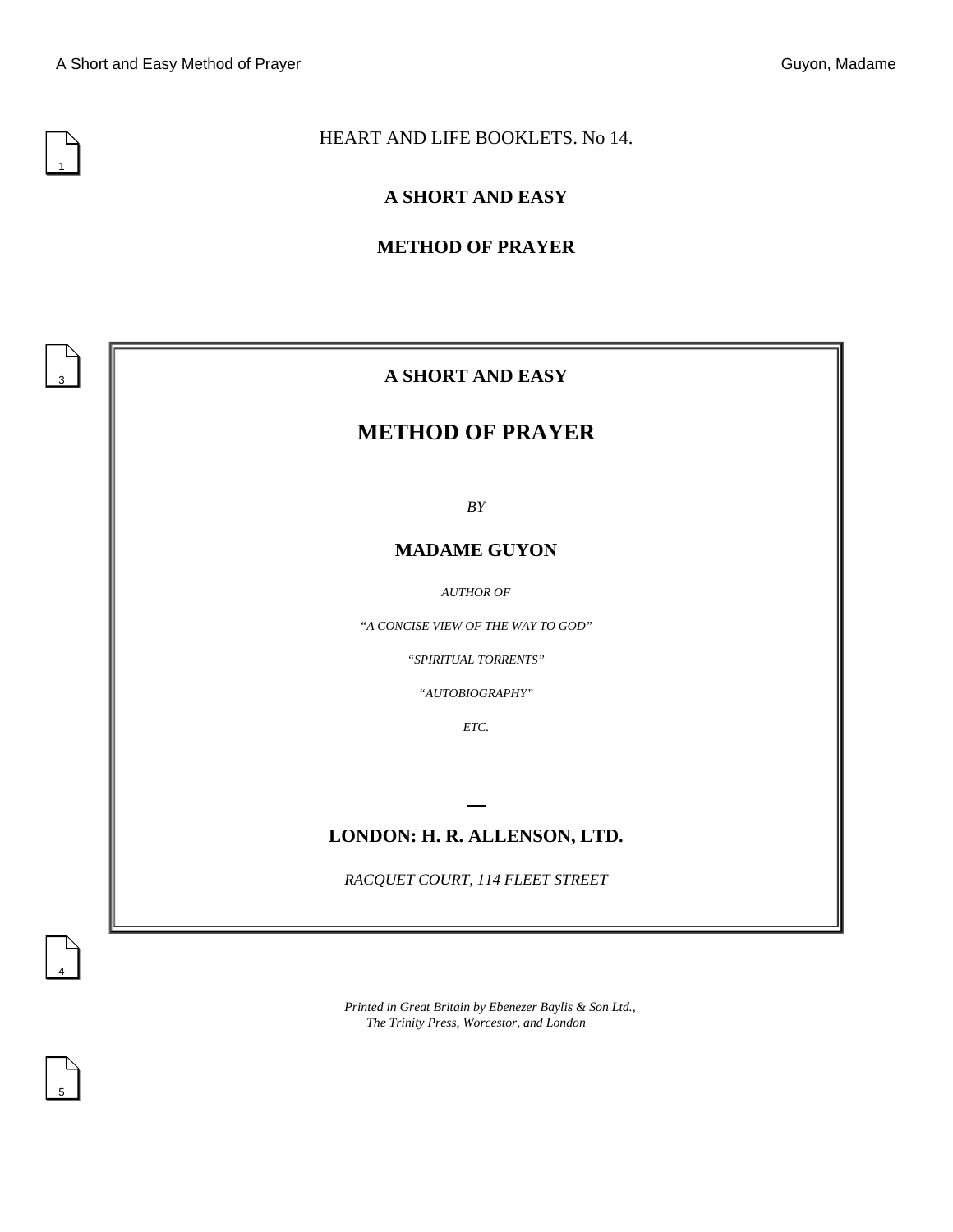HEART AND LIFE BOOKLETS. No 14.

# A SHORT AND EASY

# METHOD OF PRAYER

**A SHORT AND EASY**

## METHOD OF PRAYER

*BY*

**MADAME GUYON**

*AUTHOR OF*

*"A CONCISE VIEW OF THE WAY TO GOD"*

*"SPIRITUAL TORRENTS"*

*"AUTOBIOGRAPHY"*

*ETC.*

—

**LONDON: H. R. ALLENSON, LTD.**

*RACQUET COURT, 114 FLEET STREET*

*Printed in Great Britain by Ebenezer Baylis & Son Ltd.,*
*The Trinity Press, Worcestor, and London*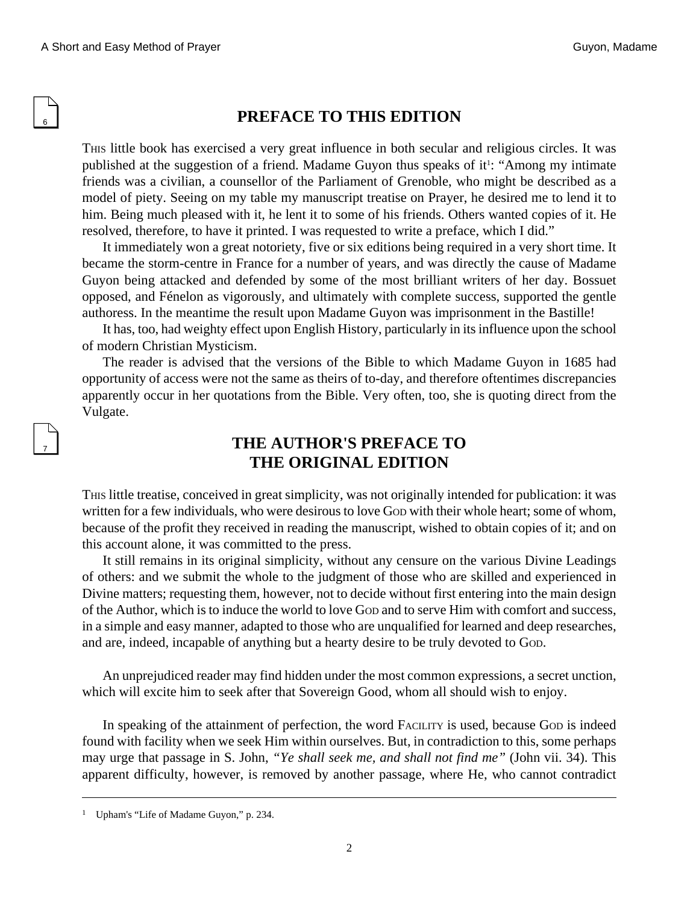## PREFACE TO THIS EDITION

THIS little book has exercised a very great influence in both secular and religious circles. It was published at the suggestion of a friend. Madame Guyon thus speaks of it[1]: "Among my intimate friends was a civilian, a counsellor of the Parliament of Grenoble, who might be described as a model of piety. Seeing on my table my manuscript treatise on Prayer, he desired me to lend it to him. Being much pleased with it, he lent it to some of his friends. Others wanted copies of it. He resolved, therefore, to have it printed. I was requested to write a preface, which I did."

It immediately won a great notoriety, five or six editions being required in a very short time. It became the storm-centre in France for a number of years, and was directly the cause of Madame Guyon being attacked and defended by some of the most brilliant writers of her day. Bossuet opposed, and Fénelon as vigorously, and ultimately with complete success, supported the gentle authoress. In the meantime the result upon Madame Guyon was imprisonment in the Bastille!

It has, too, had weighty effect upon English History, particularly in its influence upon the school of modern Christian Mysticism.

The reader is advised that the versions of the Bible to which Madame Guyon in 1685 had opportunity of access were not the same as theirs of to-day, and therefore oftentimes discrepancies apparently occur in her quotations from the Bible. Very often, too, she is quoting direct from the Vulgate.

## THE AUTHOR'S PREFACE TO THE ORIGINAL EDITION

THIS little treatise, conceived in great simplicity, was not originally intended for publication: it was written for a few individuals, who were desirous to love GOD with their whole heart; some of whom, because of the profit they received in reading the manuscript, wished to obtain copies of it; and on this account alone, it was committed to the press.

It still remains in its original simplicity, without any censure on the various Divine Leadings of others: and we submit the whole to the judgment of those who are skilled and experienced in Divine matters; requesting them, however, not to decide without first entering into the main design of the Author, which is to induce the world to love GOD and to serve Him with comfort and success, in a simple and easy manner, adapted to those who are unqualified for learned and deep researches, and are, indeed, incapable of anything but a hearty desire to be truly devoted to GOD.

An unprejudiced reader may find hidden under the most common expressions, a secret unction, which will excite him to seek after that Sovereign Good, whom all should wish to enjoy.

In speaking of the attainment of perfection, the word FACILITY is used, because GOD is indeed found with facility when we seek Him within ourselves. But, in contradiction to this, some perhaps may urge that passage in S. John, *"Ye shall seek me, and shall not find me"* (John vii. 34). This apparent difficulty, however, is removed by another passage, where He, who cannot contradict

[1] Upham's "Life of Madame Guyon," p. 234.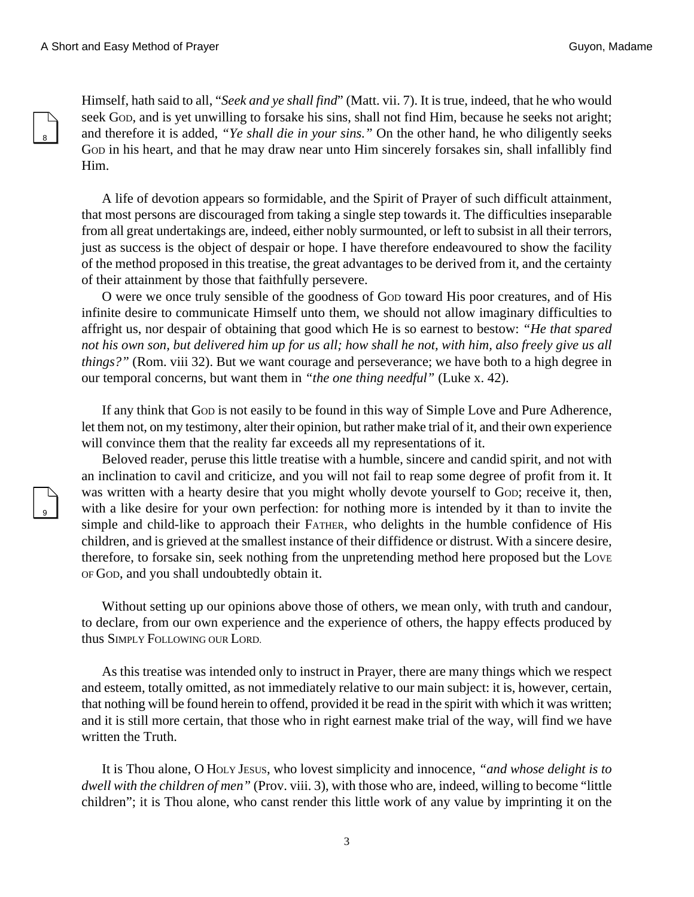Himself, hath said to all, "*Seek and ye shall find*" (Matt. vii. 7). It is true, indeed, that he who would seek God, and is yet unwilling to forsake his sins, shall not find Him, because he seeks not aright; and therefore it is added, *"Ye shall die in your sins."* On the other hand, he who diligently seeks God in his heart, and that he may draw near unto Him sincerely forsakes sin, shall infallibly find Him.

A life of devotion appears so formidable, and the Spirit of Prayer of such difficult attainment, that most persons are discouraged from taking a single step towards it. The difficulties inseparable from all great undertakings are, indeed, either nobly surmounted, or left to subsist in all their terrors, just as success is the object of despair or hope. I have therefore endeavoured to show the facility of the method proposed in this treatise, the great advantages to be derived from it, and the certainty of their attainment by those that faithfully persevere.

O were we once truly sensible of the goodness of God toward His poor creatures, and of His infinite desire to communicate Himself unto them, we should not allow imaginary difficulties to affright us, nor despair of obtaining that good which He is so earnest to bestow: *"He that spared not his own son, but delivered him up for us all; how shall he not, with him, also freely give us all things?"* (Rom. viii 32). But we want courage and perseverance; we have both to a high degree in our temporal concerns, but want them in *"the one thing needful"* (Luke x. 42).

If any think that God is not easily to be found in this way of Simple Love and Pure Adherence, let them not, on my testimony, alter their opinion, but rather make trial of it, and their own experience will convince them that the reality far exceeds all my representations of it.

Beloved reader, peruse this little treatise with a humble, sincere and candid spirit, and not with an inclination to cavil and criticize, and you will not fail to reap some degree of profit from it. It was written with a hearty desire that you might wholly devote yourself to God; receive it, then, with a like desire for your own perfection: for nothing more is intended by it than to invite the simple and child-like to approach their Father, who delights in the humble confidence of His children, and is grieved at the smallest instance of their diffidence or distrust. With a sincere desire, therefore, to forsake sin, seek nothing from the unpretending method here proposed but the Love of God, and you shall undoubtedly obtain it.

Without setting up our opinions above those of others, we mean only, with truth and candour, to declare, from our own experience and the experience of others, the happy effects produced by thus Simply Following our Lord.

As this treatise was intended only to instruct in Prayer, there are many things which we respect and esteem, totally omitted, as not immediately relative to our main subject: it is, however, certain, that nothing will be found herein to offend, provided it be read in the spirit with which it was written; and it is still more certain, that those who in right earnest make trial of the way, will find we have written the Truth.

It is Thou alone, O Holy Jesus, who lovest simplicity and innocence, *"and whose delight is to dwell with the children of men"* (Prov. viii. 3), with those who are, indeed, willing to become "little children"; it is Thou alone, who canst render this little work of any value by imprinting it on the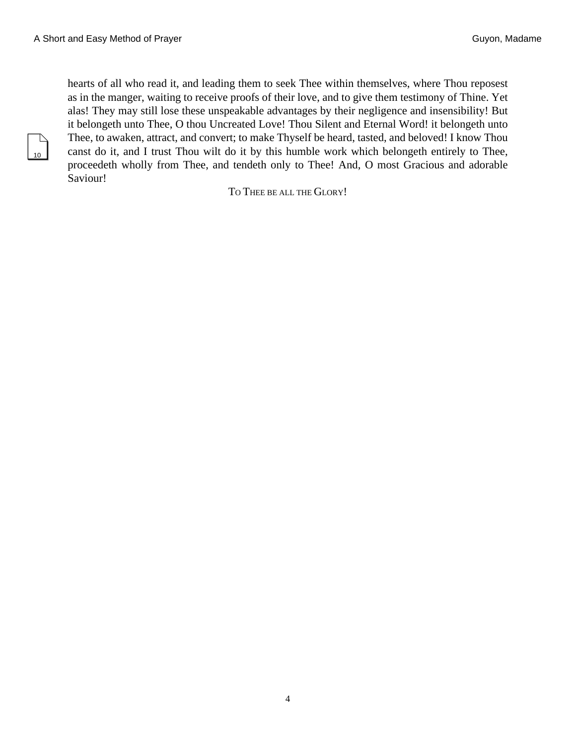hearts of all who read it, and leading them to seek Thee within themselves, where Thou reposest as in the manger, waiting to receive proofs of their love, and to give them testimony of Thine. Yet alas! They may still lose these unspeakable advantages by their negligence and insensibility! But it belongeth unto Thee, O thou Uncreated Love! Thou Silent and Eternal Word! it belongeth unto Thee, to awaken, attract, and convert; to make Thyself be heard, tasted, and beloved! I know Thou canst do it, and I trust Thou wilt do it by this humble work which belongeth entirely to Thee, proceedeth wholly from Thee, and tendeth only to Thee! And, O most Gracious and adorable Saviour!

TO THEE BE ALL THE GLORY!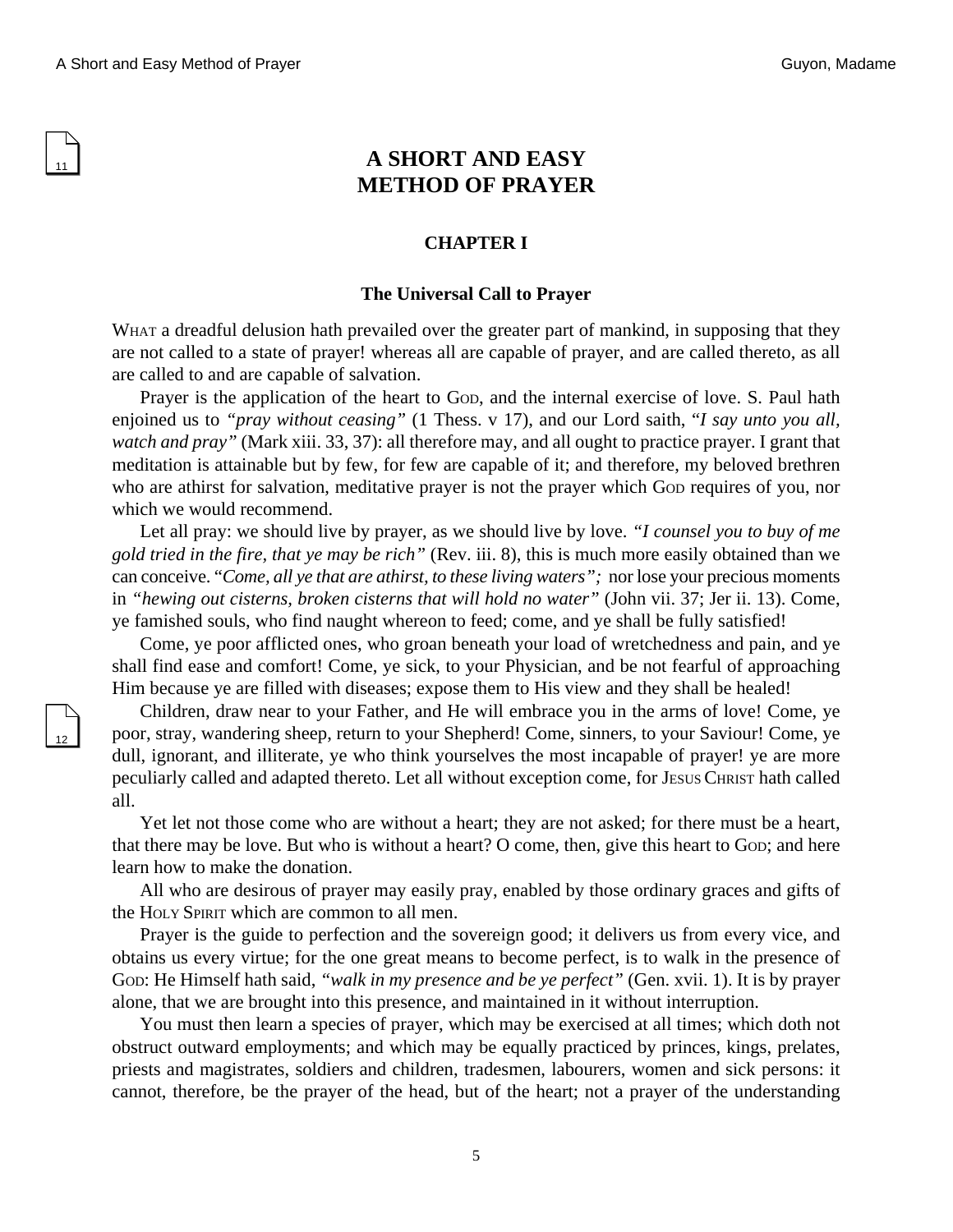# A SHORT AND EASY METHOD OF PRAYER

## CHAPTER I

### The Universal Call to Prayer

WHAT a dreadful delusion hath prevailed over the greater part of mankind, in supposing that they are not called to a state of prayer! whereas all are capable of prayer, and are called thereto, as all are called to and are capable of salvation.

Prayer is the application of the heart to GOD, and the internal exercise of love. S. Paul hath enjoined us to *"pray without ceasing"* (1 Thess. v 17), and our Lord saith, "*I say unto you all, watch and pray"* (Mark xiii. 33, 37): all therefore may, and all ought to practice prayer. I grant that meditation is attainable but by few, for few are capable of it; and therefore, my beloved brethren who are athirst for salvation, meditative prayer is not the prayer which GOD requires of you, nor which we would recommend.

Let all pray: we should live by prayer, as we should live by love. *"I counsel you to buy of me gold tried in the fire, that ye may be rich"* (Rev. iii. 8), this is much more easily obtained than we can conceive. "*Come, all ye that are athirst, to these living waters";* nor lose your precious moments in *"hewing out cisterns, broken cisterns that will hold no water"* (John vii. 37; Jer ii. 13). Come, ye famished souls, who find naught whereon to feed; come, and ye shall be fully satisfied!

Come, ye poor afflicted ones, who groan beneath your load of wretchedness and pain, and ye shall find ease and comfort! Come, ye sick, to your Physician, and be not fearful of approaching Him because ye are filled with diseases; expose them to His view and they shall be healed!

Children, draw near to your Father, and He will embrace you in the arms of love! Come, ye poor, stray, wandering sheep, return to your Shepherd! Come, sinners, to your Saviour! Come, ye dull, ignorant, and illiterate, ye who think yourselves the most incapable of prayer! ye are more peculiarly called and adapted thereto. Let all without exception come, for JESUS CHRIST hath called all.

Yet let not those come who are without a heart; they are not asked; for there must be a heart, that there may be love. But who is without a heart? O come, then, give this heart to GOD; and here learn how to make the donation.

All who are desirous of prayer may easily pray, enabled by those ordinary graces and gifts of the HOLY SPIRIT which are common to all men.

Prayer is the guide to perfection and the sovereign good; it delivers us from every vice, and obtains us every virtue; for the one great means to become perfect, is to walk in the presence of GOD: He Himself hath said, *"walk in my presence and be ye perfect"* (Gen. xvii. 1). It is by prayer alone, that we are brought into this presence, and maintained in it without interruption.

You must then learn a species of prayer, which may be exercised at all times; which doth not obstruct outward employments; and which may be equally practiced by princes, kings, prelates, priests and magistrates, soldiers and children, tradesmen, labourers, women and sick persons: it cannot, therefore, be the prayer of the head, but of the heart; not a prayer of the understanding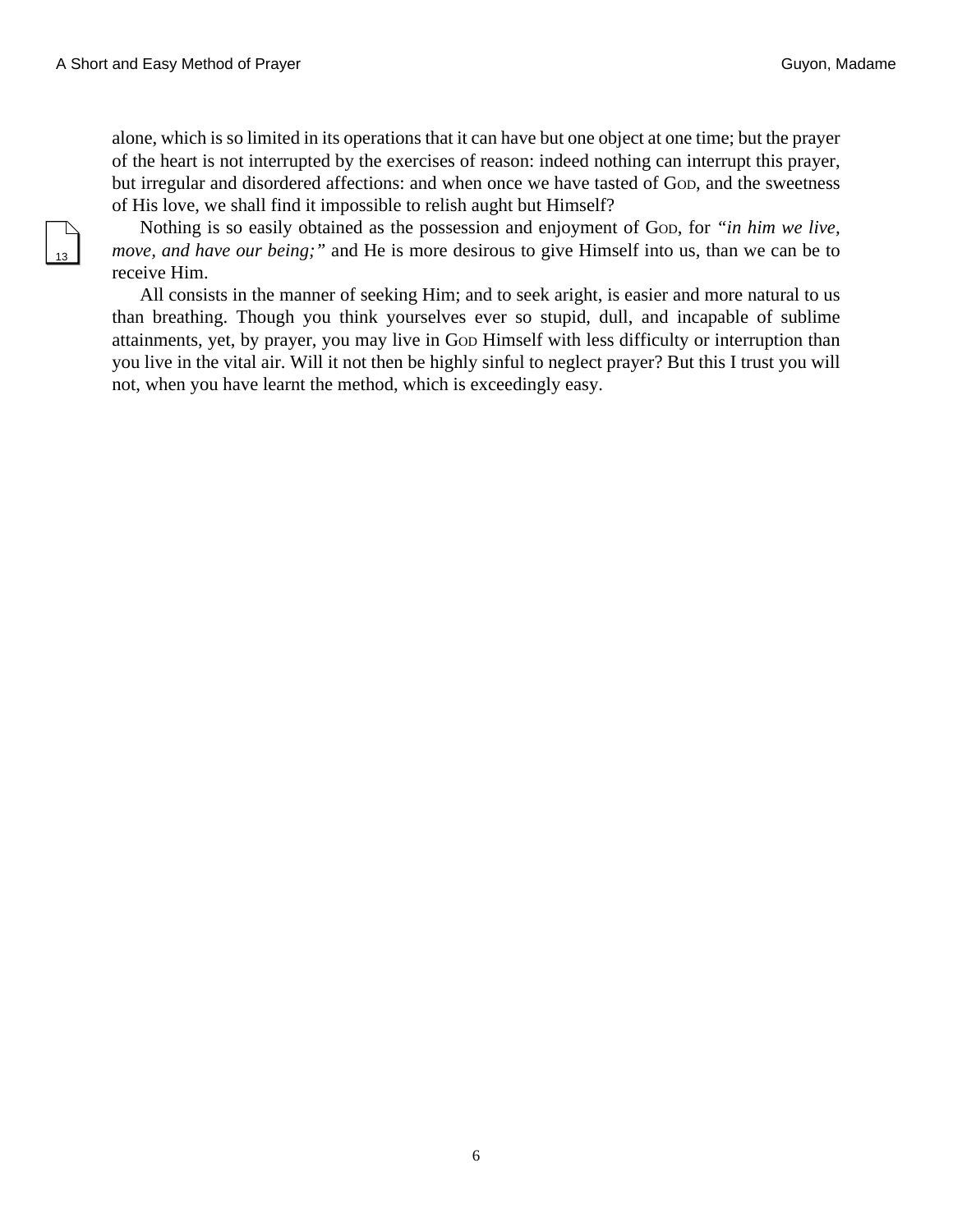alone, which is so limited in its operations that it can have but one object at one time; but the prayer of the heart is not interrupted by the exercises of reason: indeed nothing can interrupt this prayer, but irregular and disordered affections: and when once we have tasted of God, and the sweetness of His love, we shall find it impossible to relish aught but Himself?

Nothing is so easily obtained as the possession and enjoyment of God, for *"in him we live, move, and have our being;"* and He is more desirous to give Himself into us, than we can be to receive Him.

All consists in the manner of seeking Him; and to seek aright, is easier and more natural to us than breathing. Though you think yourselves ever so stupid, dull, and incapable of sublime attainments, yet, by prayer, you may live in God Himself with less difficulty or interruption than you live in the vital air. Will it not then be highly sinful to neglect prayer? But this I trust you will not, when you have learnt the method, which is exceedingly easy.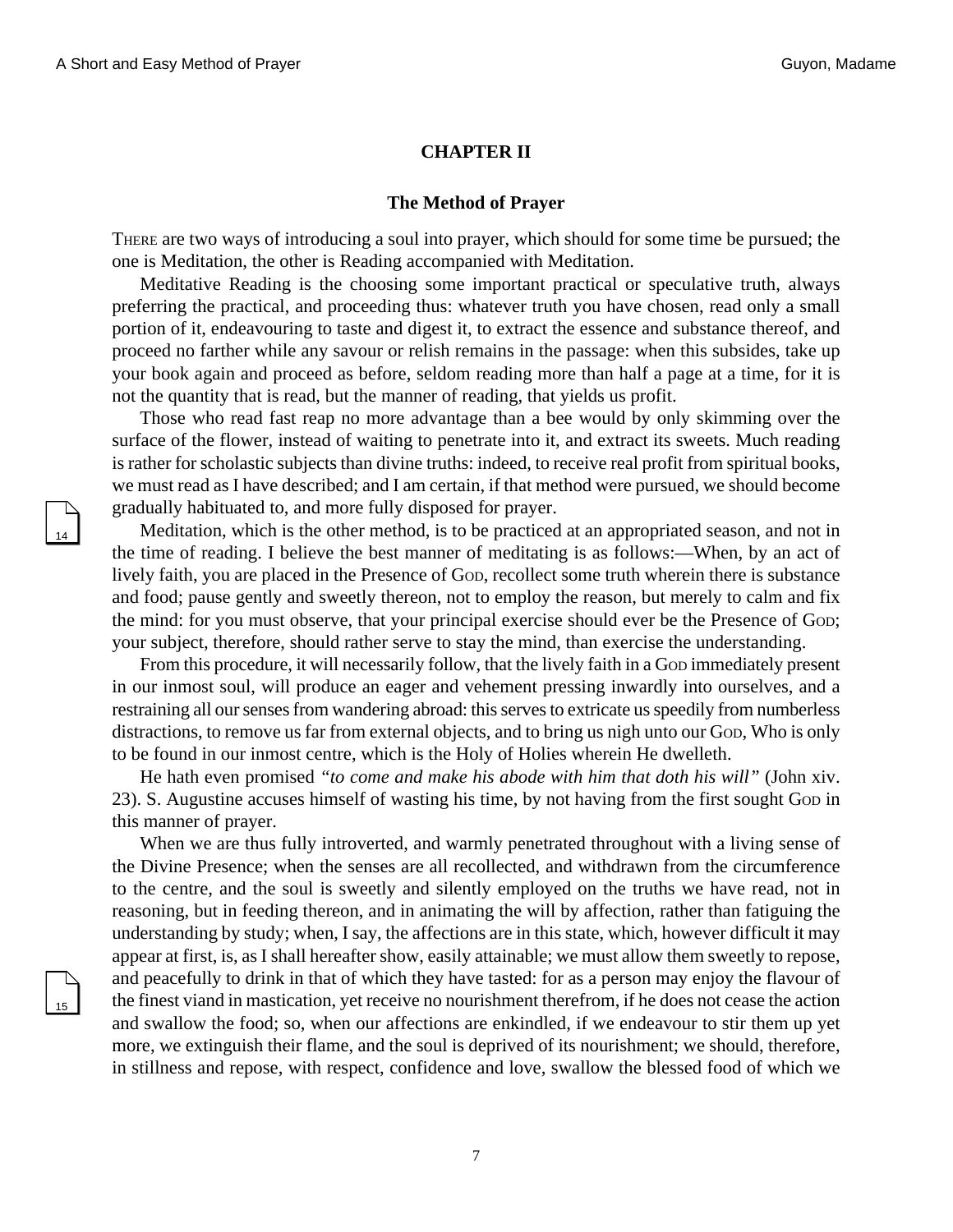## CHAPTER II

### The Method of Prayer

There are two ways of introducing a soul into prayer, which should for some time be pursued; the one is Meditation, the other is Reading accompanied with Meditation.

Meditative Reading is the choosing some important practical or speculative truth, always preferring the practical, and proceeding thus: whatever truth you have chosen, read only a small portion of it, endeavouring to taste and digest it, to extract the essence and substance thereof, and proceed no farther while any savour or relish remains in the passage: when this subsides, take up your book again and proceed as before, seldom reading more than half a page at a time, for it is not the quantity that is read, but the manner of reading, that yields us profit.

Those who read fast reap no more advantage than a bee would by only skimming over the surface of the flower, instead of waiting to penetrate into it, and extract its sweets. Much reading is rather for scholastic subjects than divine truths: indeed, to receive real profit from spiritual books, we must read as I have described; and I am certain, if that method were pursued, we should become gradually habituated to, and more fully disposed for prayer.

Meditation, which is the other method, is to be practiced at an appropriated season, and not in the time of reading. I believe the best manner of meditating is as follows:—When, by an act of lively faith, you are placed in the Presence of God, recollect some truth wherein there is substance and food; pause gently and sweetly thereon, not to employ the reason, but merely to calm and fix the mind: for you must observe, that your principal exercise should ever be the Presence of God; your subject, therefore, should rather serve to stay the mind, than exercise the understanding.

From this procedure, it will necessarily follow, that the lively faith in a God immediately present in our inmost soul, will produce an eager and vehement pressing inwardly into ourselves, and a restraining all our senses from wandering abroad: this serves to extricate us speedily from numberless distractions, to remove us far from external objects, and to bring us nigh unto our God, Who is only to be found in our inmost centre, which is the Holy of Holies wherein He dwelleth.

He hath even promised *"to come and make his abode with him that doth his will"* (John xiv. 23). S. Augustine accuses himself of wasting his time, by not having from the first sought God in this manner of prayer.

When we are thus fully introverted, and warmly penetrated throughout with a living sense of the Divine Presence; when the senses are all recollected, and withdrawn from the circumference to the centre, and the soul is sweetly and silently employed on the truths we have read, not in reasoning, but in feeding thereon, and in animating the will by affection, rather than fatiguing the understanding by study; when, I say, the affections are in this state, which, however difficult it may appear at first, is, as I shall hereafter show, easily attainable; we must allow them sweetly to repose, and peacefully to drink in that of which they have tasted: for as a person may enjoy the flavour of the finest viand in mastication, yet receive no nourishment therefrom, if he does not cease the action and swallow the food; so, when our affections are enkindled, if we endeavour to stir them up yet more, we extinguish their flame, and the soul is deprived of its nourishment; we should, therefore, in stillness and repose, with respect, confidence and love, swallow the blessed food of which we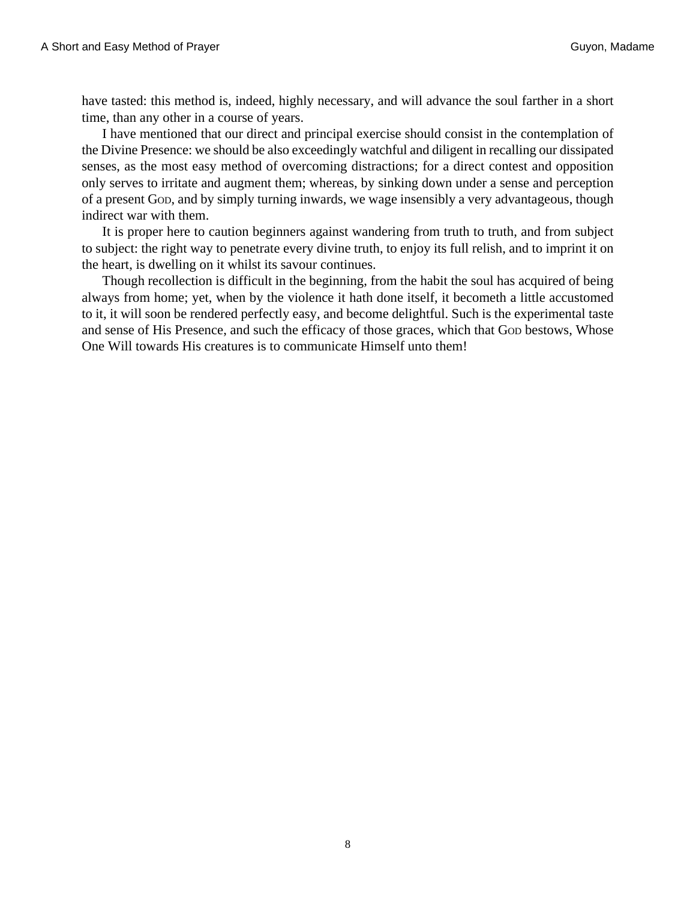have tasted: this method is, indeed, highly necessary, and will advance the soul farther in a short time, than any other in a course of years.

I have mentioned that our direct and principal exercise should consist in the contemplation of the Divine Presence: we should be also exceedingly watchful and diligent in recalling our dissipated senses, as the most easy method of overcoming distractions; for a direct contest and opposition only serves to irritate and augment them; whereas, by sinking down under a sense and perception of a present God, and by simply turning inwards, we wage insensibly a very advantageous, though indirect war with them.

It is proper here to caution beginners against wandering from truth to truth, and from subject to subject: the right way to penetrate every divine truth, to enjoy its full relish, and to imprint it on the heart, is dwelling on it whilst its savour continues.

Though recollection is difficult in the beginning, from the habit the soul has acquired of being always from home; yet, when by the violence it hath done itself, it becometh a little accustomed to it, it will soon be rendered perfectly easy, and become delightful. Such is the experimental taste and sense of His Presence, and such the efficacy of those graces, which that God bestows, Whose One Will towards His creatures is to communicate Himself unto them!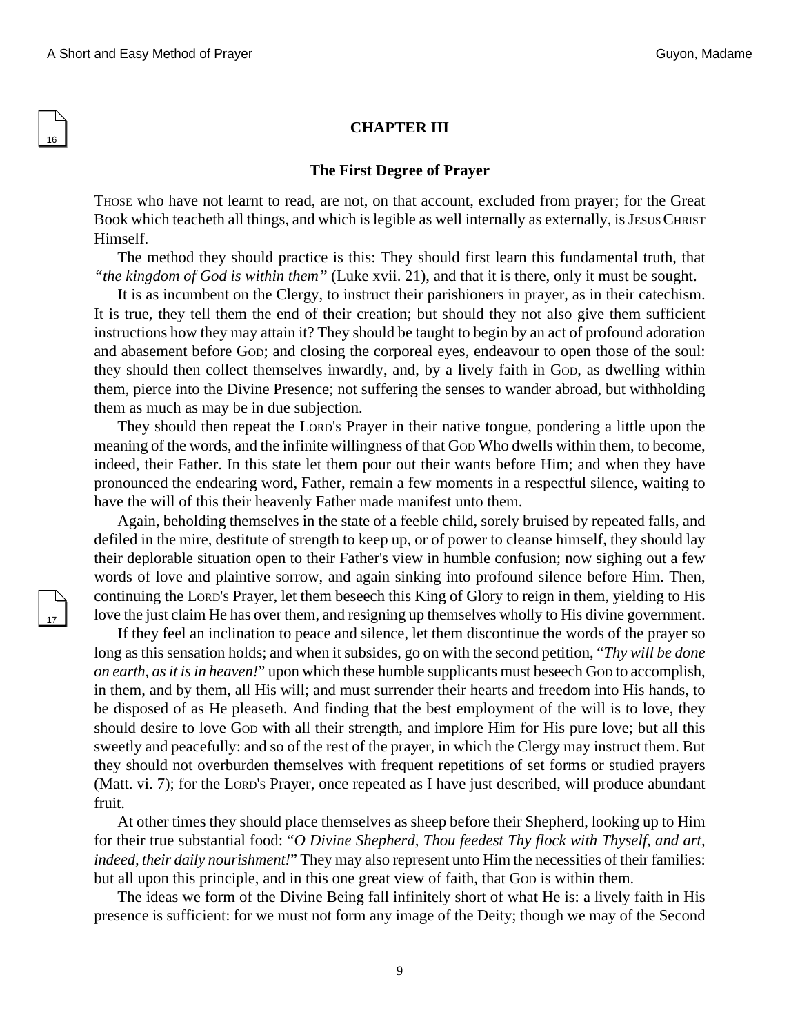## CHAPTER III

### The First Degree of Prayer

THOSE who have not learnt to read, are not, on that account, excluded from prayer; for the Great Book which teacheth all things, and which is legible as well internally as externally, is JESUS CHRIST Himself.

The method they should practice is this: They should first learn this fundamental truth, that *"the kingdom of God is within them"* (Luke xvii. 21), and that it is there, only it must be sought.

It is as incumbent on the Clergy, to instruct their parishioners in prayer, as in their catechism. It is true, they tell them the end of their creation; but should they not also give them sufficient instructions how they may attain it? They should be taught to begin by an act of profound adoration and abasement before GOD; and closing the corporeal eyes, endeavour to open those of the soul: they should then collect themselves inwardly, and, by a lively faith in GOD, as dwelling within them, pierce into the Divine Presence; not suffering the senses to wander abroad, but withholding them as much as may be in due subjection.

They should then repeat the LORD'S Prayer in their native tongue, pondering a little upon the meaning of the words, and the infinite willingness of that GOD Who dwells within them, to become, indeed, their Father. In this state let them pour out their wants before Him; and when they have pronounced the endearing word, Father, remain a few moments in a respectful silence, waiting to have the will of this their heavenly Father made manifest unto them.

Again, beholding themselves in the state of a feeble child, sorely bruised by repeated falls, and defiled in the mire, destitute of strength to keep up, or of power to cleanse himself, they should lay their deplorable situation open to their Father's view in humble confusion; now sighing out a few words of love and plaintive sorrow, and again sinking into profound silence before Him. Then, continuing the LORD'S Prayer, let them beseech this King of Glory to reign in them, yielding to His love the just claim He has over them, and resigning up themselves wholly to His divine government.

If they feel an inclination to peace and silence, let them discontinue the words of the prayer so long as this sensation holds; and when it subsides, go on with the second petition, "*Thy will be done on earth, as it is in heaven!*" upon which these humble supplicants must beseech GOD to accomplish, in them, and by them, all His will; and must surrender their hearts and freedom into His hands, to be disposed of as He pleaseth. And finding that the best employment of the will is to love, they should desire to love GOD with all their strength, and implore Him for His pure love; but all this sweetly and peacefully: and so of the rest of the prayer, in which the Clergy may instruct them. But they should not overburden themselves with frequent repetitions of set forms or studied prayers (Matt. vi. 7); for the LORD'S Prayer, once repeated as I have just described, will produce abundant fruit.

At other times they should place themselves as sheep before their Shepherd, looking up to Him for their true substantial food: "*O Divine Shepherd, Thou feedest Thy flock with Thyself, and art, indeed, their daily nourishment!*" They may also represent unto Him the necessities of their families: but all upon this principle, and in this one great view of faith, that GOD is within them.

The ideas we form of the Divine Being fall infinitely short of what He is: a lively faith in His presence is sufficient: for we must not form any image of the Deity; though we may of the Second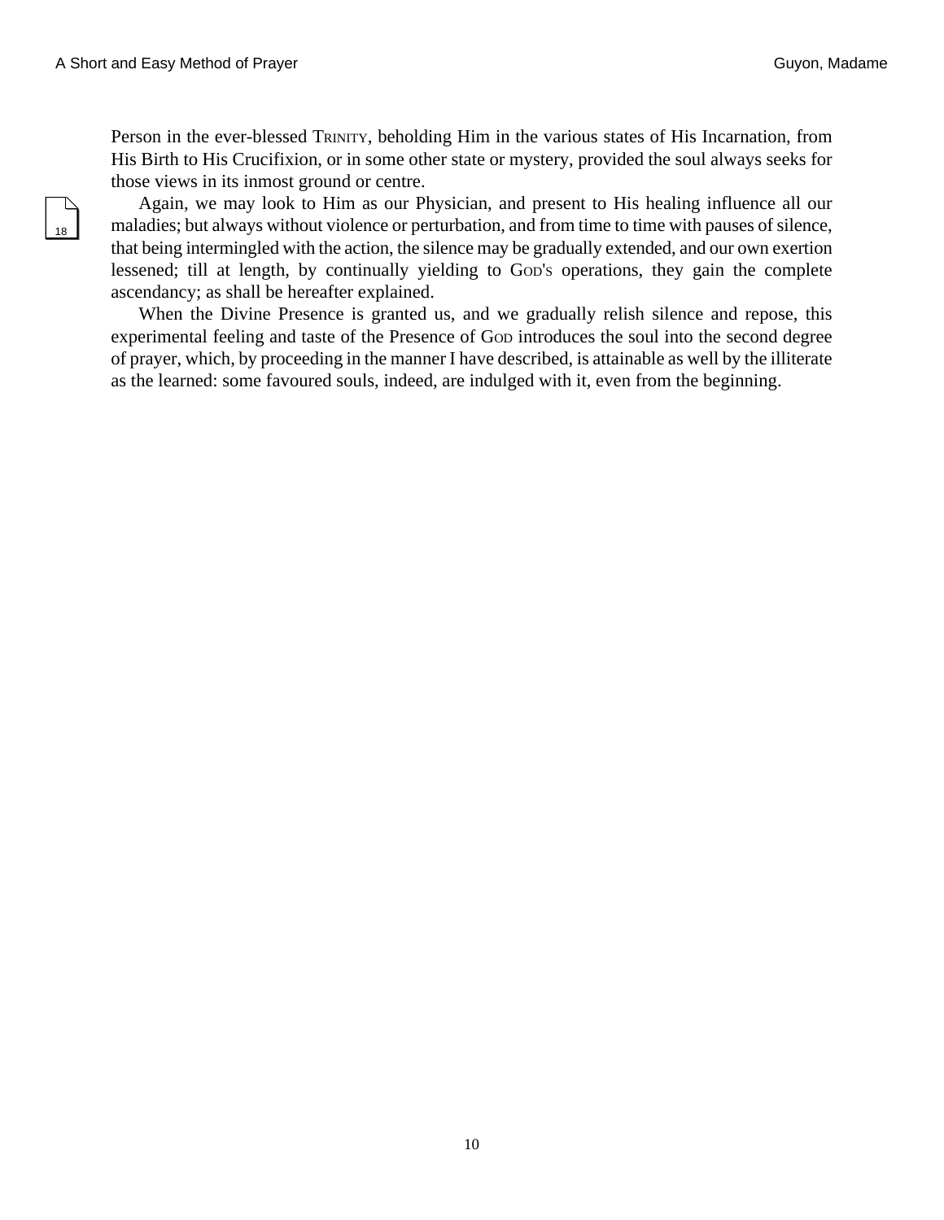Person in the ever-blessed Trinity, beholding Him in the various states of His Incarnation, from His Birth to His Crucifixion, or in some other state or mystery, provided the soul always seeks for those views in its inmost ground or centre.

Again, we may look to Him as our Physician, and present to His healing influence all our maladies; but always without violence or perturbation, and from time to time with pauses of silence, that being intermingled with the action, the silence may be gradually extended, and our own exertion lessened; till at length, by continually yielding to God's operations, they gain the complete ascendancy; as shall be hereafter explained.

When the Divine Presence is granted us, and we gradually relish silence and repose, this experimental feeling and taste of the Presence of God introduces the soul into the second degree of prayer, which, by proceeding in the manner I have described, is attainable as well by the illiterate as the learned: some favoured souls, indeed, are indulged with it, even from the beginning.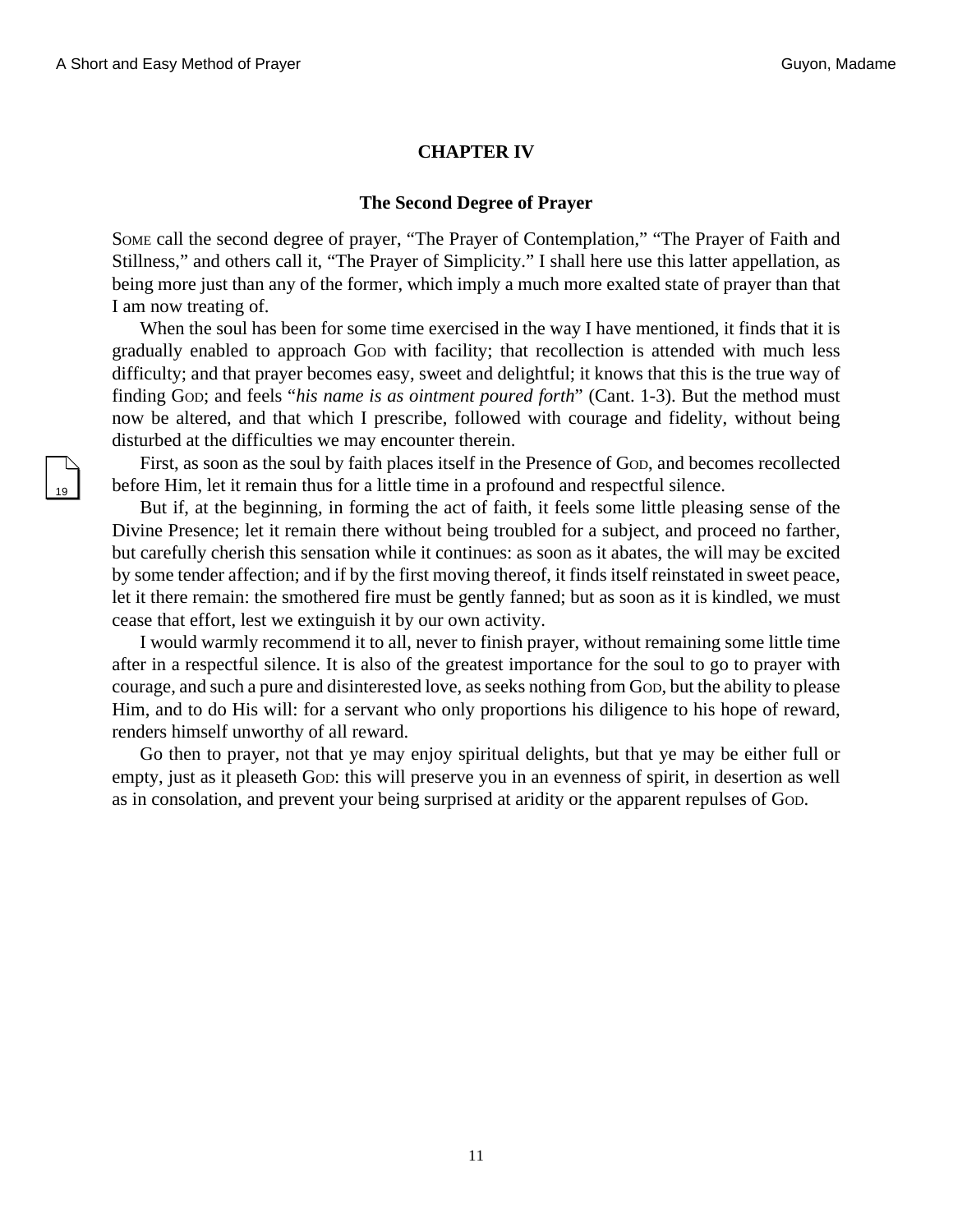## CHAPTER IV

### The Second Degree of Prayer

Some call the second degree of prayer, “The Prayer of Contemplation,” “The Prayer of Faith and Stillness,” and others call it, “The Prayer of Simplicity.” I shall here use this latter appellation, as being more just than any of the former, which imply a much more exalted state of prayer than that I am now treating of.

When the soul has been for some time exercised in the way I have mentioned, it finds that it is gradually enabled to approach God with facility; that recollection is attended with much less difficulty; and that prayer becomes easy, sweet and delightful; it knows that this is the true way of finding God; and feels “*his name is as ointment poured forth*” (Cant. 1-3). But the method must now be altered, and that which I prescribe, followed with courage and fidelity, without being disturbed at the difficulties we may encounter therein.

First, as soon as the soul by faith places itself in the Presence of God, and becomes recollected before Him, let it remain thus for a little time in a profound and respectful silence.

But if, at the beginning, in forming the act of faith, it feels some little pleasing sense of the Divine Presence; let it remain there without being troubled for a subject, and proceed no farther, but carefully cherish this sensation while it continues: as soon as it abates, the will may be excited by some tender affection; and if by the first moving thereof, it finds itself reinstated in sweet peace, let it there remain: the smothered fire must be gently fanned; but as soon as it is kindled, we must cease that effort, lest we extinguish it by our own activity.

I would warmly recommend it to all, never to finish prayer, without remaining some little time after in a respectful silence. It is also of the greatest importance for the soul to go to prayer with courage, and such a pure and disinterested love, as seeks nothing from God, but the ability to please Him, and to do His will: for a servant who only proportions his diligence to his hope of reward, renders himself unworthy of all reward.

Go then to prayer, not that ye may enjoy spiritual delights, but that ye may be either full or empty, just as it pleaseth God: this will preserve you in an evenness of spirit, in desertion as well as in consolation, and prevent your being surprised at aridity or the apparent repulses of God.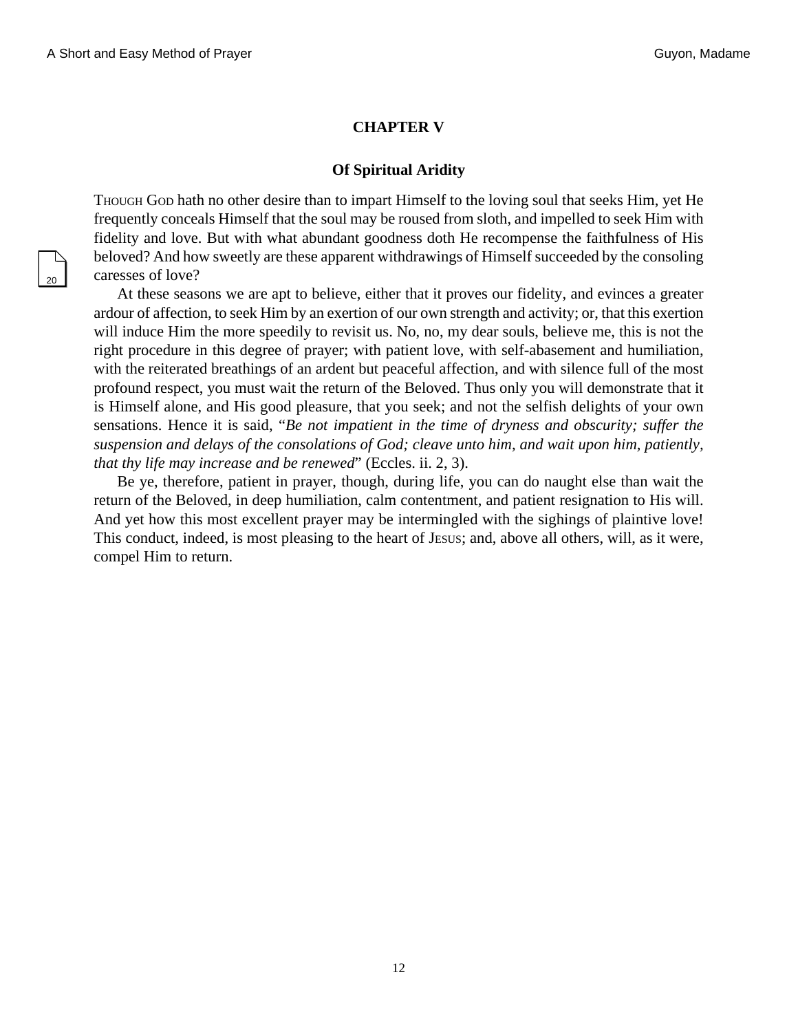## CHAPTER V

### Of Spiritual Aridity

THOUGH GOD hath no other desire than to impart Himself to the loving soul that seeks Him, yet He frequently conceals Himself that the soul may be roused from sloth, and impelled to seek Him with fidelity and love. But with what abundant goodness doth He recompense the faithfulness of His beloved? And how sweetly are these apparent withdrawings of Himself succeeded by the consoling caresses of love?

At these seasons we are apt to believe, either that it proves our fidelity, and evinces a greater ardour of affection, to seek Him by an exertion of our own strength and activity; or, that this exertion will induce Him the more speedily to revisit us. No, no, my dear souls, believe me, this is not the right procedure in this degree of prayer; with patient love, with self-abasement and humiliation, with the reiterated breathings of an ardent but peaceful affection, and with silence full of the most profound respect, you must wait the return of the Beloved. Thus only you will demonstrate that it is Himself alone, and His good pleasure, that you seek; and not the selfish delights of your own sensations. Hence it is said, "*Be not impatient in the time of dryness and obscurity; suffer the suspension and delays of the consolations of God; cleave unto him, and wait upon him, patiently, that thy life may increase and be renewed*" (Eccles. ii. 2, 3).

Be ye, therefore, patient in prayer, though, during life, you can do naught else than wait the return of the Beloved, in deep humiliation, calm contentment, and patient resignation to His will. And yet how this most excellent prayer may be intermingled with the sighings of plaintive love! This conduct, indeed, is most pleasing to the heart of JESUS; and, above all others, will, as it were, compel Him to return.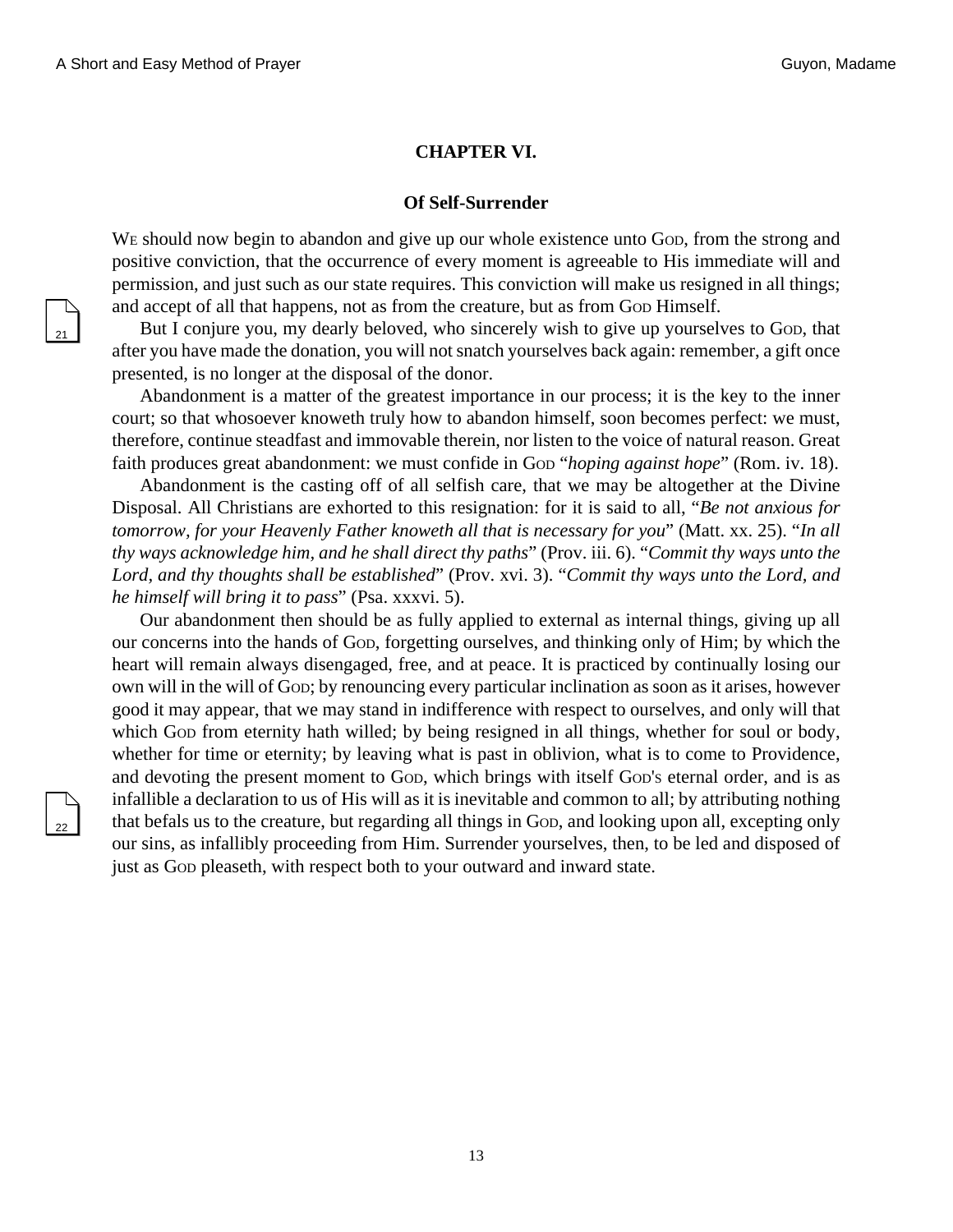## CHAPTER VI.

### Of Self-Surrender

We should now begin to abandon and give up our whole existence unto God, from the strong and positive conviction, that the occurrence of every moment is agreeable to His immediate will and permission, and just such as our state requires. This conviction will make us resigned in all things; and accept of all that happens, not as from the creature, but as from God Himself.

But I conjure you, my dearly beloved, who sincerely wish to give up yourselves to God, that after you have made the donation, you will not snatch yourselves back again: remember, a gift once presented, is no longer at the disposal of the donor.

Abandonment is a matter of the greatest importance in our process; it is the key to the inner court; so that whosoever knoweth truly how to abandon himself, soon becomes perfect: we must, therefore, continue steadfast and immovable therein, nor listen to the voice of natural reason. Great faith produces great abandonment: we must confide in God "*hoping against hope*" (Rom. iv. 18).

Abandonment is the casting off of all selfish care, that we may be altogether at the Divine Disposal. All Christians are exhorted to this resignation: for it is said to all, "*Be not anxious for tomorrow, for your Heavenly Father knoweth all that is necessary for you*" (Matt. xx. 25). "*In all thy ways acknowledge him, and he shall direct thy paths*" (Prov. iii. 6). "*Commit thy ways unto the Lord, and thy thoughts shall be established*" (Prov. xvi. 3). "*Commit thy ways unto the Lord, and he himself will bring it to pass*" (Psa. xxxvi. 5).

Our abandonment then should be as fully applied to external as internal things, giving up all our concerns into the hands of God, forgetting ourselves, and thinking only of Him; by which the heart will remain always disengaged, free, and at peace. It is practiced by continually losing our own will in the will of God; by renouncing every particular inclination as soon as it arises, however good it may appear, that we may stand in indifference with respect to ourselves, and only will that which God from eternity hath willed; by being resigned in all things, whether for soul or body, whether for time or eternity; by leaving what is past in oblivion, what is to come to Providence, and devoting the present moment to God, which brings with itself God's eternal order, and is as infallible a declaration to us of His will as it is inevitable and common to all; by attributing nothing that befals us to the creature, but regarding all things in God, and looking upon all, excepting only our sins, as infallibly proceeding from Him. Surrender yourselves, then, to be led and disposed of just as God pleaseth, with respect both to your outward and inward state.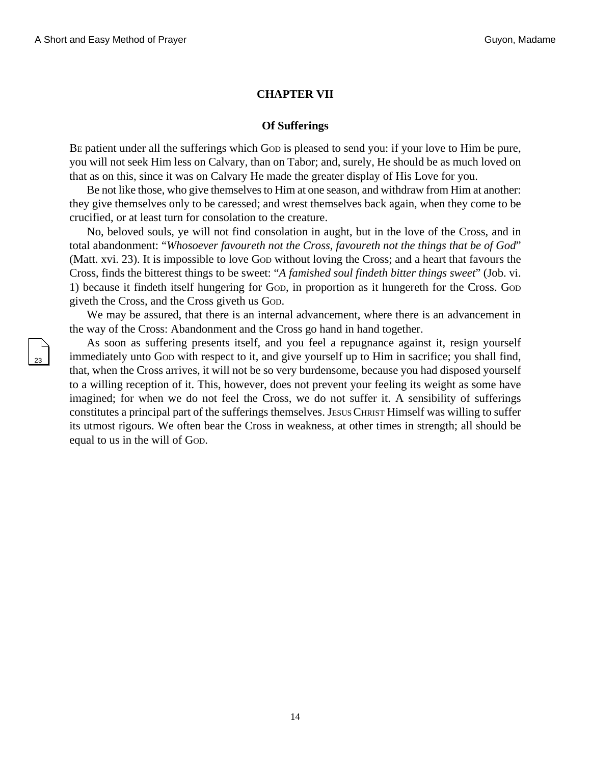## CHAPTER VII

### Of Sufferings

BE patient under all the sufferings which GOD is pleased to send you: if your love to Him be pure, you will not seek Him less on Calvary, than on Tabor; and, surely, He should be as much loved on that as on this, since it was on Calvary He made the greater display of His Love for you.

Be not like those, who give themselves to Him at one season, and withdraw from Him at another: they give themselves only to be caressed; and wrest themselves back again, when they come to be crucified, or at least turn for consolation to the creature.

No, beloved souls, ye will not find consolation in aught, but in the love of the Cross, and in total abandonment: "*Whosoever favoureth not the Cross, favoureth not the things that be of God*" (Matt. xvi. 23). It is impossible to love GOD without loving the Cross; and a heart that favours the Cross, finds the bitterest things to be sweet: "*A famished soul findeth bitter things sweet*" (Job. vi. 1) because it findeth itself hungering for GOD, in proportion as it hungereth for the Cross. GOD giveth the Cross, and the Cross giveth us GOD.

We may be assured, that there is an internal advancement, where there is an advancement in the way of the Cross: Abandonment and the Cross go hand in hand together.

As soon as suffering presents itself, and you feel a repugnance against it, resign yourself immediately unto GOD with respect to it, and give yourself up to Him in sacrifice; you shall find, that, when the Cross arrives, it will not be so very burdensome, because you had disposed yourself to a willing reception of it. This, however, does not prevent your feeling its weight as some have imagined; for when we do not feel the Cross, we do not suffer it. A sensibility of sufferings constitutes a principal part of the sufferings themselves. JESUS CHRIST Himself was willing to suffer its utmost rigours. We often bear the Cross in weakness, at other times in strength; all should be equal to us in the will of GOD.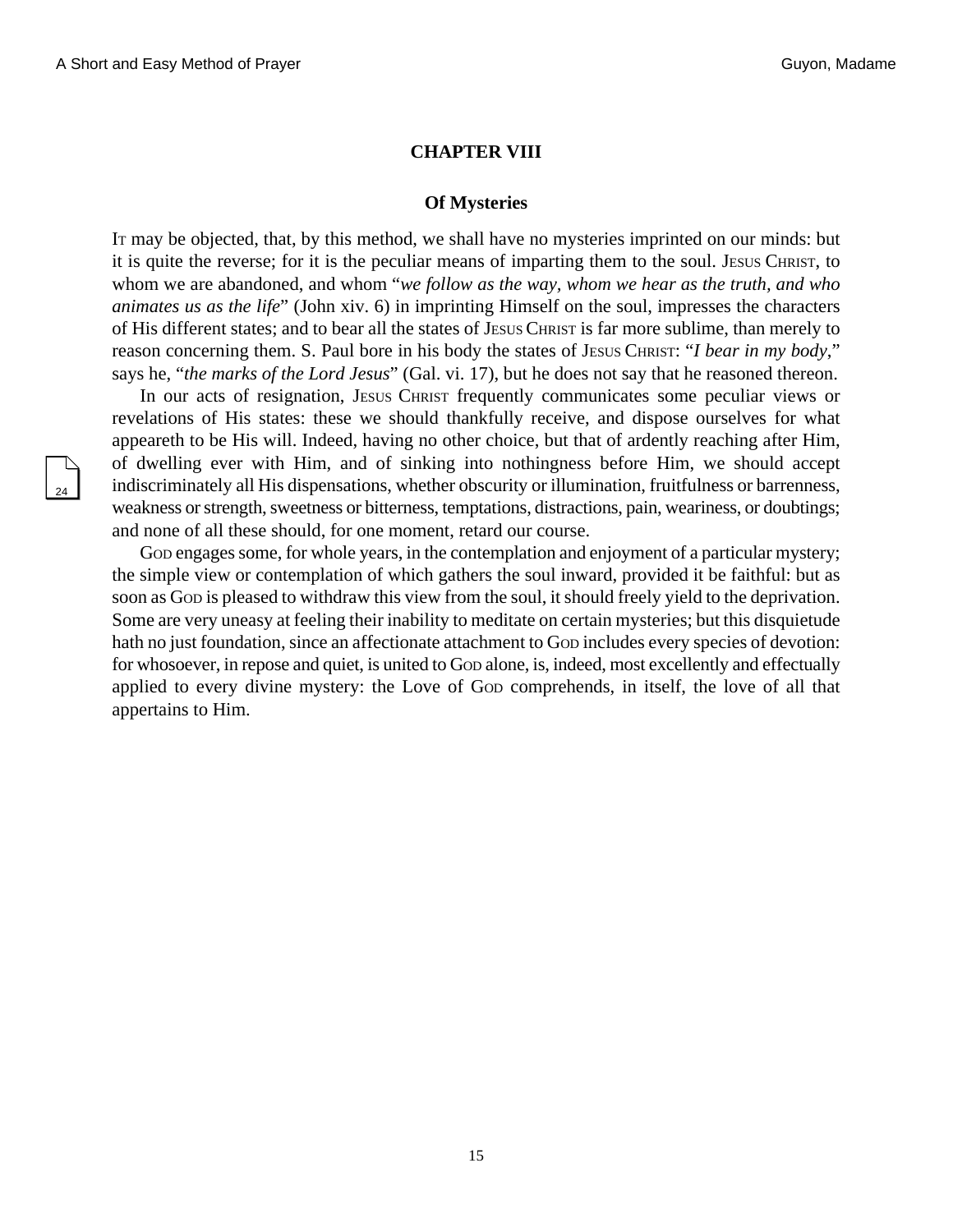## CHAPTER VIII

### Of Mysteries

IT may be objected, that, by this method, we shall have no mysteries imprinted on our minds: but it is quite the reverse; for it is the peculiar means of imparting them to the soul. JESUS CHRIST, to whom we are abandoned, and whom "*we follow as the way, whom we hear as the truth, and who animates us as the life*" (John xiv. 6) in imprinting Himself on the soul, impresses the characters of His different states; and to bear all the states of JESUS CHRIST is far more sublime, than merely to reason concerning them. S. Paul bore in his body the states of JESUS CHRIST: "*I bear in my body*," says he, "*the marks of the Lord Jesus*" (Gal. vi. 17), but he does not say that he reasoned thereon.

In our acts of resignation, JESUS CHRIST frequently communicates some peculiar views or revelations of His states: these we should thankfully receive, and dispose ourselves for what appeareth to be His will. Indeed, having no other choice, but that of ardently reaching after Him, of dwelling ever with Him, and of sinking into nothingness before Him, we should accept indiscriminately all His dispensations, whether obscurity or illumination, fruitfulness or barrenness, weakness or strength, sweetness or bitterness, temptations, distractions, pain, weariness, or doubtings; and none of all these should, for one moment, retard our course.

GOD engages some, for whole years, in the contemplation and enjoyment of a particular mystery; the simple view or contemplation of which gathers the soul inward, provided it be faithful: but as soon as GOD is pleased to withdraw this view from the soul, it should freely yield to the deprivation. Some are very uneasy at feeling their inability to meditate on certain mysteries; but this disquietude hath no just foundation, since an affectionate attachment to GOD includes every species of devotion: for whosoever, in repose and quiet, is united to GOD alone, is, indeed, most excellently and effectually applied to every divine mystery: the Love of GOD comprehends, in itself, the love of all that appertains to Him.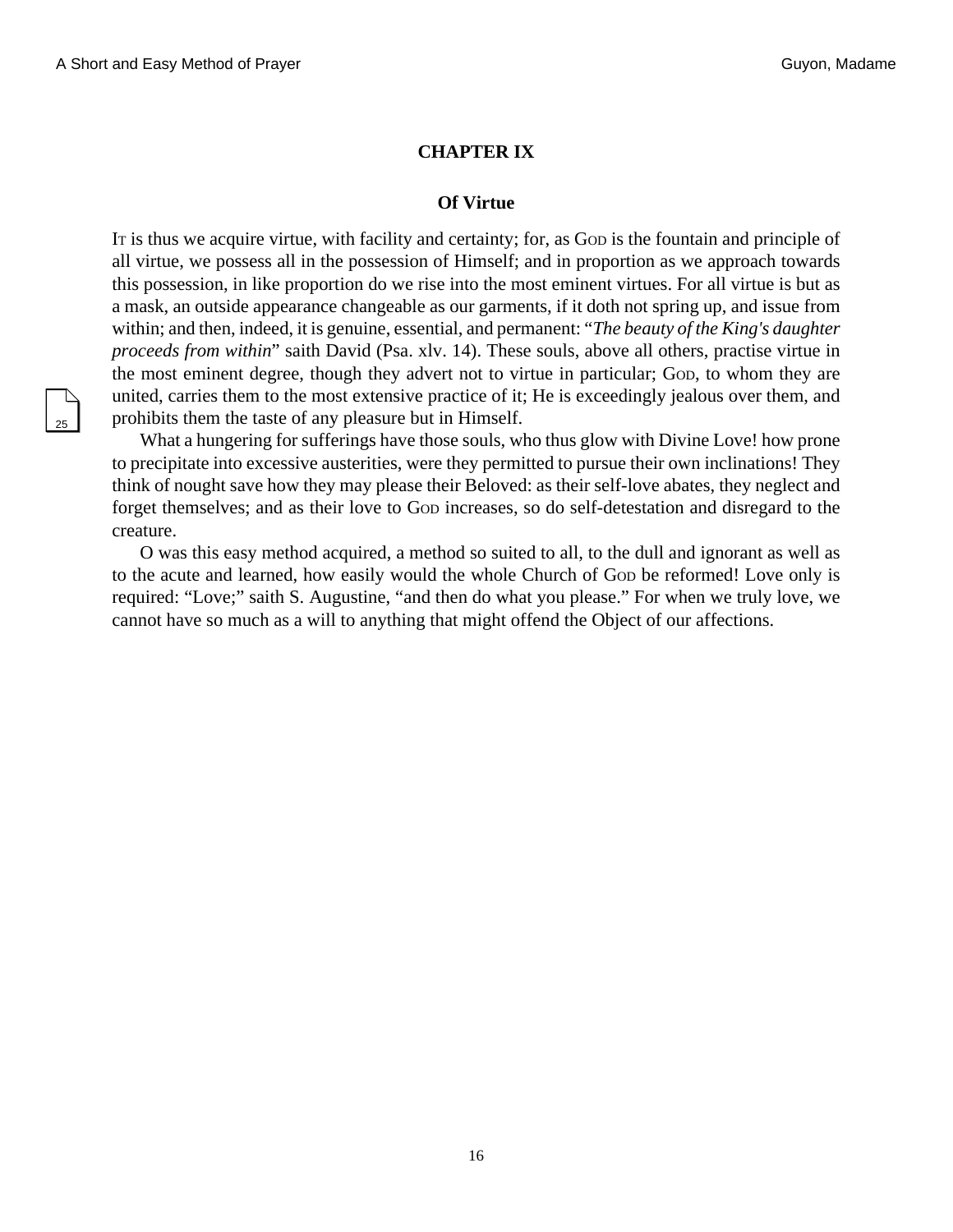## CHAPTER IX

### Of Virtue

It is thus we acquire virtue, with facility and certainty; for, as God is the fountain and principle of all virtue, we possess all in the possession of Himself; and in proportion as we approach towards this possession, in like proportion do we rise into the most eminent virtues. For all virtue is but as a mask, an outside appearance changeable as our garments, if it doth not spring up, and issue from within; and then, indeed, it is genuine, essential, and permanent: "*The beauty of the King's daughter proceeds from within*" saith David (Psa. xlv. 14). These souls, above all others, practise virtue in the most eminent degree, though they advert not to virtue in particular; God, to whom they are united, carries them to the most extensive practice of it; He is exceedingly jealous over them, and prohibits them the taste of any pleasure but in Himself.

What a hungering for sufferings have those souls, who thus glow with Divine Love! how prone to precipitate into excessive austerities, were they permitted to pursue their own inclinations! They think of nought save how they may please their Beloved: as their self-love abates, they neglect and forget themselves; and as their love to God increases, so do self-detestation and disregard to the creature.

O was this easy method acquired, a method so suited to all, to the dull and ignorant as well as to the acute and learned, how easily would the whole Church of God be reformed! Love only is required: "Love;" saith S. Augustine, "and then do what you please." For when we truly love, we cannot have so much as a will to anything that might offend the Object of our affections.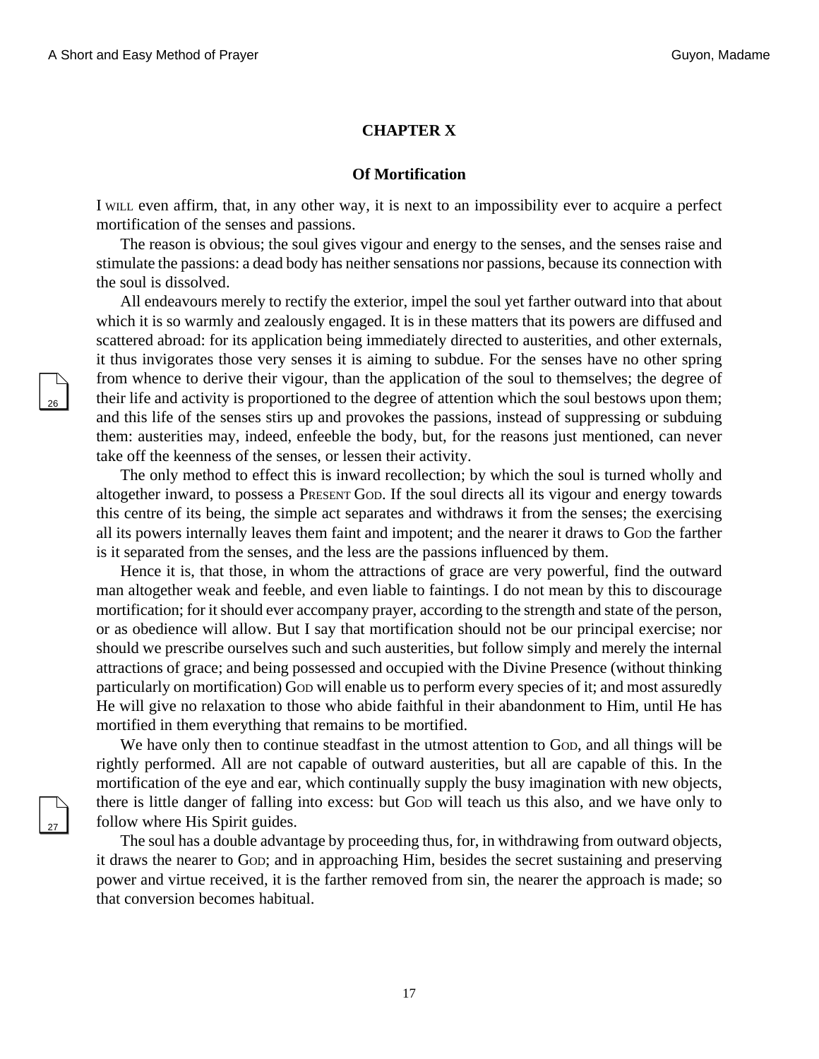## CHAPTER X

### Of Mortification

I WILL even affirm, that, in any other way, it is next to an impossibility ever to acquire a perfect mortification of the senses and passions.

The reason is obvious; the soul gives vigour and energy to the senses, and the senses raise and stimulate the passions: a dead body has neither sensations nor passions, because its connection with the soul is dissolved.

All endeavours merely to rectify the exterior, impel the soul yet farther outward into that about which it is so warmly and zealously engaged. It is in these matters that its powers are diffused and scattered abroad: for its application being immediately directed to austerities, and other externals, it thus invigorates those very senses it is aiming to subdue. For the senses have no other spring from whence to derive their vigour, than the application of the soul to themselves; the degree of their life and activity is proportioned to the degree of attention which the soul bestows upon them; and this life of the senses stirs up and provokes the passions, instead of suppressing or subduing them: austerities may, indeed, enfeeble the body, but, for the reasons just mentioned, can never take off the keenness of the senses, or lessen their activity.

The only method to effect this is inward recollection; by which the soul is turned wholly and altogether inward, to possess a PRESENT GOD. If the soul directs all its vigour and energy towards this centre of its being, the simple act separates and withdraws it from the senses; the exercising all its powers internally leaves them faint and impotent; and the nearer it draws to GOD the farther is it separated from the senses, and the less are the passions influenced by them.

Hence it is, that those, in whom the attractions of grace are very powerful, find the outward man altogether weak and feeble, and even liable to faintings. I do not mean by this to discourage mortification; for it should ever accompany prayer, according to the strength and state of the person, or as obedience will allow. But I say that mortification should not be our principal exercise; nor should we prescribe ourselves such and such austerities, but follow simply and merely the internal attractions of grace; and being possessed and occupied with the Divine Presence (without thinking particularly on mortification) GOD will enable us to perform every species of it; and most assuredly He will give no relaxation to those who abide faithful in their abandonment to Him, until He has mortified in them everything that remains to be mortified.

We have only then to continue steadfast in the utmost attention to GOD, and all things will be rightly performed. All are not capable of outward austerities, but all are capable of this. In the mortification of the eye and ear, which continually supply the busy imagination with new objects, there is little danger of falling into excess: but GOD will teach us this also, and we have only to follow where His Spirit guides.

The soul has a double advantage by proceeding thus, for, in withdrawing from outward objects, it draws the nearer to GOD; and in approaching Him, besides the secret sustaining and preserving power and virtue received, it is the farther removed from sin, the nearer the approach is made; so that conversion becomes habitual.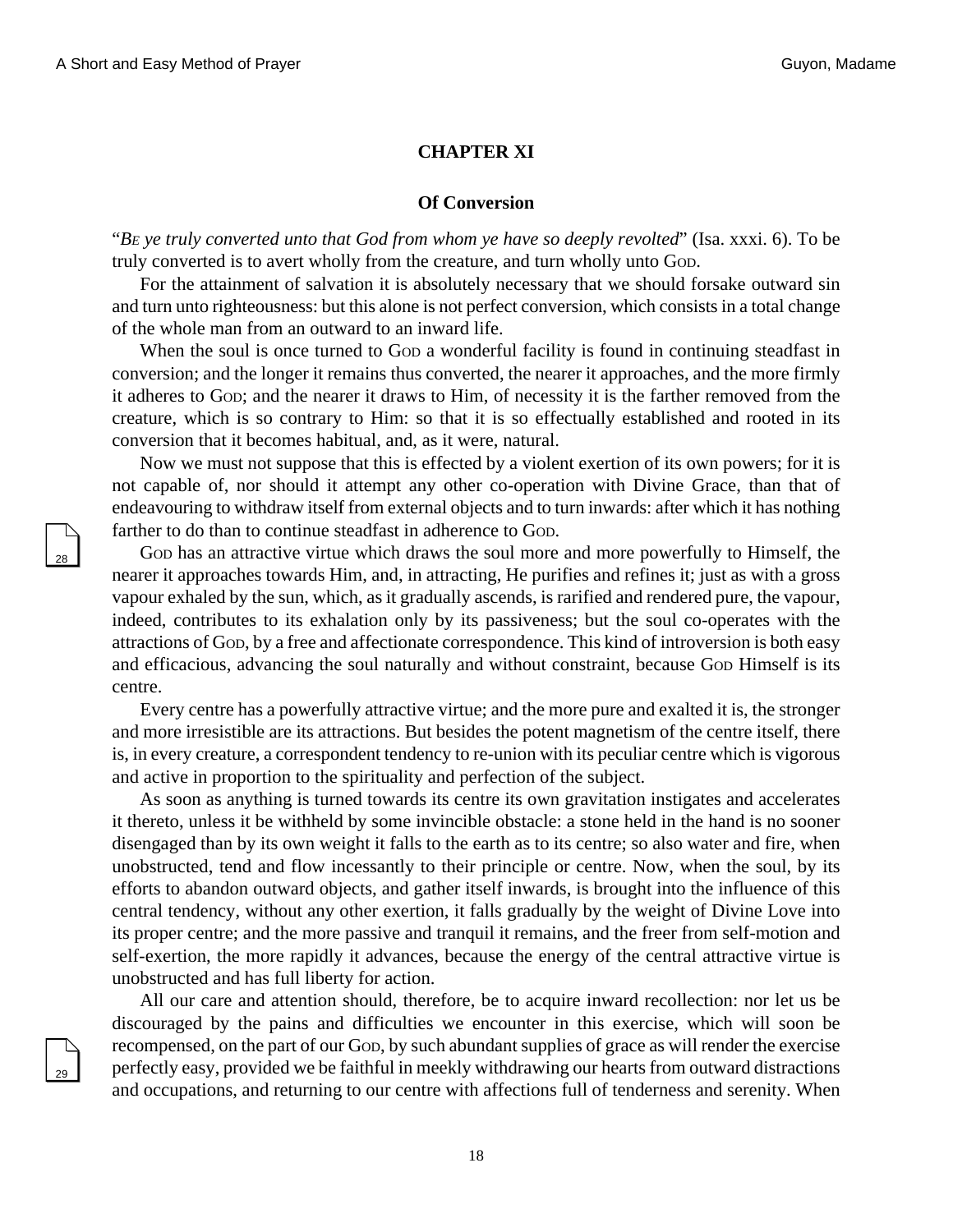## CHAPTER XI

### Of Conversion

"*Be ye truly converted unto that God from whom ye have so deeply revolted*" (Isa. xxxi. 6). To be truly converted is to avert wholly from the creature, and turn wholly unto God.

For the attainment of salvation it is absolutely necessary that we should forsake outward sin and turn unto righteousness: but this alone is not perfect conversion, which consists in a total change of the whole man from an outward to an inward life.

When the soul is once turned to God a wonderful facility is found in continuing steadfast in conversion; and the longer it remains thus converted, the nearer it approaches, and the more firmly it adheres to God; and the nearer it draws to Him, of necessity it is the farther removed from the creature, which is so contrary to Him: so that it is so effectually established and rooted in its conversion that it becomes habitual, and, as it were, natural.

Now we must not suppose that this is effected by a violent exertion of its own powers; for it is not capable of, nor should it attempt any other co-operation with Divine Grace, than that of endeavouring to withdraw itself from external objects and to turn inwards: after which it has nothing farther to do than to continue steadfast in adherence to God.

God has an attractive virtue which draws the soul more and more powerfully to Himself, the nearer it approaches towards Him, and, in attracting, He purifies and refines it; just as with a gross vapour exhaled by the sun, which, as it gradually ascends, is rarified and rendered pure, the vapour, indeed, contributes to its exhalation only by its passiveness; but the soul co-operates with the attractions of God, by a free and affectionate correspondence. This kind of introversion is both easy and efficacious, advancing the soul naturally and without constraint, because God Himself is its centre.

Every centre has a powerfully attractive virtue; and the more pure and exalted it is, the stronger and more irresistible are its attractions. But besides the potent magnetism of the centre itself, there is, in every creature, a correspondent tendency to re-union with its peculiar centre which is vigorous and active in proportion to the spirituality and perfection of the subject.

As soon as anything is turned towards its centre its own gravitation instigates and accelerates it thereto, unless it be withheld by some invincible obstacle: a stone held in the hand is no sooner disengaged than by its own weight it falls to the earth as to its centre; so also water and fire, when unobstructed, tend and flow incessantly to their principle or centre. Now, when the soul, by its efforts to abandon outward objects, and gather itself inwards, is brought into the influence of this central tendency, without any other exertion, it falls gradually by the weight of Divine Love into its proper centre; and the more passive and tranquil it remains, and the freer from self-motion and self-exertion, the more rapidly it advances, because the energy of the central attractive virtue is unobstructed and has full liberty for action.

All our care and attention should, therefore, be to acquire inward recollection: nor let us be discouraged by the pains and difficulties we encounter in this exercise, which will soon be recompensed, on the part of our God, by such abundant supplies of grace as will render the exercise perfectly easy, provided we be faithful in meekly withdrawing our hearts from outward distractions and occupations, and returning to our centre with affections full of tenderness and serenity. When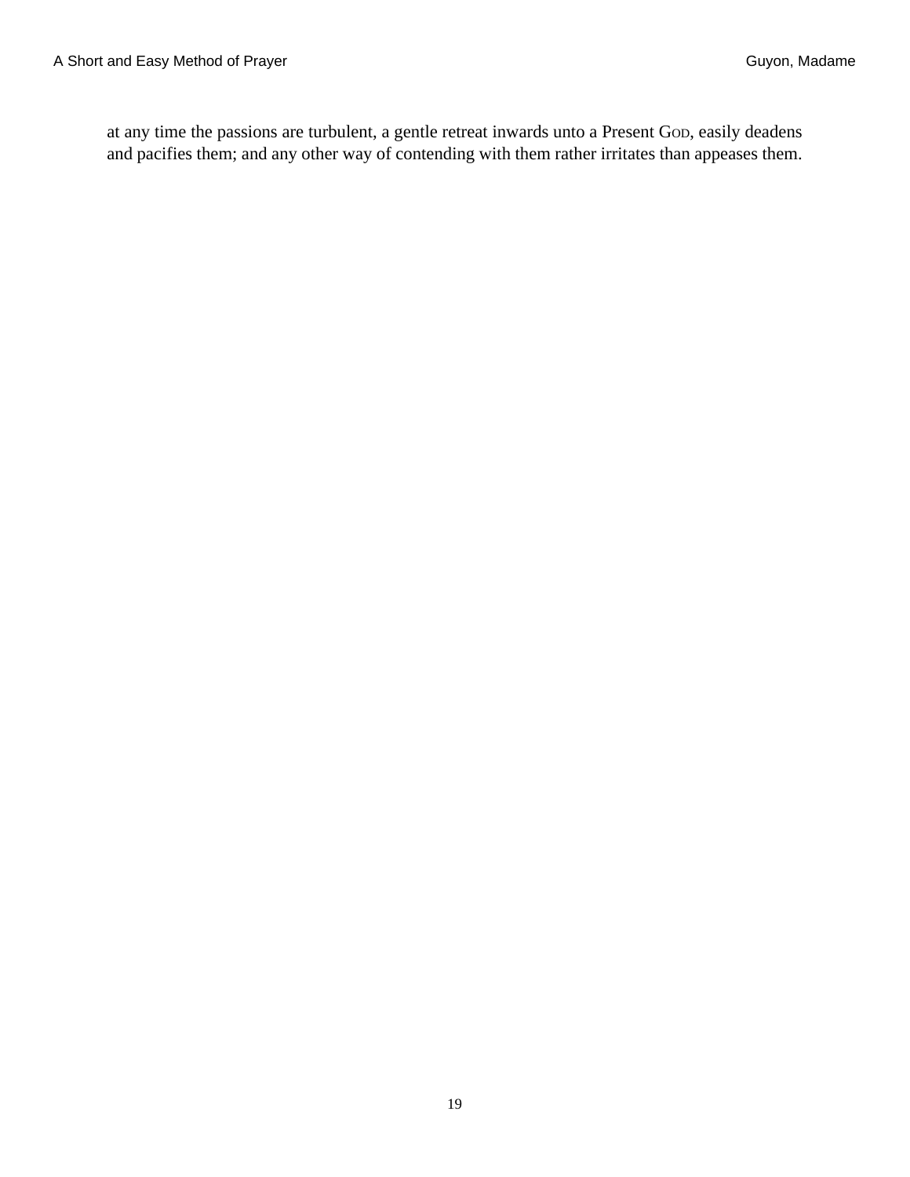at any time the passions are turbulent, a gentle retreat inwards unto a Present GOD, easily deadens and pacifies them; and any other way of contending with them rather irritates than appeases them.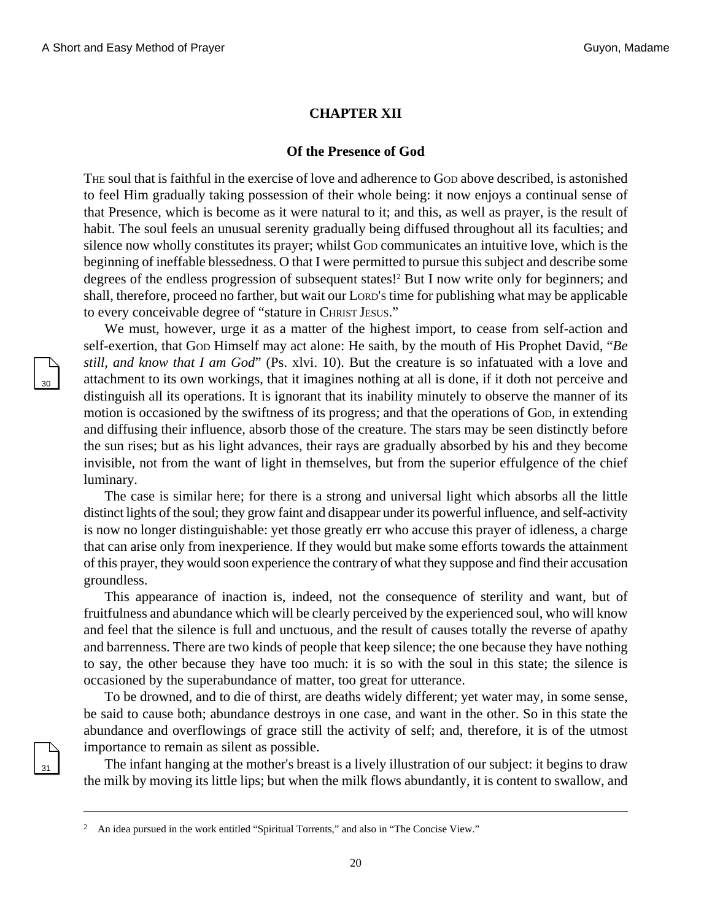## CHAPTER XII

### Of the Presence of God

THE soul that is faithful in the exercise of love and adherence to GOD above described, is astonished to feel Him gradually taking possession of their whole being: it now enjoys a continual sense of that Presence, which is become as it were natural to it; and this, as well as prayer, is the result of habit. The soul feels an unusual serenity gradually being diffused throughout all its faculties; and silence now wholly constitutes its prayer; whilst GOD communicates an intuitive love, which is the beginning of ineffable blessedness. O that I were permitted to pursue this subject and describe some degrees of the endless progression of subsequent states![2] But I now write only for beginners; and shall, therefore, proceed no farther, but wait our LORD'S time for publishing what may be applicable to every conceivable degree of "stature in CHRIST JESUS."

We must, however, urge it as a matter of the highest import, to cease from self-action and self-exertion, that GOD Himself may act alone: He saith, by the mouth of His Prophet David, "*Be still, and know that I am God*" (Ps. xlvi. 10). But the creature is so infatuated with a love and attachment to its own workings, that it imagines nothing at all is done, if it doth not perceive and distinguish all its operations. It is ignorant that its inability minutely to observe the manner of its motion is occasioned by the swiftness of its progress; and that the operations of GOD, in extending and diffusing their influence, absorb those of the creature. The stars may be seen distinctly before the sun rises; but as his light advances, their rays are gradually absorbed by his and they become invisible, not from the want of light in themselves, but from the superior effulgence of the chief luminary.

The case is similar here; for there is a strong and universal light which absorbs all the little distinct lights of the soul; they grow faint and disappear under its powerful influence, and self-activity is now no longer distinguishable: yet those greatly err who accuse this prayer of idleness, a charge that can arise only from inexperience. If they would but make some efforts towards the attainment of this prayer, they would soon experience the contrary of what they suppose and find their accusation groundless.

This appearance of inaction is, indeed, not the consequence of sterility and want, but of fruitfulness and abundance which will be clearly perceived by the experienced soul, who will know and feel that the silence is full and unctuous, and the result of causes totally the reverse of apathy and barrenness. There are two kinds of people that keep silence; the one because they have nothing to say, the other because they have too much: it is so with the soul in this state; the silence is occasioned by the superabundance of matter, too great for utterance.

To be drowned, and to die of thirst, are deaths widely different; yet water may, in some sense, be said to cause both; abundance destroys in one case, and want in the other. So in this state the abundance and overflowings of grace still the activity of self; and, therefore, it is of the utmost importance to remain as silent as possible.

The infant hanging at the mother's breast is a lively illustration of our subject: it begins to draw the milk by moving its little lips; but when the milk flows abundantly, it is content to swallow, and

---

[2] An idea pursued in the work entitled "Spiritual Torrents," and also in "The Concise View."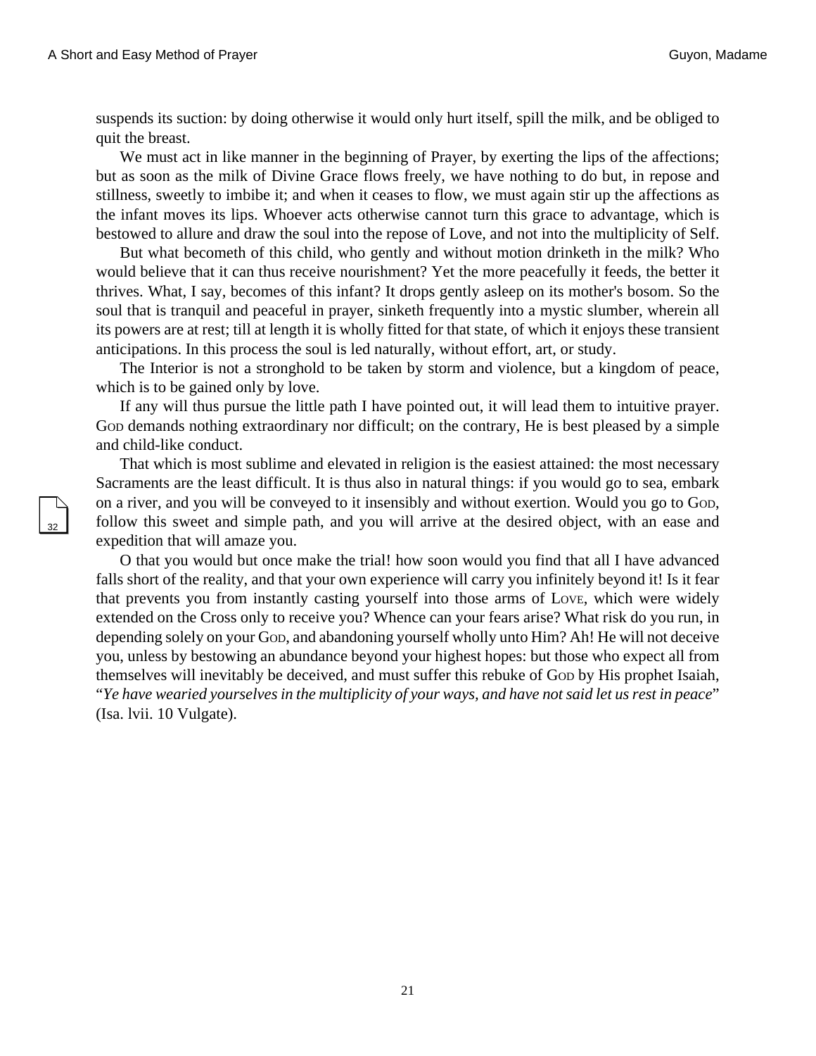suspends its suction: by doing otherwise it would only hurt itself, spill the milk, and be obliged to quit the breast.

We must act in like manner in the beginning of Prayer, by exerting the lips of the affections; but as soon as the milk of Divine Grace flows freely, we have nothing to do but, in repose and stillness, sweetly to imbibe it; and when it ceases to flow, we must again stir up the affections as the infant moves its lips. Whoever acts otherwise cannot turn this grace to advantage, which is bestowed to allure and draw the soul into the repose of Love, and not into the multiplicity of Self.

But what becometh of this child, who gently and without motion drinketh in the milk? Who would believe that it can thus receive nourishment? Yet the more peacefully it feeds, the better it thrives. What, I say, becomes of this infant? It drops gently asleep on its mother's bosom. So the soul that is tranquil and peaceful in prayer, sinketh frequently into a mystic slumber, wherein all its powers are at rest; till at length it is wholly fitted for that state, of which it enjoys these transient anticipations. In this process the soul is led naturally, without effort, art, or study.

The Interior is not a stronghold to be taken by storm and violence, but a kingdom of peace, which is to be gained only by love.

If any will thus pursue the little path I have pointed out, it will lead them to intuitive prayer. God demands nothing extraordinary nor difficult; on the contrary, He is best pleased by a simple and child-like conduct.

That which is most sublime and elevated in religion is the easiest attained: the most necessary Sacraments are the least difficult. It is thus also in natural things: if you would go to sea, embark on a river, and you will be conveyed to it insensibly and without exertion. Would you go to God, follow this sweet and simple path, and you will arrive at the desired object, with an ease and expedition that will amaze you.

O that you would but once make the trial! how soon would you find that all I have advanced falls short of the reality, and that your own experience will carry you infinitely beyond it! Is it fear that prevents you from instantly casting yourself into those arms of Love, which were widely extended on the Cross only to receive you? Whence can your fears arise? What risk do you run, in depending solely on your God, and abandoning yourself wholly unto Him? Ah! He will not deceive you, unless by bestowing an abundance beyond your highest hopes: but those who expect all from themselves will inevitably be deceived, and must suffer this rebuke of God by His prophet Isaiah, "*Ye have wearied yourselves in the multiplicity of your ways, and have not said let us rest in peace*" (Isa. lvii. 10 Vulgate).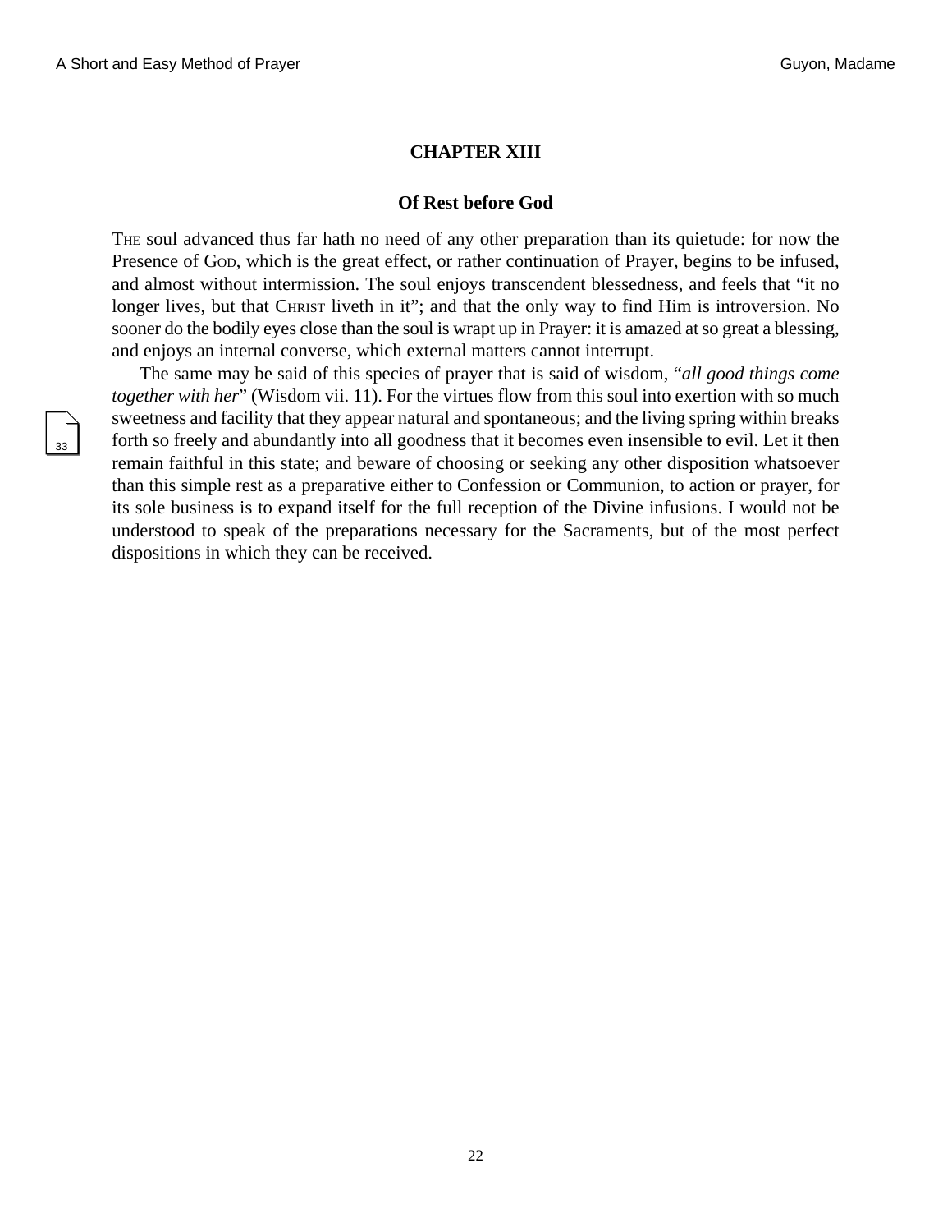## CHAPTER XIII

### Of Rest before God

THE soul advanced thus far hath no need of any other preparation than its quietude: for now the Presence of GOD, which is the great effect, or rather continuation of Prayer, begins to be infused, and almost without intermission. The soul enjoys transcendent blessedness, and feels that "it no longer lives, but that CHRIST liveth in it"; and that the only way to find Him is introversion. No sooner do the bodily eyes close than the soul is wrapt up in Prayer: it is amazed at so great a blessing, and enjoys an internal converse, which external matters cannot interrupt.

The same may be said of this species of prayer that is said of wisdom, "*all good things come together with her*" (Wisdom vii. 11). For the virtues flow from this soul into exertion with so much sweetness and facility that they appear natural and spontaneous; and the living spring within breaks forth so freely and abundantly into all goodness that it becomes even insensible to evil. Let it then remain faithful in this state; and beware of choosing or seeking any other disposition whatsoever than this simple rest as a preparative either to Confession or Communion, to action or prayer, for its sole business is to expand itself for the full reception of the Divine infusions. I would not be understood to speak of the preparations necessary for the Sacraments, but of the most perfect dispositions in which they can be received.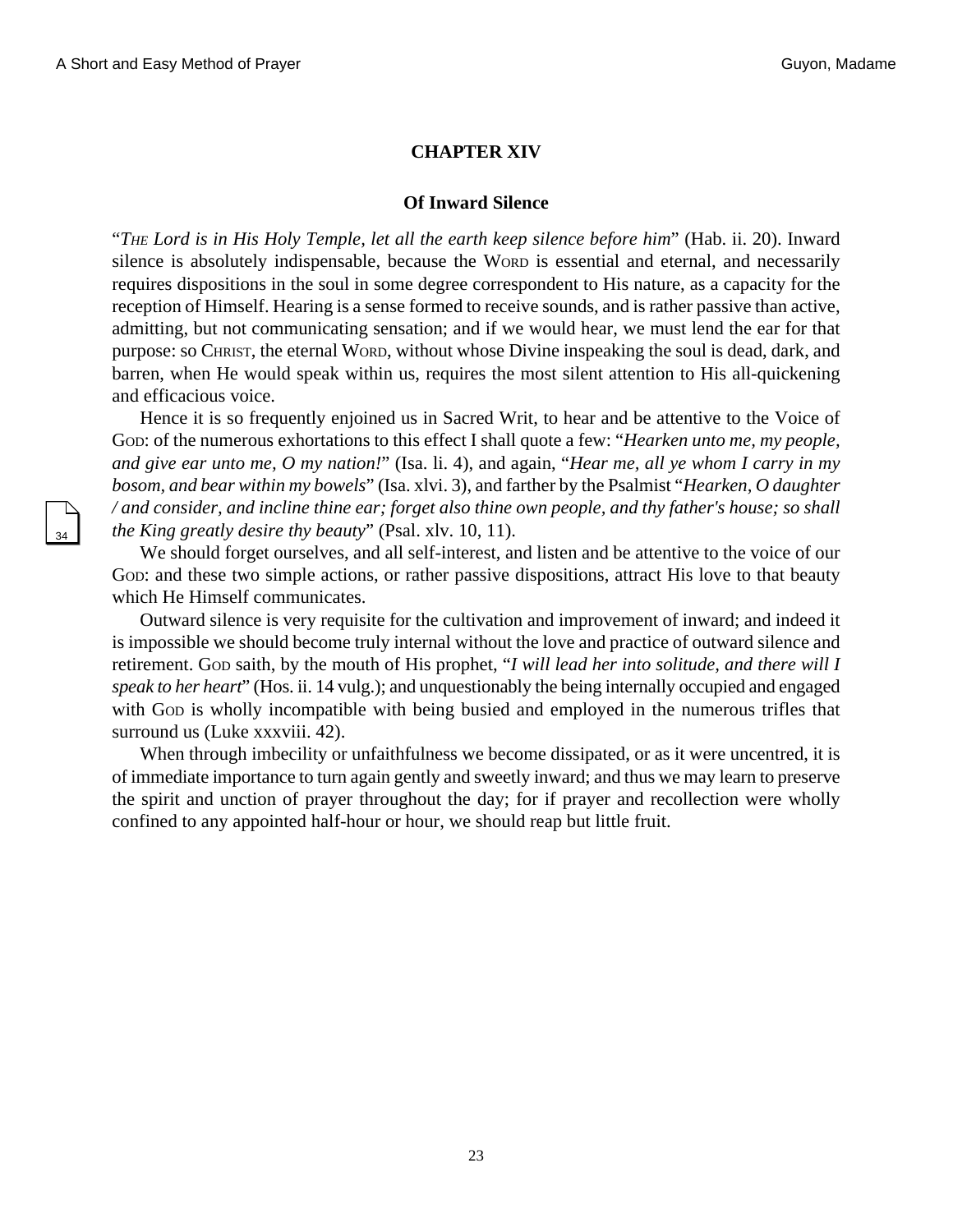## CHAPTER XIV

### Of Inward Silence

"*The Lord is in His Holy Temple, let all the earth keep silence before him*" (Hab. ii. 20). Inward silence is absolutely indispensable, because the Word is essential and eternal, and necessarily requires dispositions in the soul in some degree correspondent to His nature, as a capacity for the reception of Himself. Hearing is a sense formed to receive sounds, and is rather passive than active, admitting, but not communicating sensation; and if we would hear, we must lend the ear for that purpose: so Christ, the eternal Word, without whose Divine inspeaking the soul is dead, dark, and barren, when He would speak within us, requires the most silent attention to His all-quickening and efficacious voice.

Hence it is so frequently enjoined us in Sacred Writ, to hear and be attentive to the Voice of God: of the numerous exhortations to this effect I shall quote a few: "*Hearken unto me, my people, and give ear unto me, O my nation!*" (Isa. li. 4), and again, "*Hear me, all ye whom I carry in my bosom, and bear within my bowels*" (Isa. xlvi. 3), and farther by the Psalmist "*Hearken, O daughter / and consider, and incline thine ear; forget also thine own people, and thy father's house; so shall the King greatly desire thy beauty*" (Psal. xlv. 10, 11).

We should forget ourselves, and all self-interest, and listen and be attentive to the voice of our God: and these two simple actions, or rather passive dispositions, attract His love to that beauty which He Himself communicates.

Outward silence is very requisite for the cultivation and improvement of inward; and indeed it is impossible we should become truly internal without the love and practice of outward silence and retirement. God saith, by the mouth of His prophet, "*I will lead her into solitude, and there will I speak to her heart*" (Hos. ii. 14 vulg.); and unquestionably the being internally occupied and engaged with God is wholly incompatible with being busied and employed in the numerous trifles that surround us (Luke xxxviii. 42).

When through imbecility or unfaithfulness we become dissipated, or as it were uncentred, it is of immediate importance to turn again gently and sweetly inward; and thus we may learn to preserve the spirit and unction of prayer throughout the day; for if prayer and recollection were wholly confined to any appointed half-hour or hour, we should reap but little fruit.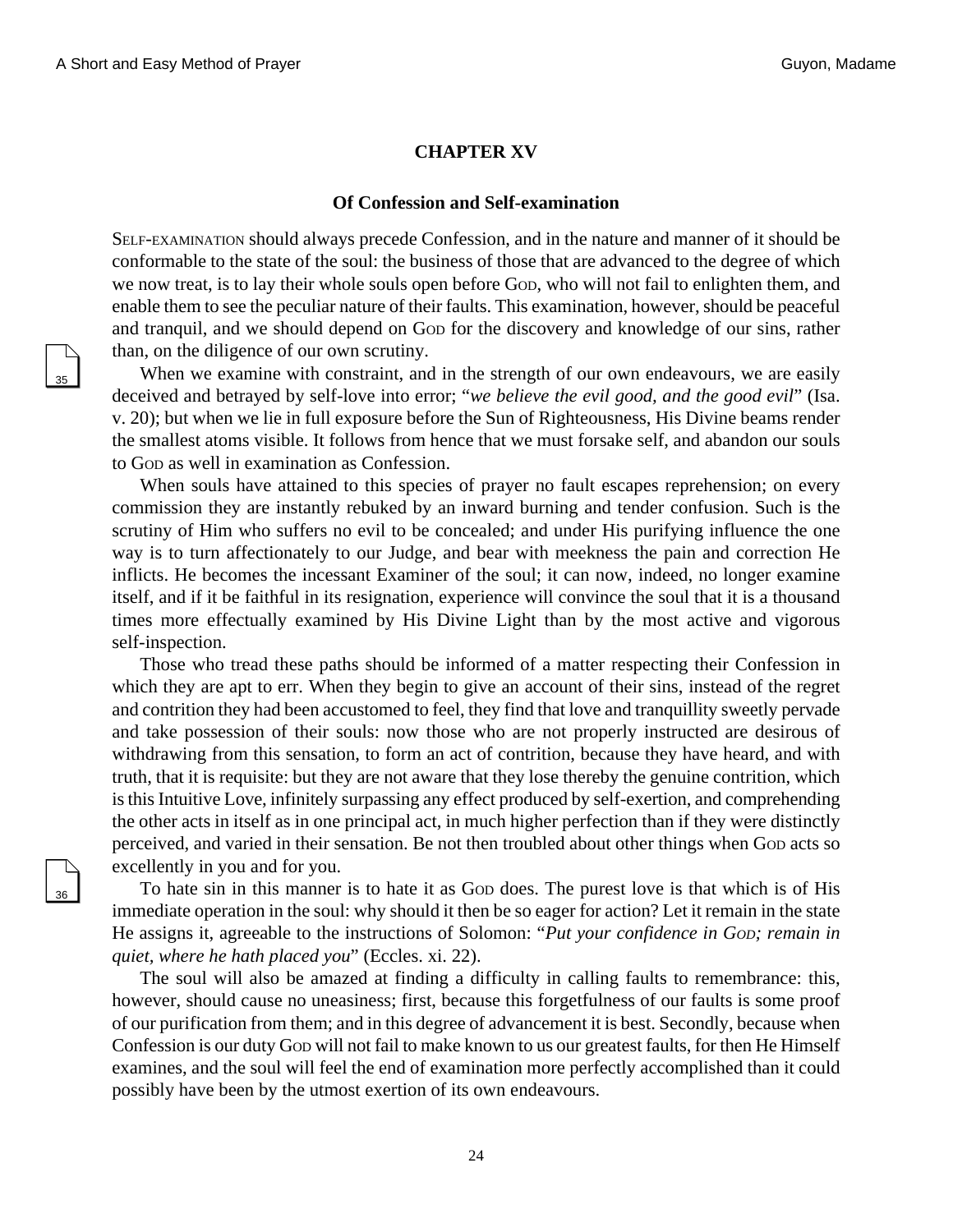## CHAPTER XV

### Of Confession and Self-examination

Self-examination should always precede Confession, and in the nature and manner of it should be conformable to the state of the soul: the business of those that are advanced to the degree of which we now treat, is to lay their whole souls open before God, who will not fail to enlighten them, and enable them to see the peculiar nature of their faults. This examination, however, should be peaceful and tranquil, and we should depend on God for the discovery and knowledge of our sins, rather than, on the diligence of our own scrutiny.

When we examine with constraint, and in the strength of our own endeavours, we are easily deceived and betrayed by self-love into error; "*we believe the evil good, and the good evil*" (Isa. v. 20); but when we lie in full exposure before the Sun of Righteousness, His Divine beams render the smallest atoms visible. It follows from hence that we must forsake self, and abandon our souls to God as well in examination as Confession.

When souls have attained to this species of prayer no fault escapes reprehension; on every commission they are instantly rebuked by an inward burning and tender confusion. Such is the scrutiny of Him who suffers no evil to be concealed; and under His purifying influence the one way is to turn affectionately to our Judge, and bear with meekness the pain and correction He inflicts. He becomes the incessant Examiner of the soul; it can now, indeed, no longer examine itself, and if it be faithful in its resignation, experience will convince the soul that it is a thousand times more effectually examined by His Divine Light than by the most active and vigorous self-inspection.

Those who tread these paths should be informed of a matter respecting their Confession in which they are apt to err. When they begin to give an account of their sins, instead of the regret and contrition they had been accustomed to feel, they find that love and tranquillity sweetly pervade and take possession of their souls: now those who are not properly instructed are desirous of withdrawing from this sensation, to form an act of contrition, because they have heard, and with truth, that it is requisite: but they are not aware that they lose thereby the genuine contrition, which is this Intuitive Love, infinitely surpassing any effect produced by self-exertion, and comprehending the other acts in itself as in one principal act, in much higher perfection than if they were distinctly perceived, and varied in their sensation. Be not then troubled about other things when God acts so excellently in you and for you.

To hate sin in this manner is to hate it as God does. The purest love is that which is of His immediate operation in the soul: why should it then be so eager for action? Let it remain in the state He assigns it, agreeable to the instructions of Solomon: "*Put your confidence in God; remain in quiet, where he hath placed you*" (Eccles. xi. 22).

The soul will also be amazed at finding a difficulty in calling faults to remembrance: this, however, should cause no uneasiness; first, because this forgetfulness of our faults is some proof of our purification from them; and in this degree of advancement it is best. Secondly, because when Confession is our duty God will not fail to make known to us our greatest faults, for then He Himself examines, and the soul will feel the end of examination more perfectly accomplished than it could possibly have been by the utmost exertion of its own endeavours.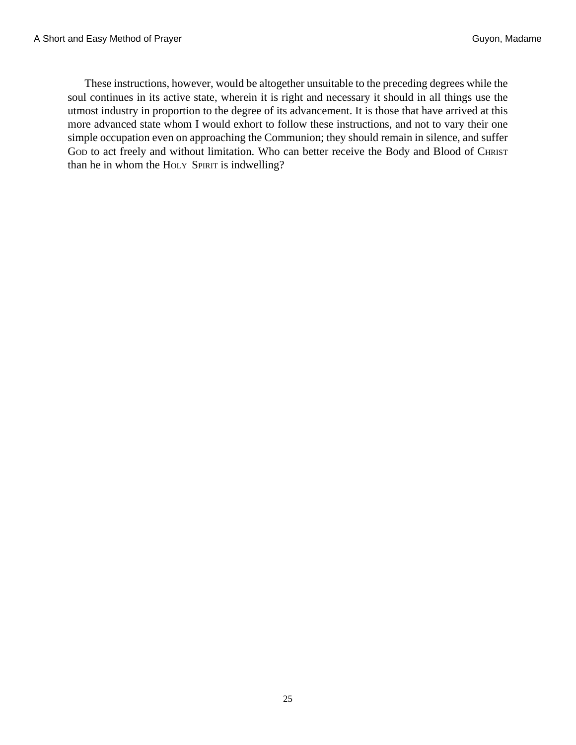These instructions, however, would be altogether unsuitable to the preceding degrees while the soul continues in its active state, wherein it is right and necessary it should in all things use the utmost industry in proportion to the degree of its advancement. It is those that have arrived at this more advanced state whom I would exhort to follow these instructions, and not to vary their one simple occupation even on approaching the Communion; they should remain in silence, and suffer GOD to act freely and without limitation. Who can better receive the Body and Blood of CHRIST than he in whom the HOLY SPIRIT is indwelling?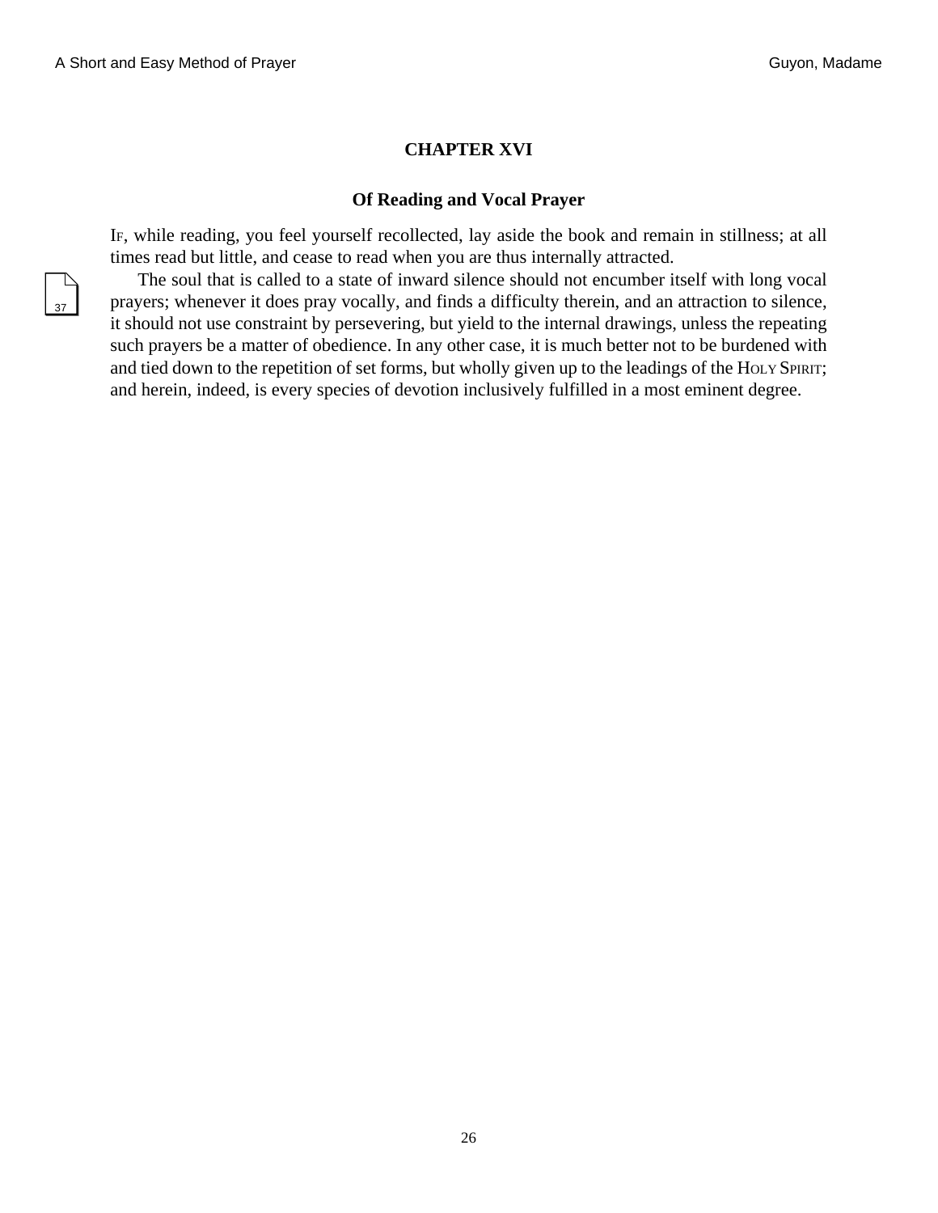## CHAPTER XVI

### Of Reading and Vocal Prayer

IF, while reading, you feel yourself recollected, lay aside the book and remain in stillness; at all times read but little, and cease to read when you are thus internally attracted.

The soul that is called to a state of inward silence should not encumber itself with long vocal prayers; whenever it does pray vocally, and finds a difficulty therein, and an attraction to silence, it should not use constraint by persevering, but yield to the internal drawings, unless the repeating such prayers be a matter of obedience. In any other case, it is much better not to be burdened with and tied down to the repetition of set forms, but wholly given up to the leadings of the HOLY SPIRIT; and herein, indeed, is every species of devotion inclusively fulfilled in a most eminent degree.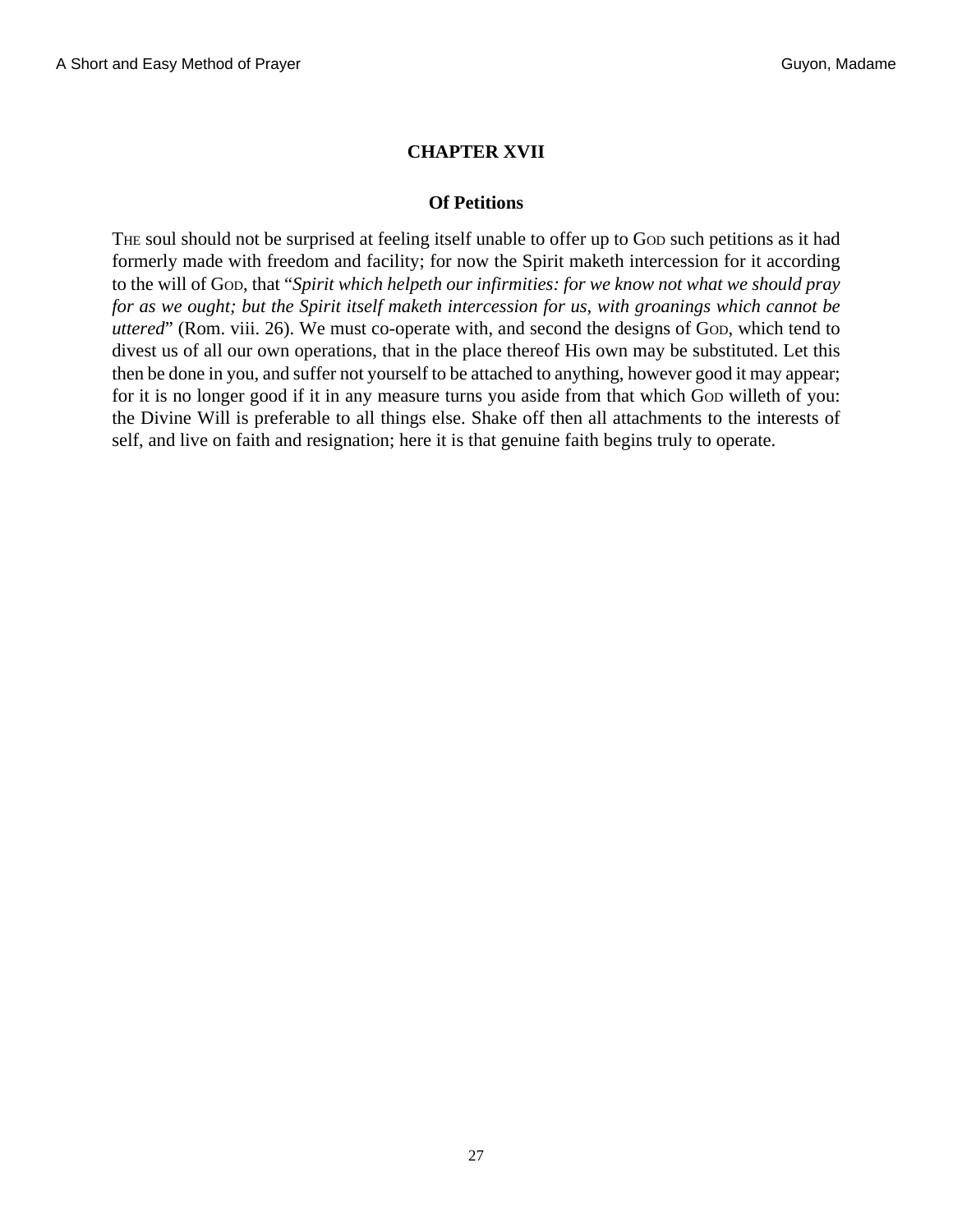## CHAPTER XVII

### Of Petitions

THE soul should not be surprised at feeling itself unable to offer up to GOD such petitions as it had formerly made with freedom and facility; for now the Spirit maketh intercession for it according to the will of GOD, that "*Spirit which helpeth our infirmities: for we know not what we should pray for as we ought; but the Spirit itself maketh intercession for us, with groanings which cannot be uttered*" (Rom. viii. 26). We must co-operate with, and second the designs of GOD, which tend to divest us of all our own operations, that in the place thereof His own may be substituted. Let this then be done in you, and suffer not yourself to be attached to anything, however good it may appear; for it is no longer good if it in any measure turns you aside from that which GOD willeth of you: the Divine Will is preferable to all things else. Shake off then all attachments to the interests of self, and live on faith and resignation; here it is that genuine faith begins truly to operate.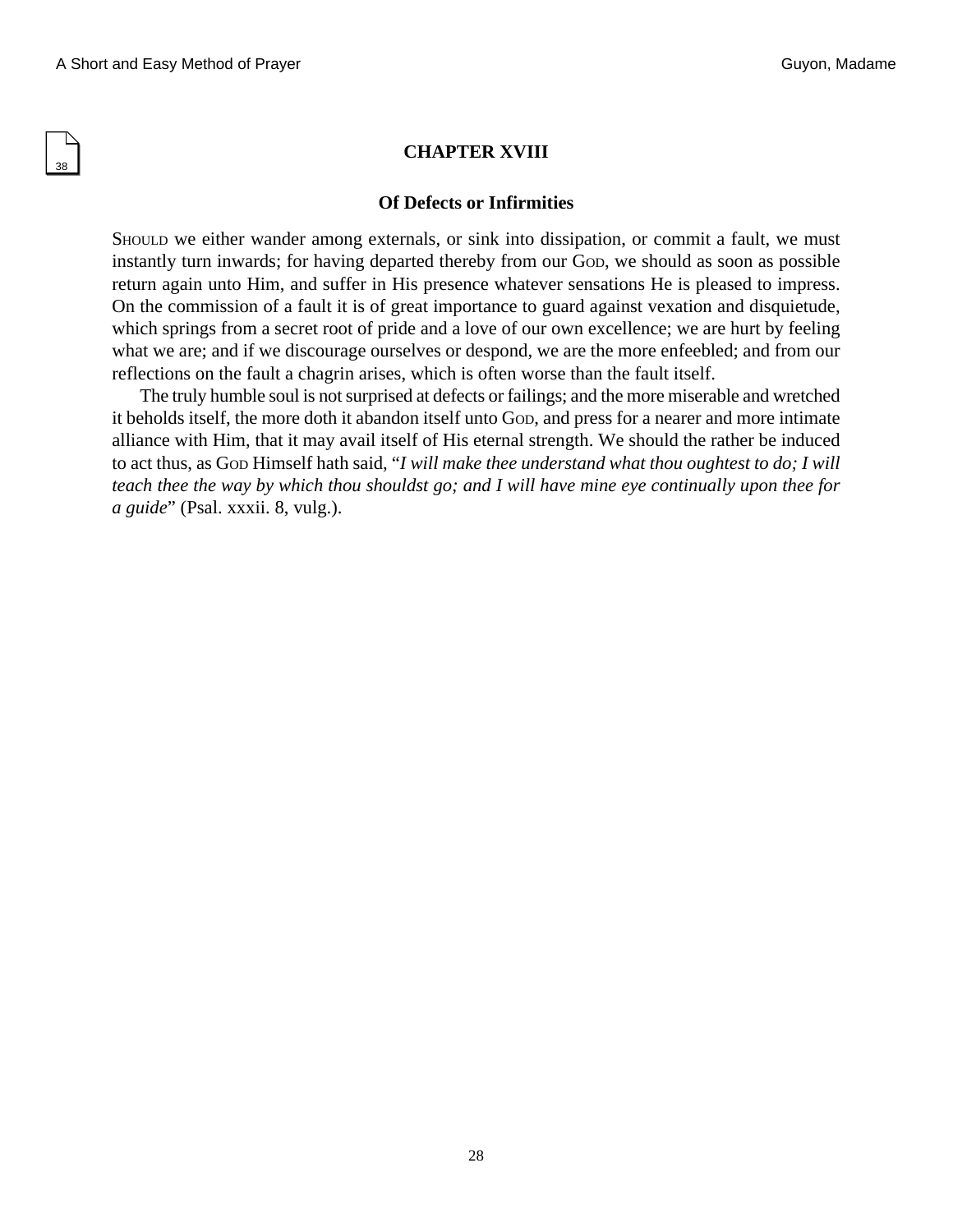## CHAPTER XVIII

### Of Defects or Infirmities

Should we either wander among externals, or sink into dissipation, or commit a fault, we must instantly turn inwards; for having departed thereby from our God, we should as soon as possible return again unto Him, and suffer in His presence whatever sensations He is pleased to impress. On the commission of a fault it is of great importance to guard against vexation and disquietude, which springs from a secret root of pride and a love of our own excellence; we are hurt by feeling what we are; and if we discourage ourselves or despond, we are the more enfeebled; and from our reflections on the fault a chagrin arises, which is often worse than the fault itself.

The truly humble soul is not surprised at defects or failings; and the more miserable and wretched it beholds itself, the more doth it abandon itself unto God, and press for a nearer and more intimate alliance with Him, that it may avail itself of His eternal strength. We should the rather be induced to act thus, as God Himself hath said, "*I will make thee understand what thou oughtest to do; I will teach thee the way by which thou shouldst go; and I will have mine eye continually upon thee for a guide*" (Psal. xxxii. 8, vulg.).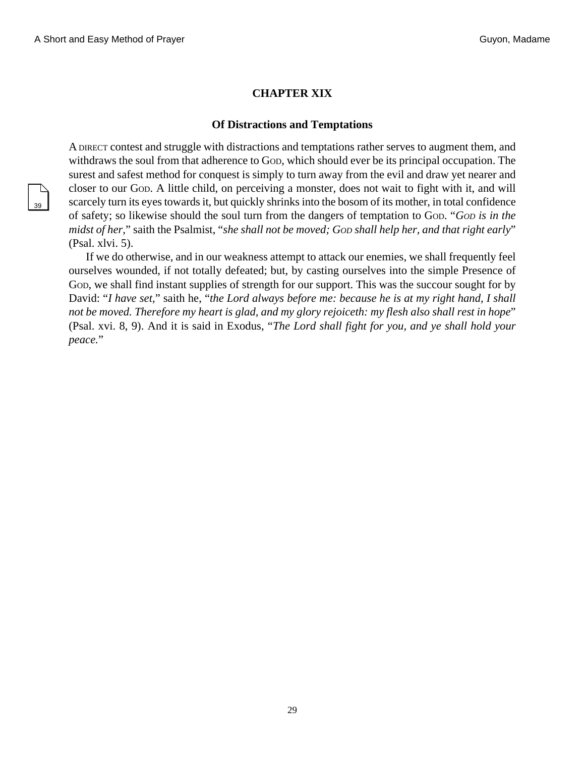## CHAPTER XIX

### Of Distractions and Temptations

A DIRECT contest and struggle with distractions and temptations rather serves to augment them, and withdraws the soul from that adherence to GOD, which should ever be its principal occupation. The surest and safest method for conquest is simply to turn away from the evil and draw yet nearer and closer to our GOD. A little child, on perceiving a monster, does not wait to fight with it, and will scarcely turn its eyes towards it, but quickly shrinks into the bosom of its mother, in total confidence of safety; so likewise should the soul turn from the dangers of temptation to GOD. "*GOD is in the midst of her,*" saith the Psalmist, "*she shall not be moved; GOD shall help her, and that right early*" (Psal. xlvi. 5).

If we do otherwise, and in our weakness attempt to attack our enemies, we shall frequently feel ourselves wounded, if not totally defeated; but, by casting ourselves into the simple Presence of GOD, we shall find instant supplies of strength for our support. This was the succour sought for by David: "*I have set,*" saith he, "*the Lord always before me: because he is at my right hand, I shall not be moved. Therefore my heart is glad, and my glory rejoiceth: my flesh also shall rest in hope*" (Psal. xvi. 8, 9). And it is said in Exodus, "*The Lord shall fight for you, and ye shall hold your peace.*"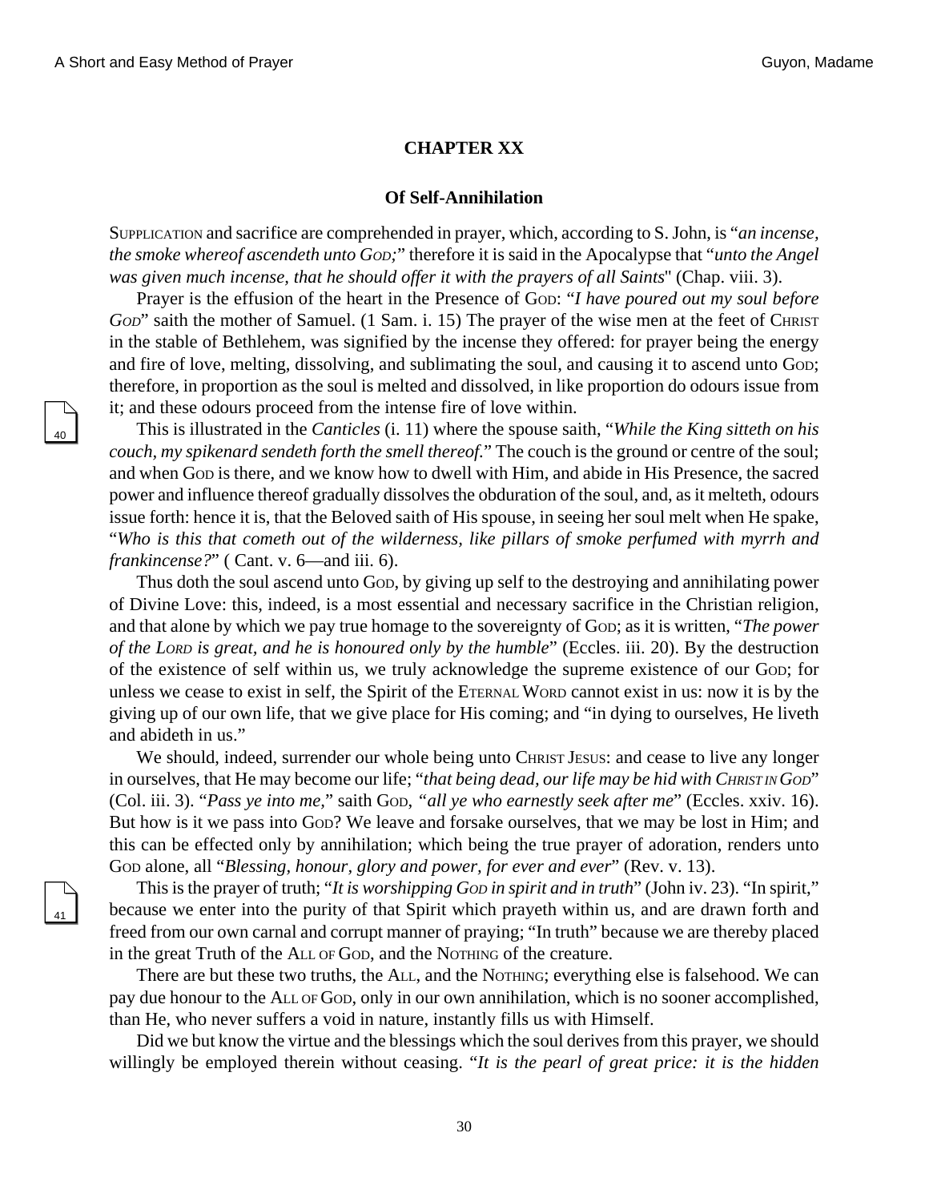## CHAPTER XX

### Of Self-Annihilation

Supplication and sacrifice are comprehended in prayer, which, according to S. John, is "*an incense, the smoke whereof ascendeth unto God;*" therefore it is said in the Apocalypse that "*unto the Angel was given much incense, that he should offer it with the prayers of all Saints*" (Chap. viii. 3).

Prayer is the effusion of the heart in the Presence of God: "*I have poured out my soul before God*" saith the mother of Samuel. (1 Sam. i. 15) The prayer of the wise men at the feet of Christ in the stable of Bethlehem, was signified by the incense they offered: for prayer being the energy and fire of love, melting, dissolving, and sublimating the soul, and causing it to ascend unto God; therefore, in proportion as the soul is melted and dissolved, in like proportion do odours issue from it; and these odours proceed from the intense fire of love within.

This is illustrated in the *Canticles* (i. 11) where the spouse saith, "*While the King sitteth on his couch, my spikenard sendeth forth the smell thereof.*" The couch is the ground or centre of the soul; and when God is there, and we know how to dwell with Him, and abide in His Presence, the sacred power and influence thereof gradually dissolves the obduration of the soul, and, as it melteth, odours issue forth: hence it is, that the Beloved saith of His spouse, in seeing her soul melt when He spake, "*Who is this that cometh out of the wilderness, like pillars of smoke perfumed with myrrh and frankincense?*" ( Cant. v. 6—and iii. 6).

Thus doth the soul ascend unto God, by giving up self to the destroying and annihilating power of Divine Love: this, indeed, is a most essential and necessary sacrifice in the Christian religion, and that alone by which we pay true homage to the sovereignty of God; as it is written, "*The power of the Lord is great, and he is honoured only by the humble*" (Eccles. iii. 20). By the destruction of the existence of self within us, we truly acknowledge the supreme existence of our God; for unless we cease to exist in self, the Spirit of the Eternal Word cannot exist in us: now it is by the giving up of our own life, that we give place for His coming; and "in dying to ourselves, He liveth and abideth in us."

We should, indeed, surrender our whole being unto Christ Jesus: and cease to live any longer in ourselves, that He may become our life; "*that being dead, our life may be hid with Christ in God*" (Col. iii. 3). "*Pass ye into me,*" saith God, *"all ye who earnestly seek after me*" (Eccles. xxiv. 16). But how is it we pass into God? We leave and forsake ourselves, that we may be lost in Him; and this can be effected only by annihilation; which being the true prayer of adoration, renders unto God alone, all "*Blessing, honour, glory and power, for ever and ever*" (Rev. v. 13).

This is the prayer of truth; "*It is worshipping God in spirit and in truth*" (John iv. 23). "In spirit," because we enter into the purity of that Spirit which prayeth within us, and are drawn forth and freed from our own carnal and corrupt manner of praying; "In truth" because we are thereby placed in the great Truth of the All of God, and the Nothing of the creature.

There are but these two truths, the All, and the Nothing; everything else is falsehood. We can pay due honour to the All of God, only in our own annihilation, which is no sooner accomplished, than He, who never suffers a void in nature, instantly fills us with Himself.

Did we but know the virtue and the blessings which the soul derives from this prayer, we should willingly be employed therein without ceasing. "*It is the pearl of great price: it is the hidden*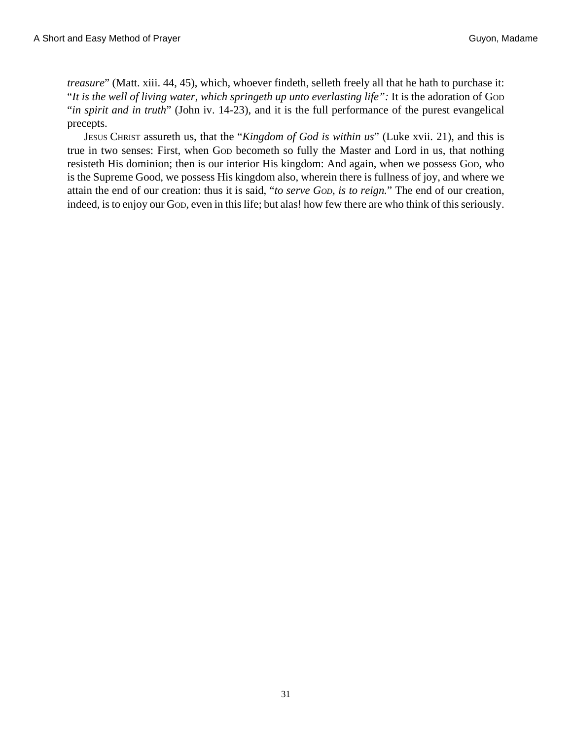*treasure*" (Matt. xiii. 44, 45), which, whoever findeth, selleth freely all that he hath to purchase it: "*It is the well of living water, which springeth up unto everlasting life":* It is the adoration of GOD "*in spirit and in truth*" (John iv. 14-23), and it is the full performance of the purest evangelical precepts.

JESUS CHRIST assureth us, that the "*Kingdom of God is within us*" (Luke xvii. 21), and this is true in two senses: First, when GOD becometh so fully the Master and Lord in us, that nothing resisteth His dominion; then is our interior His kingdom: And again, when we possess GOD, who is the Supreme Good, we possess His kingdom also, wherein there is fullness of joy, and where we attain the end of our creation: thus it is said, "*to serve GOD, is to reign.*" The end of our creation, indeed, is to enjoy our GOD, even in this life; but alas! how few there are who think of this seriously.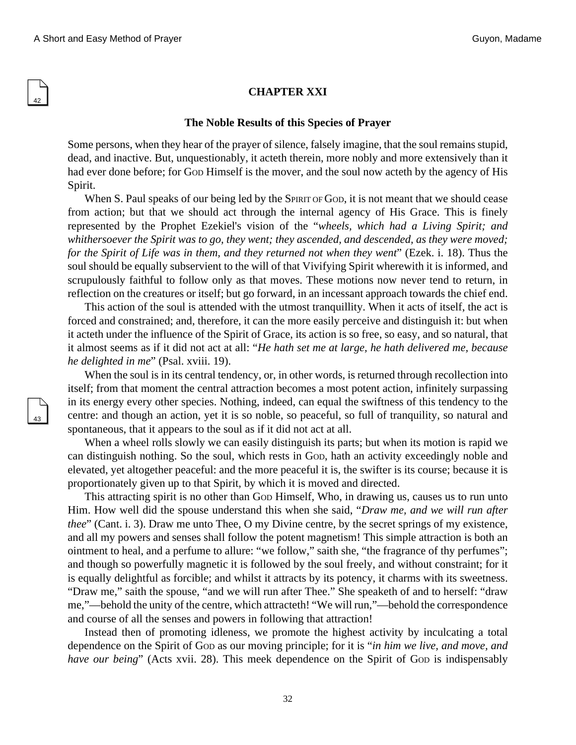## CHAPTER XXI

### The Noble Results of this Species of Prayer

Some persons, when they hear of the prayer of silence, falsely imagine, that the soul remains stupid, dead, and inactive. But, unquestionably, it acteth therein, more nobly and more extensively than it had ever done before; for God Himself is the mover, and the soul now acteth by the agency of His Spirit.

When S. Paul speaks of our being led by the Spirit of God, it is not meant that we should cease from action; but that we should act through the internal agency of His Grace. This is finely represented by the Prophet Ezekiel's vision of the "*wheels, which had a Living Spirit; and whithersoever the Spirit was to go, they went; they ascended, and descended, as they were moved; for the Spirit of Life was in them, and they returned not when they went*" (Ezek. i. 18). Thus the soul should be equally subservient to the will of that Vivifying Spirit wherewith it is informed, and scrupulously faithful to follow only as that moves. These motions now never tend to return, in reflection on the creatures or itself; but go forward, in an incessant approach towards the chief end.

This action of the soul is attended with the utmost tranquillity. When it acts of itself, the act is forced and constrained; and, therefore, it can the more easily perceive and distinguish it: but when it acteth under the influence of the Spirit of Grace, its action is so free, so easy, and so natural, that it almost seems as if it did not act at all: "*He hath set me at large, he hath delivered me, because he delighted in me*" (Psal. xviii. 19).

When the soul is in its central tendency, or, in other words, is returned through recollection into itself; from that moment the central attraction becomes a most potent action, infinitely surpassing in its energy every other species. Nothing, indeed, can equal the swiftness of this tendency to the centre: and though an action, yet it is so noble, so peaceful, so full of tranquility, so natural and spontaneous, that it appears to the soul as if it did not act at all.

When a wheel rolls slowly we can easily distinguish its parts; but when its motion is rapid we can distinguish nothing. So the soul, which rests in God, hath an activity exceedingly noble and elevated, yet altogether peaceful: and the more peaceful it is, the swifter is its course; because it is proportionately given up to that Spirit, by which it is moved and directed.

This attracting spirit is no other than God Himself, Who, in drawing us, causes us to run unto Him. How well did the spouse understand this when she said, "*Draw me, and we will run after thee*" (Cant. i. 3). Draw me unto Thee, O my Divine centre, by the secret springs of my existence, and all my powers and senses shall follow the potent magnetism! This simple attraction is both an ointment to heal, and a perfume to allure: "we follow," saith she, "the fragrance of thy perfumes"; and though so powerfully magnetic it is followed by the soul freely, and without constraint; for it is equally delightful as forcible; and whilst it attracts by its potency, it charms with its sweetness. "Draw me," saith the spouse, "and we will run after Thee." She speaketh of and to herself: "draw me,"—behold the unity of the centre, which attracteth! "We will run,"—behold the correspondence and course of all the senses and powers in following that attraction!

Instead then of promoting idleness, we promote the highest activity by inculcating a total dependence on the Spirit of God as our moving principle; for it is "*in him we live, and move, and have our being*" (Acts xvii. 28). This meek dependence on the Spirit of God is indispensably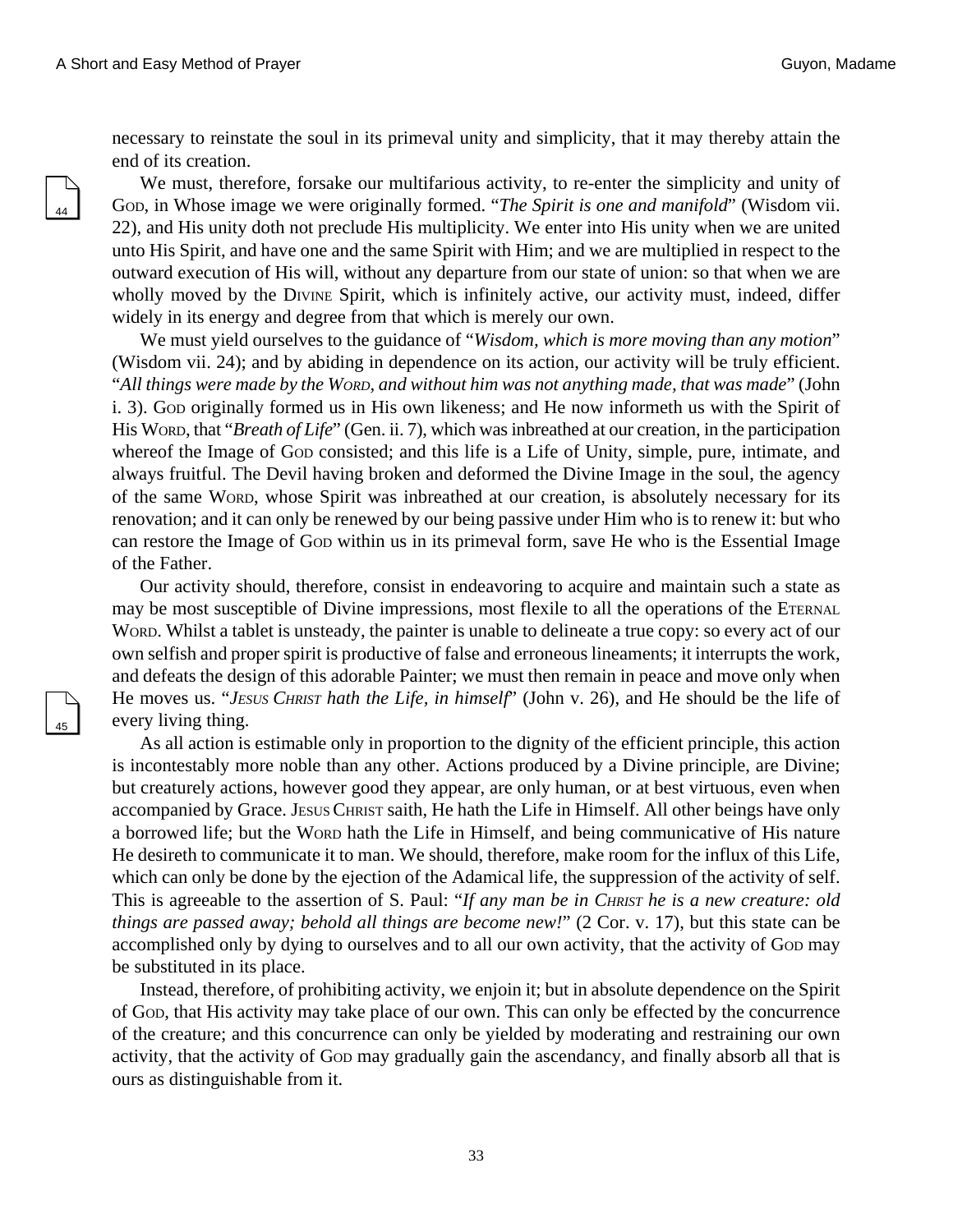necessary to reinstate the soul in its primeval unity and simplicity, that it may thereby attain the end of its creation.

We must, therefore, forsake our multifarious activity, to re-enter the simplicity and unity of God, in Whose image we were originally formed. "*The Spirit is one and manifold*" (Wisdom vii. 22), and His unity doth not preclude His multiplicity. We enter into His unity when we are united unto His Spirit, and have one and the same Spirit with Him; and we are multiplied in respect to the outward execution of His will, without any departure from our state of union: so that when we are wholly moved by the Divine Spirit, which is infinitely active, our activity must, indeed, differ widely in its energy and degree from that which is merely our own.

We must yield ourselves to the guidance of "*Wisdom, which is more moving than any motion*" (Wisdom vii. 24); and by abiding in dependence on its action, our activity will be truly efficient. "*All things were made by the Word, and without him was not anything made, that was made*" (John i. 3). God originally formed us in His own likeness; and He now informeth us with the Spirit of His Word, that "*Breath of Life*" (Gen. ii. 7), which was inbreathed at our creation, in the participation whereof the Image of God consisted; and this life is a Life of Unity, simple, pure, intimate, and always fruitful. The Devil having broken and deformed the Divine Image in the soul, the agency of the same Word, whose Spirit was inbreathed at our creation, is absolutely necessary for its renovation; and it can only be renewed by our being passive under Him who is to renew it: but who can restore the Image of God within us in its primeval form, save He who is the Essential Image of the Father.

Our activity should, therefore, consist in endeavoring to acquire and maintain such a state as may be most susceptible of Divine impressions, most flexile to all the operations of the Eternal Word. Whilst a tablet is unsteady, the painter is unable to delineate a true copy: so every act of our own selfish and proper spirit is productive of false and erroneous lineaments; it interrupts the work, and defeats the design of this adorable Painter; we must then remain in peace and move only when He moves us. "*Jesus Christ hath the Life, in himself*" (John v. 26), and He should be the life of every living thing.

As all action is estimable only in proportion to the dignity of the efficient principle, this action is incontestably more noble than any other. Actions produced by a Divine principle, are Divine; but creaturely actions, however good they appear, are only human, or at best virtuous, even when accompanied by Grace. Jesus Christ saith, He hath the Life in Himself. All other beings have only a borrowed life; but the Word hath the Life in Himself, and being communicative of His nature He desireth to communicate it to man. We should, therefore, make room for the influx of this Life, which can only be done by the ejection of the Adamical life, the suppression of the activity of self. This is agreeable to the assertion of S. Paul: "*If any man be in Christ he is a new creature: old things are passed away; behold all things are become new!*" (2 Cor. v. 17), but this state can be accomplished only by dying to ourselves and to all our own activity, that the activity of God may be substituted in its place.

Instead, therefore, of prohibiting activity, we enjoin it; but in absolute dependence on the Spirit of God, that His activity may take place of our own. This can only be effected by the concurrence of the creature; and this concurrence can only be yielded by moderating and restraining our own activity, that the activity of God may gradually gain the ascendancy, and finally absorb all that is ours as distinguishable from it.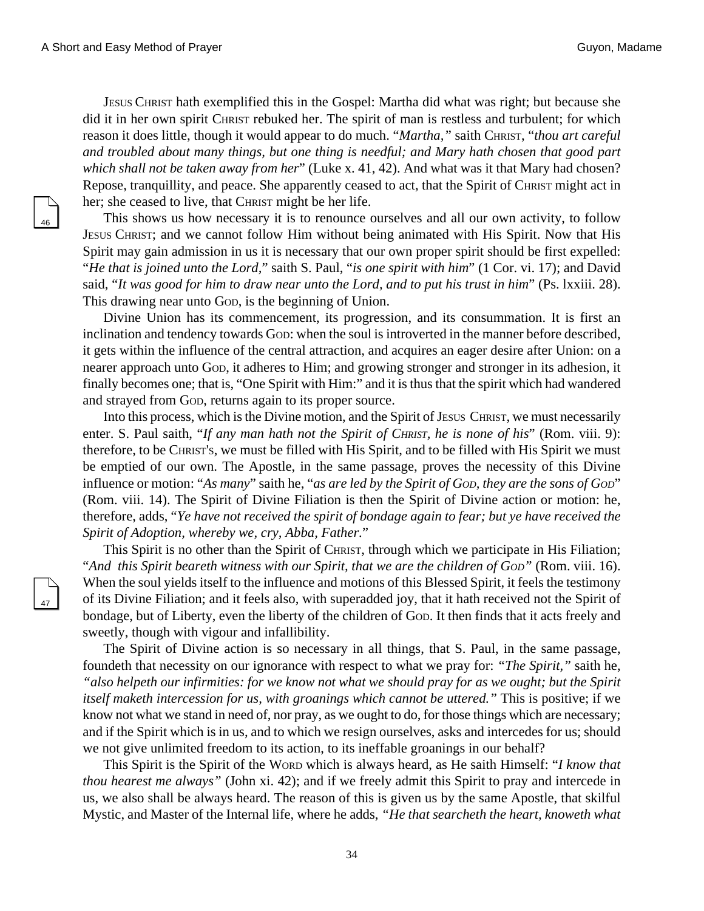JESUS CHRIST hath exemplified this in the Gospel: Martha did what was right; but because she did it in her own spirit CHRIST rebuked her. The spirit of man is restless and turbulent; for which reason it does little, though it would appear to do much. "*Martha,*" saith CHRIST, "*thou art careful and troubled about many things, but one thing is needful; and Mary hath chosen that good part which shall not be taken away from her*" (Luke x. 41, 42). And what was it that Mary had chosen? Repose, tranquillity, and peace. She apparently ceased to act, that the Spirit of CHRIST might act in her; she ceased to live, that CHRIST might be her life.

This shows us how necessary it is to renounce ourselves and all our own activity, to follow JESUS CHRIST; and we cannot follow Him without being animated with His Spirit. Now that His Spirit may gain admission in us it is necessary that our own proper spirit should be first expelled: "*He that is joined unto the Lord,*" saith S. Paul, "*is one spirit with him*" (1 Cor. vi. 17); and David said, "*It was good for him to draw near unto the Lord, and to put his trust in him*" (Ps. lxxiii. 28). This drawing near unto GOD, is the beginning of Union.

Divine Union has its commencement, its progression, and its consummation. It is first an inclination and tendency towards GOD: when the soul is introverted in the manner before described, it gets within the influence of the central attraction, and acquires an eager desire after Union: on a nearer approach unto GOD, it adheres to Him; and growing stronger and stronger in its adhesion, it finally becomes one; that is, "One Spirit with Him:" and it is thus that the spirit which had wandered and strayed from GOD, returns again to its proper source.

Into this process, which is the Divine motion, and the Spirit of JESUS CHRIST, we must necessarily enter. S. Paul saith, "*If any man hath not the Spirit of CHRIST, he is none of his*" (Rom. viii. 9): therefore, to be CHRIST'S, we must be filled with His Spirit, and to be filled with His Spirit we must be emptied of our own. The Apostle, in the same passage, proves the necessity of this Divine influence or motion: "*As many*" saith he, "*as are led by the Spirit of GOD, they are the sons of GOD*" (Rom. viii. 14). The Spirit of Divine Filiation is then the Spirit of Divine action or motion: he, therefore, adds, "*Ye have not received the spirit of bondage again to fear; but ye have received the Spirit of Adoption, whereby we, cry, Abba, Father.*"

This Spirit is no other than the Spirit of CHRIST, through which we participate in His Filiation; "*And this Spirit beareth witness with our Spirit, that we are the children of GOD"* (Rom. viii. 16). When the soul yields itself to the influence and motions of this Blessed Spirit, it feels the testimony of its Divine Filiation; and it feels also, with superadded joy, that it hath received not the Spirit of bondage, but of Liberty, even the liberty of the children of GOD. It then finds that it acts freely and sweetly, though with vigour and infallibility.

The Spirit of Divine action is so necessary in all things, that S. Paul, in the same passage, foundeth that necessity on our ignorance with respect to what we pray for: *"The Spirit,"* saith he, *"also helpeth our infirmities: for we know not what we should pray for as we ought; but the Spirit itself maketh intercession for us, with groanings which cannot be uttered."* This is positive; if we know not what we stand in need of, nor pray, as we ought to do, for those things which are necessary; and if the Spirit which is in us, and to which we resign ourselves, asks and intercedes for us; should we not give unlimited freedom to its action, to its ineffable groanings in our behalf?

This Spirit is the Spirit of the WORD which is always heard, as He saith Himself: "*I know that thou hearest me always"* (John xi. 42); and if we freely admit this Spirit to pray and intercede in us, we also shall be always heard. The reason of this is given us by the same Apostle, that skilful Mystic, and Master of the Internal life, where he adds, *"He that searcheth the heart, knoweth what*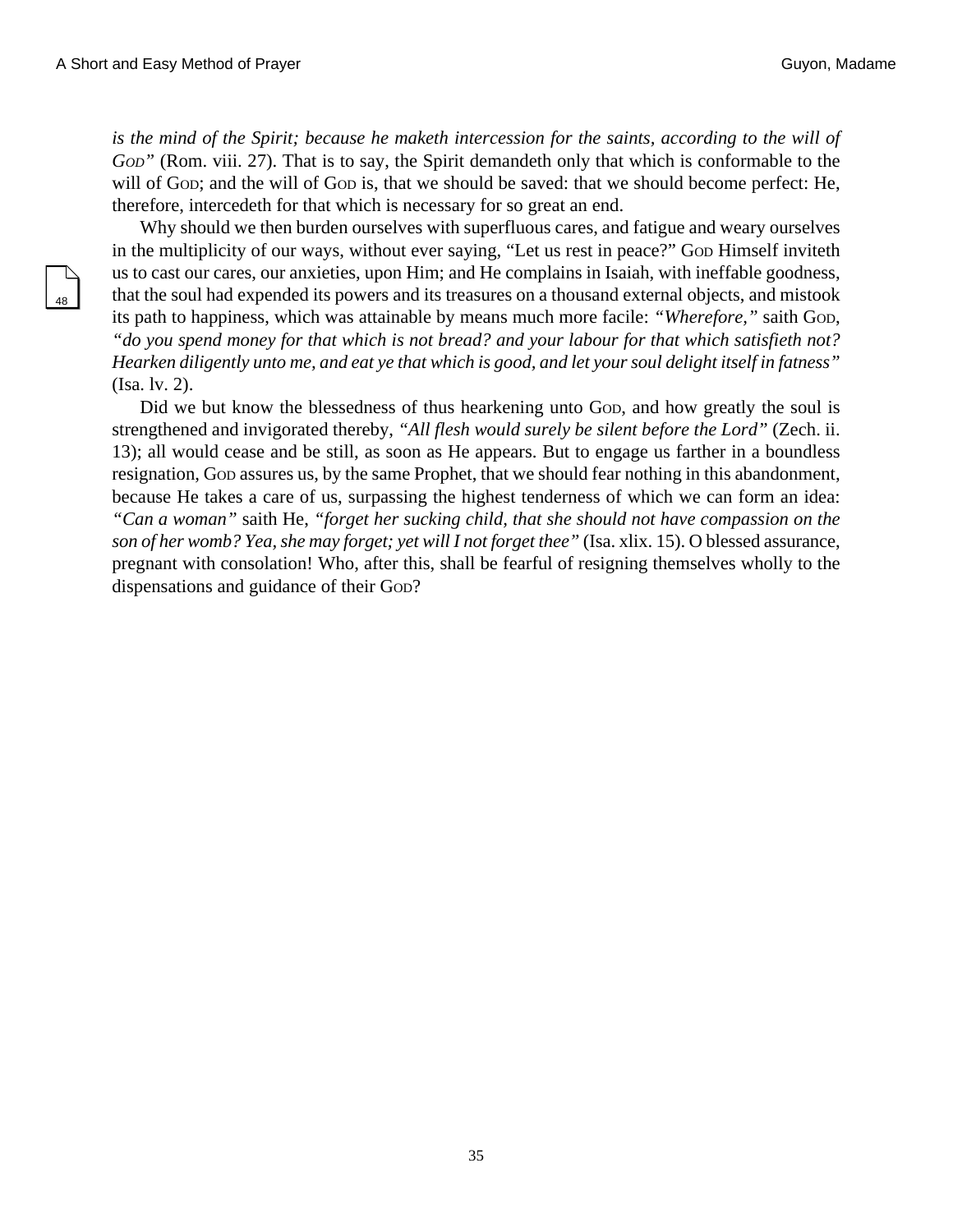*is the mind of the Spirit; because he maketh intercession for the saints, according to the will of God"* (Rom. viii. 27). That is to say, the Spirit demandeth only that which is conformable to the will of God; and the will of God is, that we should be saved: that we should become perfect: He, therefore, intercedeth for that which is necessary for so great an end.

Why should we then burden ourselves with superfluous cares, and fatigue and weary ourselves in the multiplicity of our ways, without ever saying, "Let us rest in peace?" God Himself inviteth us to cast our cares, our anxieties, upon Him; and He complains in Isaiah, with ineffable goodness, that the soul had expended its powers and its treasures on a thousand external objects, and mistook its path to happiness, which was attainable by means much more facile: *"Wherefore,"* saith God, *"do you spend money for that which is not bread? and your labour for that which satisfieth not? Hearken diligently unto me, and eat ye that which is good, and let your soul delight itself in fatness"* (Isa. lv. 2).

Did we but know the blessedness of thus hearkening unto God, and how greatly the soul is strengthened and invigorated thereby, *"All flesh would surely be silent before the Lord"* (Zech. ii. 13); all would cease and be still, as soon as He appears. But to engage us farther in a boundless resignation, God assures us, by the same Prophet, that we should fear nothing in this abandonment, because He takes a care of us, surpassing the highest tenderness of which we can form an idea: *"Can a woman"* saith He, *"forget her sucking child, that she should not have compassion on the son of her womb? Yea, she may forget; yet will I not forget thee"* (Isa. xlix. 15). O blessed assurance, pregnant with consolation! Who, after this, shall be fearful of resigning themselves wholly to the dispensations and guidance of their God?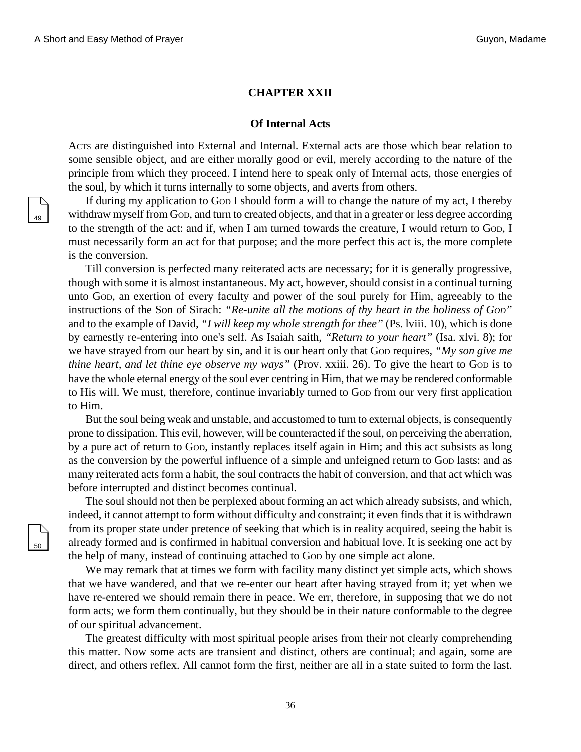## CHAPTER XXII

### Of Internal Acts

ACTS are distinguished into External and Internal. External acts are those which bear relation to some sensible object, and are either morally good or evil, merely according to the nature of the principle from which they proceed. I intend here to speak only of Internal acts, those energies of the soul, by which it turns internally to some objects, and averts from others.

If during my application to GOD I should form a will to change the nature of my act, I thereby withdraw myself from GOD, and turn to created objects, and that in a greater or less degree according to the strength of the act: and if, when I am turned towards the creature, I would return to GOD, I must necessarily form an act for that purpose; and the more perfect this act is, the more complete is the conversion.

Till conversion is perfected many reiterated acts are necessary; for it is generally progressive, though with some it is almost instantaneous. My act, however, should consist in a continual turning unto GOD, an exertion of every faculty and power of the soul purely for Him, agreeably to the instructions of the Son of Sirach: *"Re-unite all the motions of thy heart in the holiness of GOD"* and to the example of David, *"I will keep my whole strength for thee"* (Ps. lviii. 10), which is done by earnestly re-entering into one's self. As Isaiah saith, *"Return to your heart"* (Isa. xlvi. 8); for we have strayed from our heart by sin, and it is our heart only that GOD requires, *"My son give me thine heart, and let thine eye observe my ways"* (Prov. xxiii. 26). To give the heart to GOD is to have the whole eternal energy of the soul ever centring in Him, that we may be rendered conformable to His will. We must, therefore, continue invariably turned to GOD from our very first application to Him.

But the soul being weak and unstable, and accustomed to turn to external objects, is consequently prone to dissipation. This evil, however, will be counteracted if the soul, on perceiving the aberration, by a pure act of return to GOD, instantly replaces itself again in Him; and this act subsists as long as the conversion by the powerful influence of a simple and unfeigned return to GOD lasts: and as many reiterated acts form a habit, the soul contracts the habit of conversion, and that act which was before interrupted and distinct becomes continual.

The soul should not then be perplexed about forming an act which already subsists, and which, indeed, it cannot attempt to form without difficulty and constraint; it even finds that it is withdrawn from its proper state under pretence of seeking that which is in reality acquired, seeing the habit is already formed and is confirmed in habitual conversion and habitual love. It is seeking one act by the help of many, instead of continuing attached to GOD by one simple act alone.

We may remark that at times we form with facility many distinct yet simple acts, which shows that we have wandered, and that we re-enter our heart after having strayed from it; yet when we have re-entered we should remain there in peace. We err, therefore, in supposing that we do not form acts; we form them continually, but they should be in their nature conformable to the degree of our spiritual advancement.

The greatest difficulty with most spiritual people arises from their not clearly comprehending this matter. Now some acts are transient and distinct, others are continual; and again, some are direct, and others reflex. All cannot form the first, neither are all in a state suited to form the last.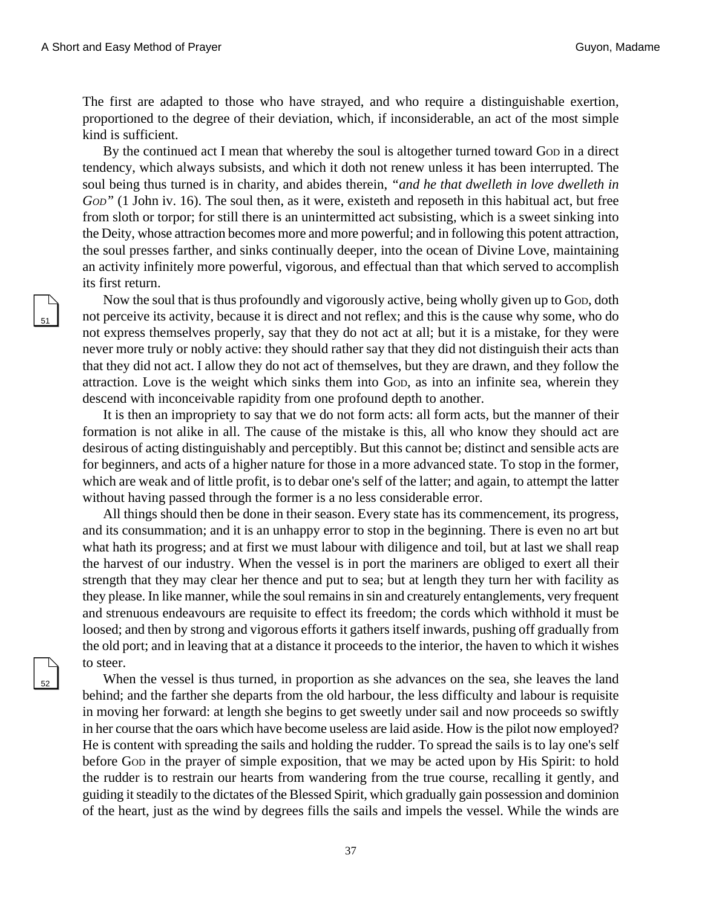The first are adapted to those who have strayed, and who require a distinguishable exertion, proportioned to the degree of their deviation, which, if inconsiderable, an act of the most simple kind is sufficient.

By the continued act I mean that whereby the soul is altogether turned toward God in a direct tendency, which always subsists, and which it doth not renew unless it has been interrupted. The soul being thus turned is in charity, and abides therein, *"and he that dwelleth in love dwelleth in God"* (1 John iv. 16). The soul then, as it were, existeth and reposeth in this habitual act, but free from sloth or torpor; for still there is an unintermitted act subsisting, which is a sweet sinking into the Deity, whose attraction becomes more and more powerful; and in following this potent attraction, the soul presses farther, and sinks continually deeper, into the ocean of Divine Love, maintaining an activity infinitely more powerful, vigorous, and effectual than that which served to accomplish its first return.

Now the soul that is thus profoundly and vigorously active, being wholly given up to God, doth not perceive its activity, because it is direct and not reflex; and this is the cause why some, who do not express themselves properly, say that they do not act at all; but it is a mistake, for they were never more truly or nobly active: they should rather say that they did not distinguish their acts than that they did not act. I allow they do not act of themselves, but they are drawn, and they follow the attraction. Love is the weight which sinks them into God, as into an infinite sea, wherein they descend with inconceivable rapidity from one profound depth to another.

It is then an impropriety to say that we do not form acts: all form acts, but the manner of their formation is not alike in all. The cause of the mistake is this, all who know they should act are desirous of acting distinguishably and perceptibly. But this cannot be; distinct and sensible acts are for beginners, and acts of a higher nature for those in a more advanced state. To stop in the former, which are weak and of little profit, is to debar one's self of the latter; and again, to attempt the latter without having passed through the former is a no less considerable error.

All things should then be done in their season. Every state has its commencement, its progress, and its consummation; and it is an unhappy error to stop in the beginning. There is even no art but what hath its progress; and at first we must labour with diligence and toil, but at last we shall reap the harvest of our industry. When the vessel is in port the mariners are obliged to exert all their strength that they may clear her thence and put to sea; but at length they turn her with facility as they please. In like manner, while the soul remains in sin and creaturely entanglements, very frequent and strenuous endeavours are requisite to effect its freedom; the cords which withhold it must be loosed; and then by strong and vigorous efforts it gathers itself inwards, pushing off gradually from the old port; and in leaving that at a distance it proceeds to the interior, the haven to which it wishes to steer.

When the vessel is thus turned, in proportion as she advances on the sea, she leaves the land behind; and the farther she departs from the old harbour, the less difficulty and labour is requisite in moving her forward: at length she begins to get sweetly under sail and now proceeds so swiftly in her course that the oars which have become useless are laid aside. How is the pilot now employed? He is content with spreading the sails and holding the rudder. To spread the sails is to lay one's self before God in the prayer of simple exposition, that we may be acted upon by His Spirit: to hold the rudder is to restrain our hearts from wandering from the true course, recalling it gently, and guiding it steadily to the dictates of the Blessed Spirit, which gradually gain possession and dominion of the heart, just as the wind by degrees fills the sails and impels the vessel. While the winds are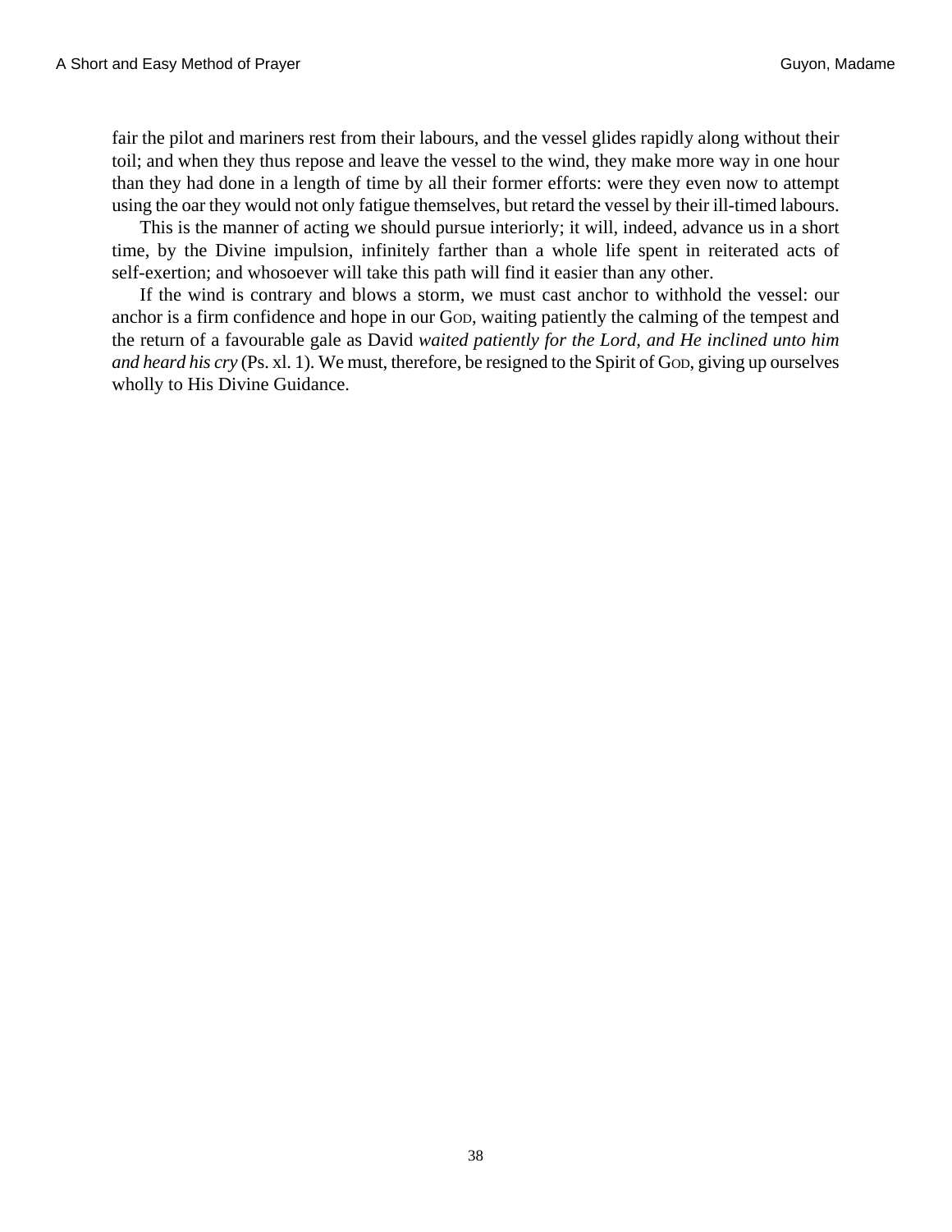fair the pilot and mariners rest from their labours, and the vessel glides rapidly along without their toil; and when they thus repose and leave the vessel to the wind, they make more way in one hour than they had done in a length of time by all their former efforts: were they even now to attempt using the oar they would not only fatigue themselves, but retard the vessel by their ill-timed labours.

This is the manner of acting we should pursue interiorly; it will, indeed, advance us in a short time, by the Divine impulsion, infinitely farther than a whole life spent in reiterated acts of self-exertion; and whosoever will take this path will find it easier than any other.

If the wind is contrary and blows a storm, we must cast anchor to withhold the vessel: our anchor is a firm confidence and hope in our God, waiting patiently the calming of the tempest and the return of a favourable gale as David *waited patiently for the Lord, and He inclined unto him and heard his cry* (Ps. xl. 1). We must, therefore, be resigned to the Spirit of God, giving up ourselves wholly to His Divine Guidance.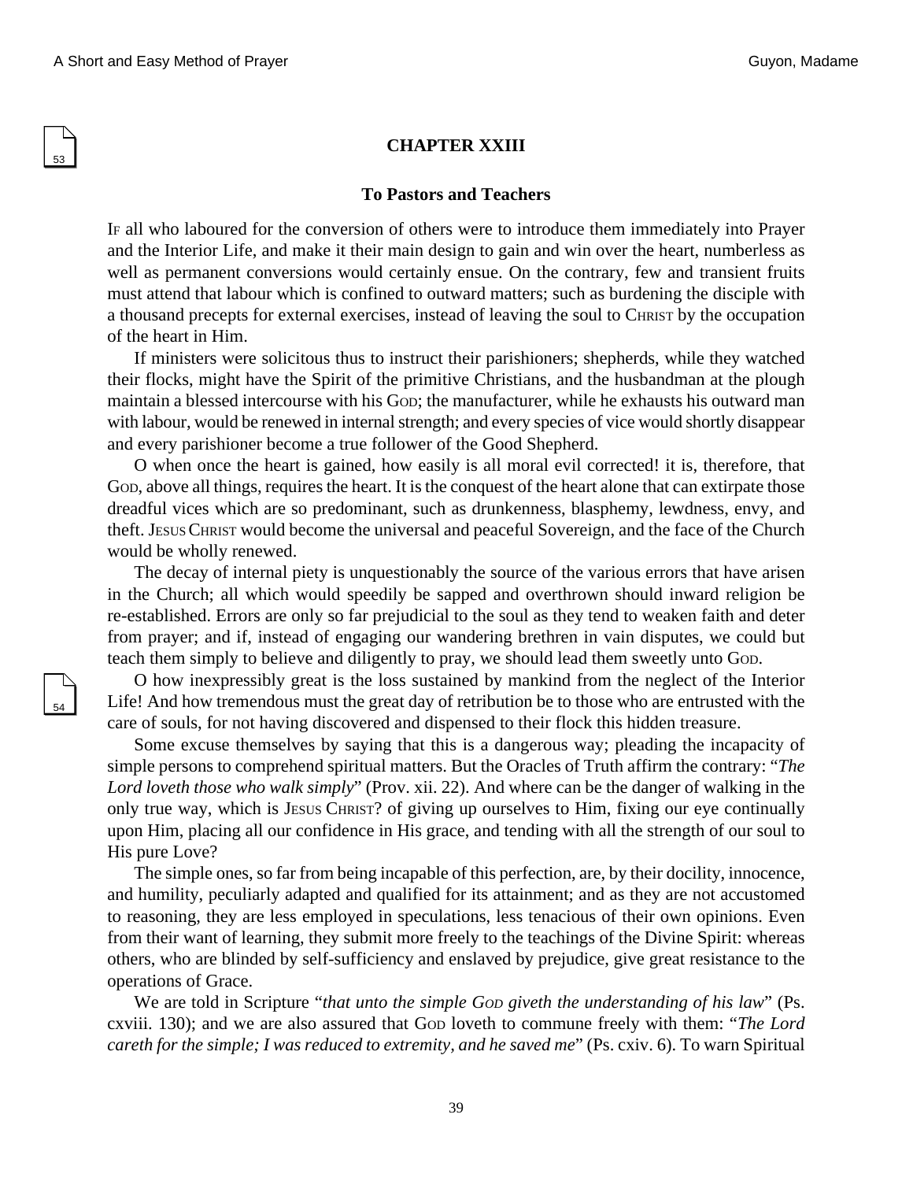## CHAPTER XXIII

### To Pastors and Teachers

IF all who laboured for the conversion of others were to introduce them immediately into Prayer and the Interior Life, and make it their main design to gain and win over the heart, numberless as well as permanent conversions would certainly ensue. On the contrary, few and transient fruits must attend that labour which is confined to outward matters; such as burdening the disciple with a thousand precepts for external exercises, instead of leaving the soul to CHRIST by the occupation of the heart in Him.

If ministers were solicitous thus to instruct their parishioners; shepherds, while they watched their flocks, might have the Spirit of the primitive Christians, and the husbandman at the plough maintain a blessed intercourse with his GOD; the manufacturer, while he exhausts his outward man with labour, would be renewed in internal strength; and every species of vice would shortly disappear and every parishioner become a true follower of the Good Shepherd.

O when once the heart is gained, how easily is all moral evil corrected! it is, therefore, that GOD, above all things, requires the heart. It is the conquest of the heart alone that can extirpate those dreadful vices which are so predominant, such as drunkenness, blasphemy, lewdness, envy, and theft. JESUS CHRIST would become the universal and peaceful Sovereign, and the face of the Church would be wholly renewed.

The decay of internal piety is unquestionably the source of the various errors that have arisen in the Church; all which would speedily be sapped and overthrown should inward religion be re-established. Errors are only so far prejudicial to the soul as they tend to weaken faith and deter from prayer; and if, instead of engaging our wandering brethren in vain disputes, we could but teach them simply to believe and diligently to pray, we should lead them sweetly unto GOD.

O how inexpressibly great is the loss sustained by mankind from the neglect of the Interior Life! And how tremendous must the great day of retribution be to those who are entrusted with the care of souls, for not having discovered and dispensed to their flock this hidden treasure.

Some excuse themselves by saying that this is a dangerous way; pleading the incapacity of simple persons to comprehend spiritual matters. But the Oracles of Truth affirm the contrary: "*The Lord loveth those who walk simply*" (Prov. xii. 22). And where can be the danger of walking in the only true way, which is JESUS CHRIST? of giving up ourselves to Him, fixing our eye continually upon Him, placing all our confidence in His grace, and tending with all the strength of our soul to His pure Love?

The simple ones, so far from being incapable of this perfection, are, by their docility, innocence, and humility, peculiarly adapted and qualified for its attainment; and as they are not accustomed to reasoning, they are less employed in speculations, less tenacious of their own opinions. Even from their want of learning, they submit more freely to the teachings of the Divine Spirit: whereas others, who are blinded by self-sufficiency and enslaved by prejudice, give great resistance to the operations of Grace.

We are told in Scripture "*that unto the simple GOD giveth the understanding of his law*" (Ps. cxviii. 130); and we are also assured that GOD loveth to commune freely with them: "*The Lord careth for the simple; I was reduced to extremity, and he saved me*" (Ps. cxiv. 6). To warn Spiritual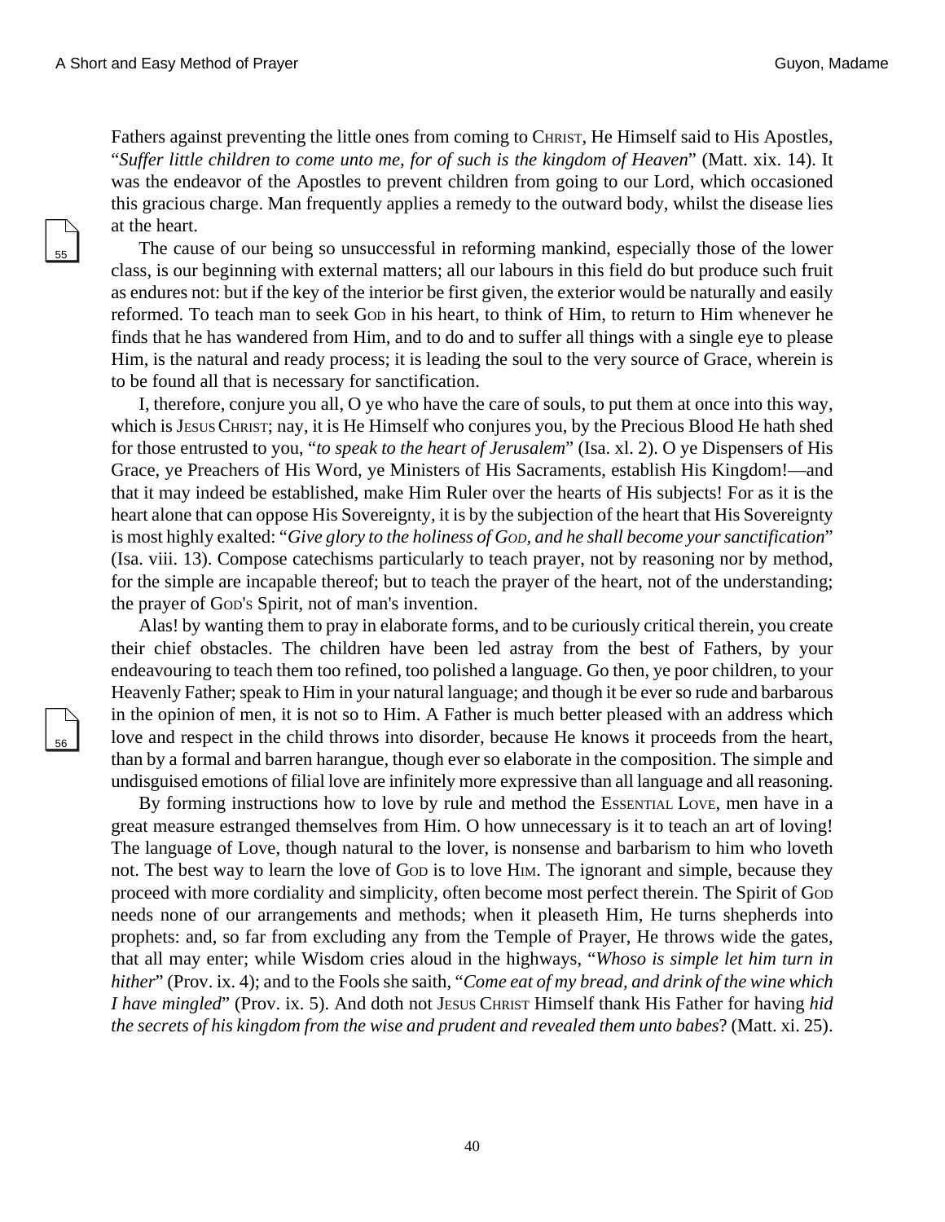Fathers against preventing the little ones from coming to Christ, He Himself said to His Apostles, "*Suffer little children to come unto me, for of such is the kingdom of Heaven*" (Matt. xix. 14). It was the endeavor of the Apostles to prevent children from going to our Lord, which occasioned this gracious charge. Man frequently applies a remedy to the outward body, whilst the disease lies at the heart.

The cause of our being so unsuccessful in reforming mankind, especially those of the lower class, is our beginning with external matters; all our labours in this field do but produce such fruit as endures not: but if the key of the interior be first given, the exterior would be naturally and easily reformed. To teach man to seek God in his heart, to think of Him, to return to Him whenever he finds that he has wandered from Him, and to do and to suffer all things with a single eye to please Him, is the natural and ready process; it is leading the soul to the very source of Grace, wherein is to be found all that is necessary for sanctification.

I, therefore, conjure you all, O ye who have the care of souls, to put them at once into this way, which is Jesus Christ; nay, it is He Himself who conjures you, by the Precious Blood He hath shed for those entrusted to you, "*to speak to the heart of Jerusalem*" (Isa. xl. 2). O ye Dispensers of His Grace, ye Preachers of His Word, ye Ministers of His Sacraments, establish His Kingdom!—and that it may indeed be established, make Him Ruler over the hearts of His subjects! For as it is the heart alone that can oppose His Sovereignty, it is by the subjection of the heart that His Sovereignty is most highly exalted: "*Give glory to the holiness of God, and he shall become your sanctification*" (Isa. viii. 13). Compose catechisms particularly to teach prayer, not by reasoning nor by method, for the simple are incapable thereof; but to teach the prayer of the heart, not of the understanding; the prayer of God's Spirit, not of man's invention.

Alas! by wanting them to pray in elaborate forms, and to be curiously critical therein, you create their chief obstacles. The children have been led astray from the best of Fathers, by your endeavouring to teach them too refined, too polished a language. Go then, ye poor children, to your Heavenly Father; speak to Him in your natural language; and though it be ever so rude and barbarous in the opinion of men, it is not so to Him. A Father is much better pleased with an address which love and respect in the child throws into disorder, because He knows it proceeds from the heart, than by a formal and barren harangue, though ever so elaborate in the composition. The simple and undisguised emotions of filial love are infinitely more expressive than all language and all reasoning.

By forming instructions how to love by rule and method the Essential Love, men have in a great measure estranged themselves from Him. O how unnecessary is it to teach an art of loving! The language of Love, though natural to the lover, is nonsense and barbarism to him who loveth not. The best way to learn the love of God is to love Him. The ignorant and simple, because they proceed with more cordiality and simplicity, often become most perfect therein. The Spirit of God needs none of our arrangements and methods; when it pleaseth Him, He turns shepherds into prophets: and, so far from excluding any from the Temple of Prayer, He throws wide the gates, that all may enter; while Wisdom cries aloud in the highways, "*Whoso is simple let him turn in hither*" (Prov. ix. 4); and to the Fools she saith, "*Come eat of my bread, and drink of the wine which I have mingled*" (Prov. ix. 5). And doth not Jesus Christ Himself thank His Father for having *hid the secrets of his kingdom from the wise and prudent and revealed them unto babes*? (Matt. xi. 25).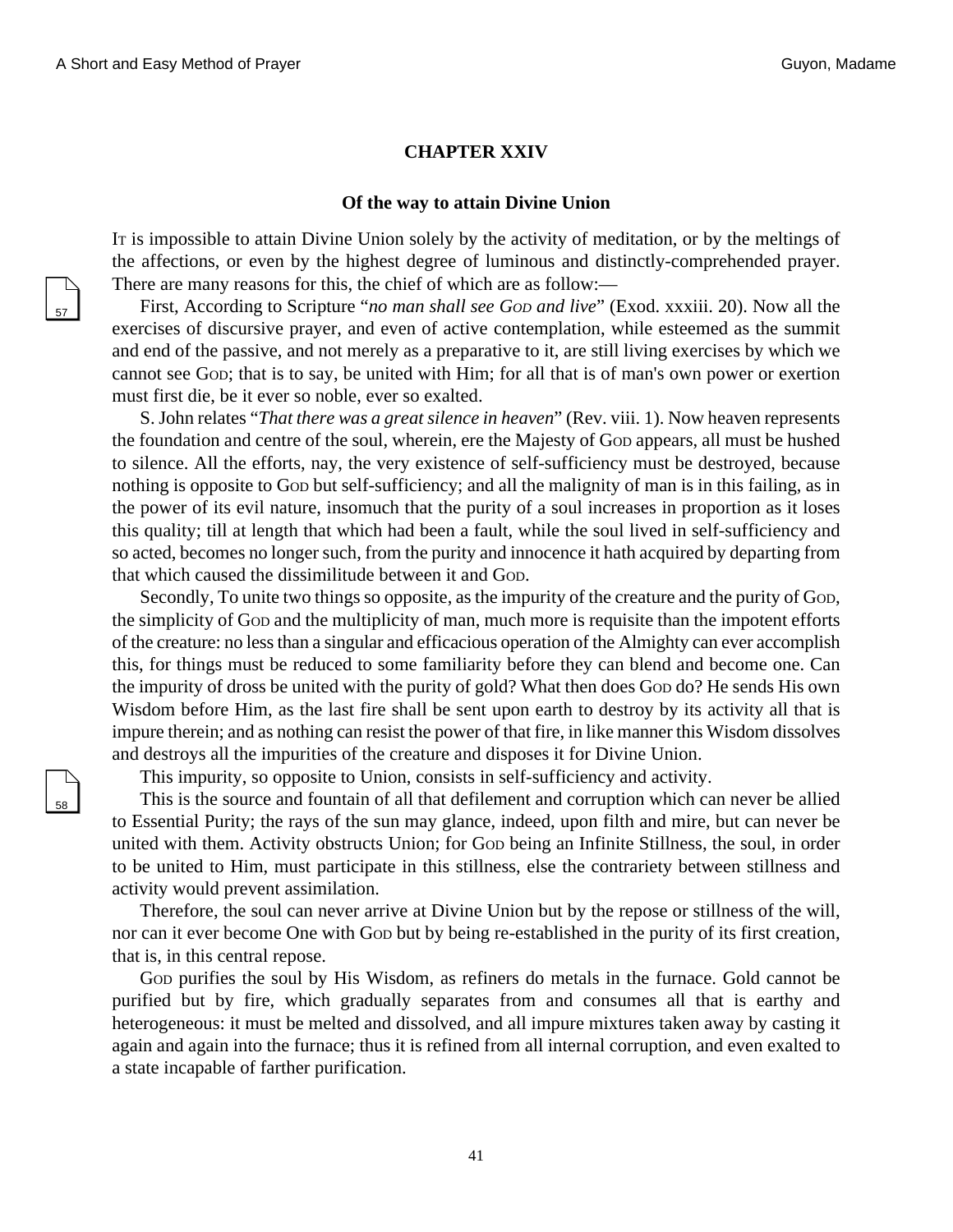## CHAPTER XXIV

### Of the way to attain Divine Union

It is impossible to attain Divine Union solely by the activity of meditation, or by the meltings of the affections, or even by the highest degree of luminous and distinctly-comprehended prayer. There are many reasons for this, the chief of which are as follow:—

First, According to Scripture "*no man shall see God and live*" (Exod. xxxiii. 20). Now all the exercises of discursive prayer, and even of active contemplation, while esteemed as the summit and end of the passive, and not merely as a preparative to it, are still living exercises by which we cannot see God; that is to say, be united with Him; for all that is of man's own power or exertion must first die, be it ever so noble, ever so exalted.

S. John relates "*That there was a great silence in heaven*" (Rev. viii. 1). Now heaven represents the foundation and centre of the soul, wherein, ere the Majesty of God appears, all must be hushed to silence. All the efforts, nay, the very existence of self-sufficiency must be destroyed, because nothing is opposite to God but self-sufficiency; and all the malignity of man is in this failing, as in the power of its evil nature, insomuch that the purity of a soul increases in proportion as it loses this quality; till at length that which had been a fault, while the soul lived in self-sufficiency and so acted, becomes no longer such, from the purity and innocence it hath acquired by departing from that which caused the dissimilitude between it and God.

Secondly, To unite two things so opposite, as the impurity of the creature and the purity of God, the simplicity of God and the multiplicity of man, much more is requisite than the impotent efforts of the creature: no less than a singular and efficacious operation of the Almighty can ever accomplish this, for things must be reduced to some familiarity before they can blend and become one. Can the impurity of dross be united with the purity of gold? What then does God do? He sends His own Wisdom before Him, as the last fire shall be sent upon earth to destroy by its activity all that is impure therein; and as nothing can resist the power of that fire, in like manner this Wisdom dissolves and destroys all the impurities of the creature and disposes it for Divine Union.

This impurity, so opposite to Union, consists in self-sufficiency and activity.

This is the source and fountain of all that defilement and corruption which can never be allied to Essential Purity; the rays of the sun may glance, indeed, upon filth and mire, but can never be united with them. Activity obstructs Union; for God being an Infinite Stillness, the soul, in order to be united to Him, must participate in this stillness, else the contrariety between stillness and activity would prevent assimilation.

Therefore, the soul can never arrive at Divine Union but by the repose or stillness of the will, nor can it ever become One with God but by being re-established in the purity of its first creation, that is, in this central repose.

God purifies the soul by His Wisdom, as refiners do metals in the furnace. Gold cannot be purified but by fire, which gradually separates from and consumes all that is earthy and heterogeneous: it must be melted and dissolved, and all impure mixtures taken away by casting it again and again into the furnace; thus it is refined from all internal corruption, and even exalted to a state incapable of farther purification.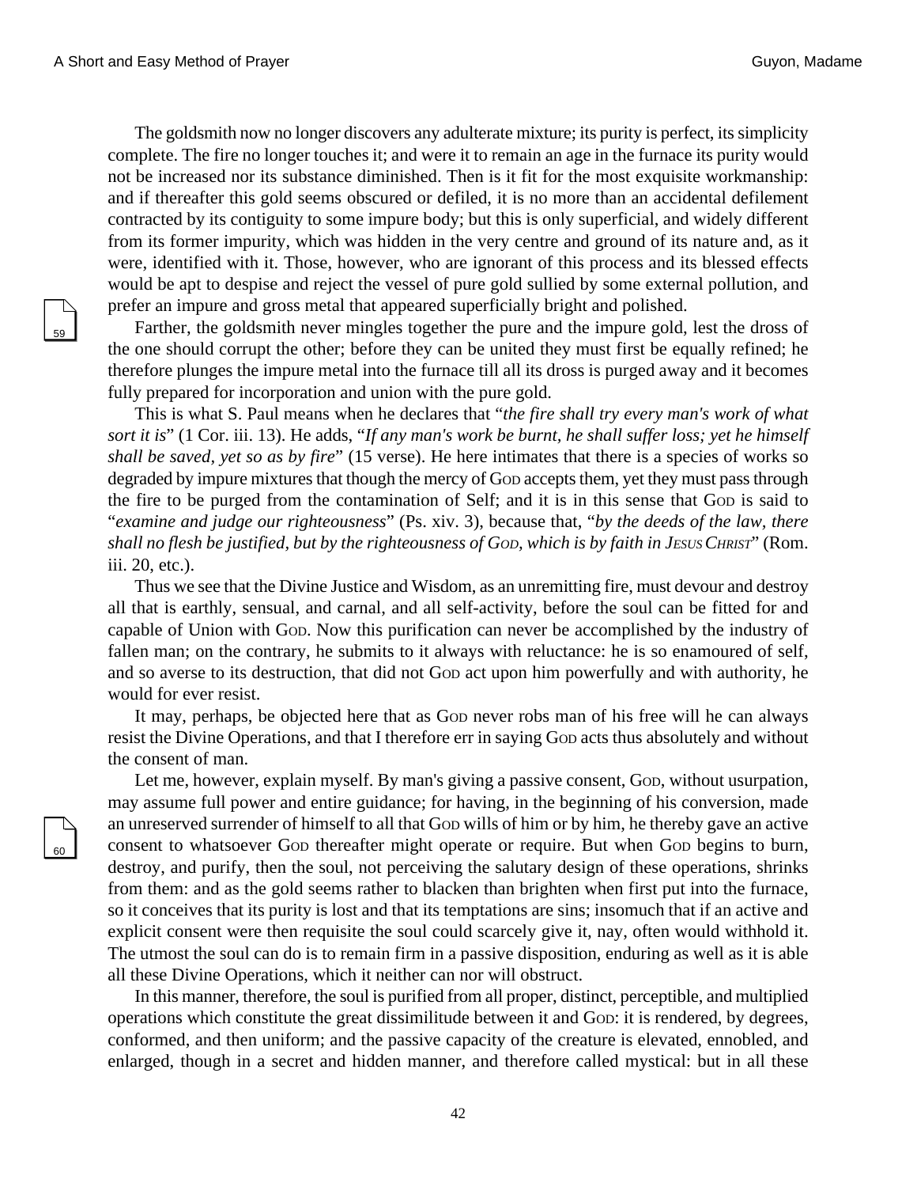The goldsmith now no longer discovers any adulterate mixture; its purity is perfect, its simplicity complete. The fire no longer touches it; and were it to remain an age in the furnace its purity would not be increased nor its substance diminished. Then is it fit for the most exquisite workmanship: and if thereafter this gold seems obscured or defiled, it is no more than an accidental defilement contracted by its contiguity to some impure body; but this is only superficial, and widely different from its former impurity, which was hidden in the very centre and ground of its nature and, as it were, identified with it. Those, however, who are ignorant of this process and its blessed effects would be apt to despise and reject the vessel of pure gold sullied by some external pollution, and prefer an impure and gross metal that appeared superficially bright and polished.

Farther, the goldsmith never mingles together the pure and the impure gold, lest the dross of the one should corrupt the other; before they can be united they must first be equally refined; he therefore plunges the impure metal into the furnace till all its dross is purged away and it becomes fully prepared for incorporation and union with the pure gold.

This is what S. Paul means when he declares that "*the fire shall try every man's work of what sort it is*" (1 Cor. iii. 13). He adds, "*If any man's work be burnt, he shall suffer loss; yet he himself shall be saved, yet so as by fire*" (15 verse). He here intimates that there is a species of works so degraded by impure mixtures that though the mercy of God accepts them, yet they must pass through the fire to be purged from the contamination of Self; and it is in this sense that God is said to "*examine and judge our righteousness*" (Ps. xiv. 3), because that, "*by the deeds of the law, there shall no flesh be justified, but by the righteousness of God, which is by faith in Jesus Christ*" (Rom. iii. 20, etc.).

Thus we see that the Divine Justice and Wisdom, as an unremitting fire, must devour and destroy all that is earthly, sensual, and carnal, and all self-activity, before the soul can be fitted for and capable of Union with God. Now this purification can never be accomplished by the industry of fallen man; on the contrary, he submits to it always with reluctance: he is so enamoured of self, and so averse to its destruction, that did not God act upon him powerfully and with authority, he would for ever resist.

It may, perhaps, be objected here that as God never robs man of his free will he can always resist the Divine Operations, and that I therefore err in saying God acts thus absolutely and without the consent of man.

Let me, however, explain myself. By man's giving a passive consent, God, without usurpation, may assume full power and entire guidance; for having, in the beginning of his conversion, made an unreserved surrender of himself to all that God wills of him or by him, he thereby gave an active consent to whatsoever God thereafter might operate or require. But when God begins to burn, destroy, and purify, then the soul, not perceiving the salutary design of these operations, shrinks from them: and as the gold seems rather to blacken than brighten when first put into the furnace, so it conceives that its purity is lost and that its temptations are sins; insomuch that if an active and explicit consent were then requisite the soul could scarcely give it, nay, often would withhold it. The utmost the soul can do is to remain firm in a passive disposition, enduring as well as it is able all these Divine Operations, which it neither can nor will obstruct.

In this manner, therefore, the soul is purified from all proper, distinct, perceptible, and multiplied operations which constitute the great dissimilitude between it and God: it is rendered, by degrees, conformed, and then uniform; and the passive capacity of the creature is elevated, ennobled, and enlarged, though in a secret and hidden manner, and therefore called mystical: but in all these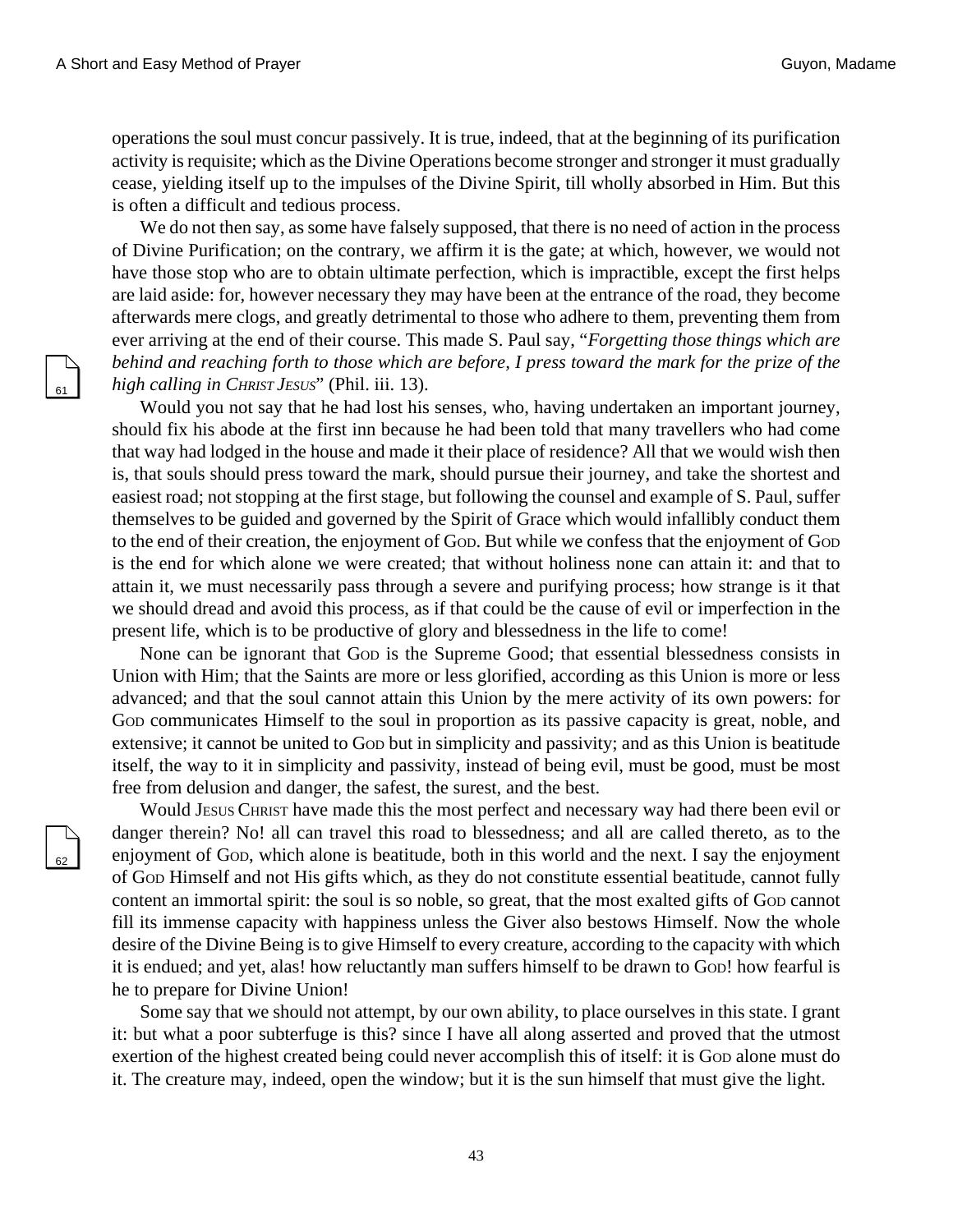operations the soul must concur passively. It is true, indeed, that at the beginning of its purification activity is requisite; which as the Divine Operations become stronger and stronger it must gradually cease, yielding itself up to the impulses of the Divine Spirit, till wholly absorbed in Him. But this is often a difficult and tedious process.

We do not then say, as some have falsely supposed, that there is no need of action in the process of Divine Purification; on the contrary, we affirm it is the gate; at which, however, we would not have those stop who are to obtain ultimate perfection, which is impractible, except the first helps are laid aside: for, however necessary they may have been at the entrance of the road, they become afterwards mere clogs, and greatly detrimental to those who adhere to them, preventing them from ever arriving at the end of their course. This made S. Paul say, "*Forgetting those things which are behind and reaching forth to those which are before, I press toward the mark for the prize of the high calling in Christ Jesus*" (Phil. iii. 13).

Would you not say that he had lost his senses, who, having undertaken an important journey, should fix his abode at the first inn because he had been told that many travellers who had come that way had lodged in the house and made it their place of residence? All that we would wish then is, that souls should press toward the mark, should pursue their journey, and take the shortest and easiest road; not stopping at the first stage, but following the counsel and example of S. Paul, suffer themselves to be guided and governed by the Spirit of Grace which would infallibly conduct them to the end of their creation, the enjoyment of God. But while we confess that the enjoyment of God is the end for which alone we were created; that without holiness none can attain it: and that to attain it, we must necessarily pass through a severe and purifying process; how strange is it that we should dread and avoid this process, as if that could be the cause of evil or imperfection in the present life, which is to be productive of glory and blessedness in the life to come!

None can be ignorant that God is the Supreme Good; that essential blessedness consists in Union with Him; that the Saints are more or less glorified, according as this Union is more or less advanced; and that the soul cannot attain this Union by the mere activity of its own powers: for God communicates Himself to the soul in proportion as its passive capacity is great, noble, and extensive; it cannot be united to God but in simplicity and passivity; and as this Union is beatitude itself, the way to it in simplicity and passivity, instead of being evil, must be good, must be most free from delusion and danger, the safest, the surest, and the best.

Would Jesus Christ have made this the most perfect and necessary way had there been evil or danger therein? No! all can travel this road to blessedness; and all are called thereto, as to the enjoyment of God, which alone is beatitude, both in this world and the next. I say the enjoyment of God Himself and not His gifts which, as they do not constitute essential beatitude, cannot fully content an immortal spirit: the soul is so noble, so great, that the most exalted gifts of God cannot fill its immense capacity with happiness unless the Giver also bestows Himself. Now the whole desire of the Divine Being is to give Himself to every creature, according to the capacity with which it is endued; and yet, alas! how reluctantly man suffers himself to be drawn to God! how fearful is he to prepare for Divine Union!

Some say that we should not attempt, by our own ability, to place ourselves in this state. I grant it: but what a poor subterfuge is this? since I have all along asserted and proved that the utmost exertion of the highest created being could never accomplish this of itself: it is God alone must do it. The creature may, indeed, open the window; but it is the sun himself that must give the light.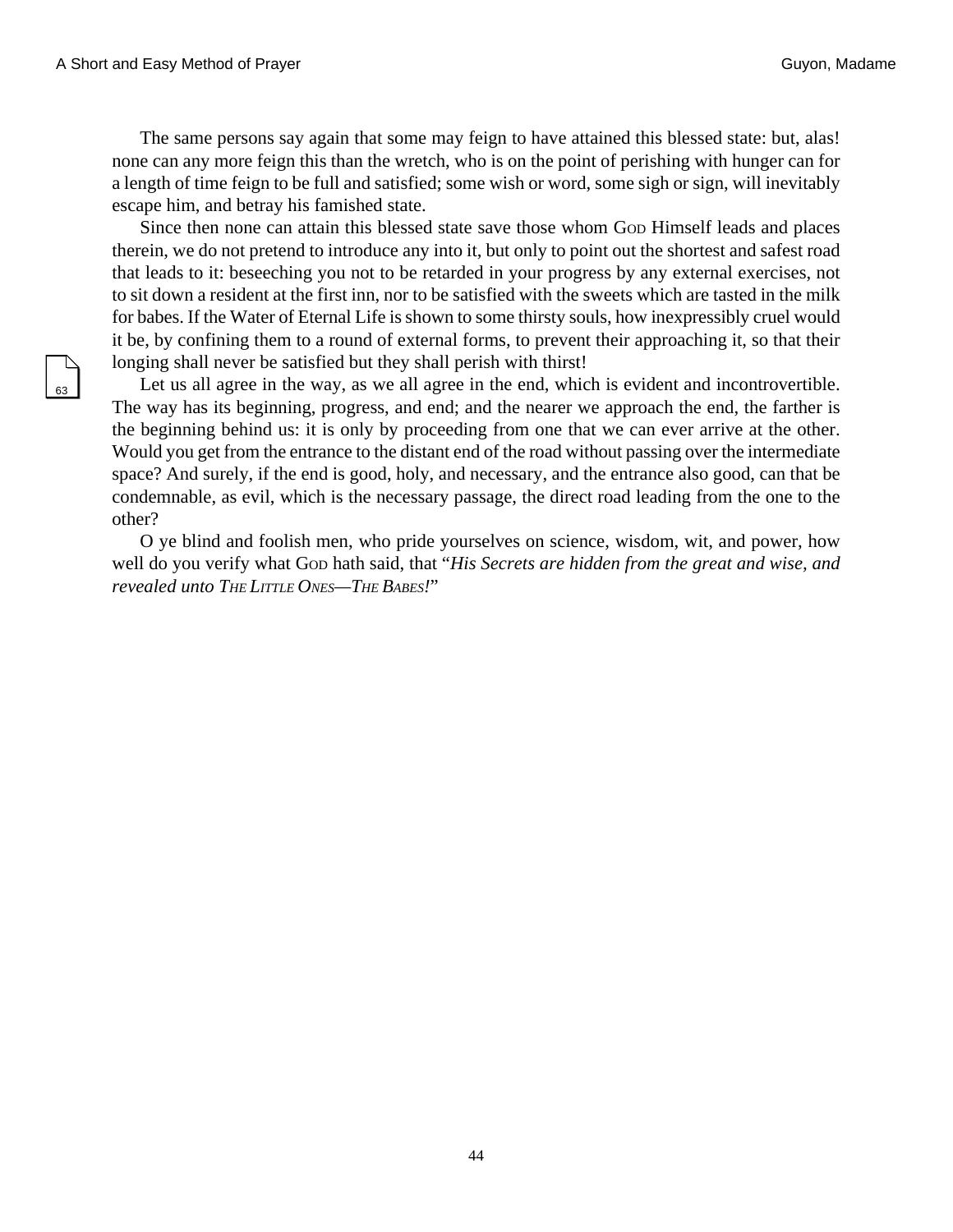The same persons say again that some may feign to have attained this blessed state: but, alas! none can any more feign this than the wretch, who is on the point of perishing with hunger can for a length of time feign to be full and satisfied; some wish or word, some sigh or sign, will inevitably escape him, and betray his famished state.

Since then none can attain this blessed state save those whom God Himself leads and places therein, we do not pretend to introduce any into it, but only to point out the shortest and safest road that leads to it: beseeching you not to be retarded in your progress by any external exercises, not to sit down a resident at the first inn, nor to be satisfied with the sweets which are tasted in the milk for babes. If the Water of Eternal Life is shown to some thirsty souls, how inexpressibly cruel would it be, by confining them to a round of external forms, to prevent their approaching it, so that their longing shall never be satisfied but they shall perish with thirst!

Let us all agree in the way, as we all agree in the end, which is evident and incontrovertible. The way has its beginning, progress, and end; and the nearer we approach the end, the farther is the beginning behind us: it is only by proceeding from one that we can ever arrive at the other. Would you get from the entrance to the distant end of the road without passing over the intermediate space? And surely, if the end is good, holy, and necessary, and the entrance also good, can that be condemnable, as evil, which is the necessary passage, the direct road leading from the one to the other?

O ye blind and foolish men, who pride yourselves on science, wisdom, wit, and power, how well do you verify what God hath said, that "*His Secrets are hidden from the great and wise, and revealed unto The Little Ones—The Babes!*"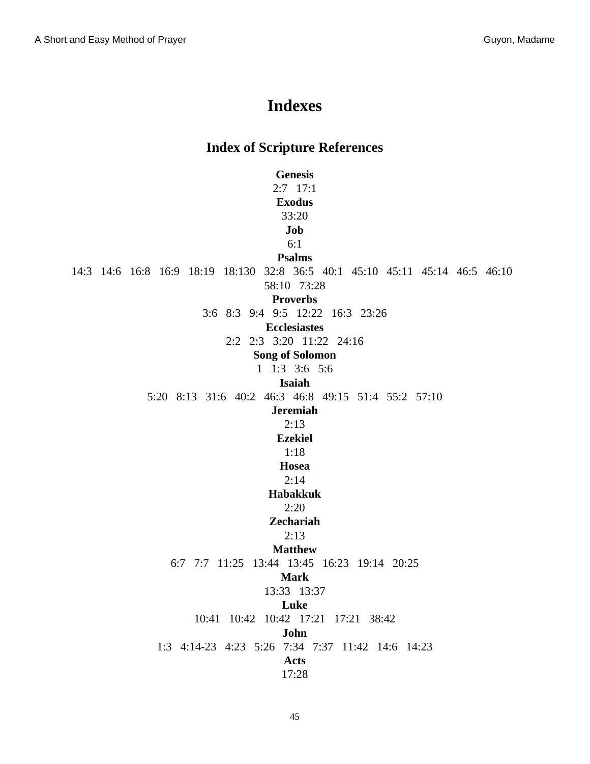# Indexes

## Index of Scripture References

**Genesis**
2:7   17:1

**Exodus**
33:20

**Job**
6:1

**Psalms**
14:3   14:6   16:8   16:9   18:19   18:130   32:8   36:5   40:1   45:10   45:11   45:14   46:5   46:10   58:10   73:28

**Proverbs**
3:6   8:3   9:4   9:5   12:22   16:3   23:26

**Ecclesiastes**
2:2   2:3   3:20   11:22   24:16

**Song of Solomon**
1   1:3   3:6   5:6

**Isaiah**
5:20   8:13   31:6   40:2   46:3   46:8   49:15   51:4   55:2   57:10

**Jeremiah**
2:13

**Ezekiel**
1:18

**Hosea**
2:14

**Habakkuk**
2:20

**Zechariah**
2:13

**Matthew**
6:7   7:7   11:25   13:44   13:45   16:23   19:14   20:25

**Mark**
13:33   13:37

**Luke**
10:41   10:42   10:42   17:21   17:21   38:42

**John**
1:3   4:14-23   4:23   5:26   7:34   7:37   11:42   14:6   14:23

**Acts**
17:28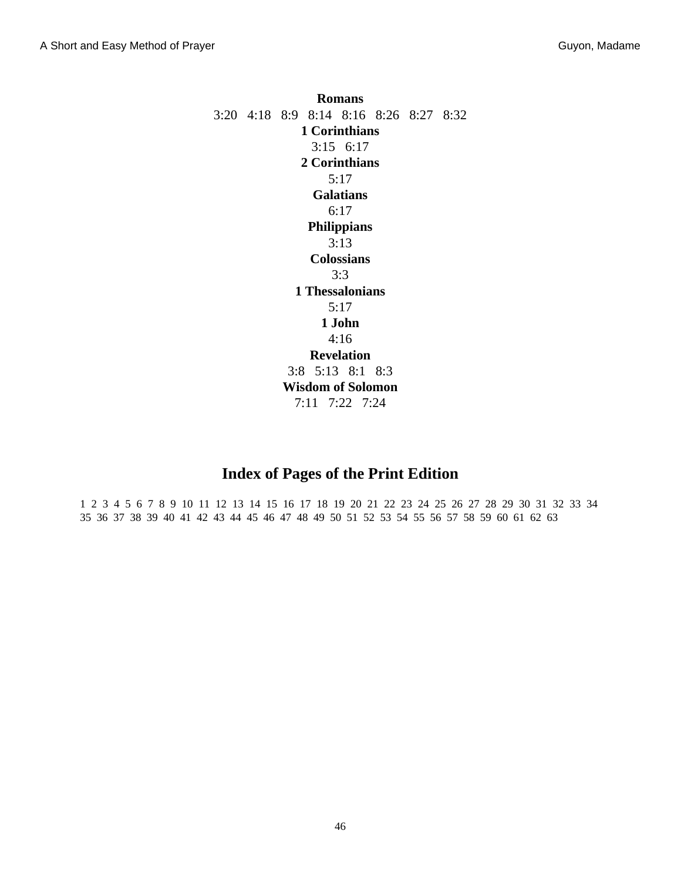**Romans**

3:20   4:18   8:9   8:14   8:16   8:26   8:27   8:32

**1 Corinthians**

3:15   6:17

**2 Corinthians**

5:17

**Galatians**

6:17

**Philippians**

3:13

**Colossians**

3:3

**1 Thessalonians**

5:17

**1 John**

4:16

**Revelation**

3:8   5:13   8:1   8:3

**Wisdom of Solomon**

7:11   7:22   7:24

## Index of Pages of the Print Edition

1  2  3  4  5  6  7  8  9  10  11  12  13  14  15  16  17  18  19  20  21  22  23  24  25  26  27  28  29  30  31  32  33  34  35  36  37  38  39  40  41  42  43  44  45  46  47  48  49  50  51  52  53  54  55  56  57  58  59  60  61  62  63